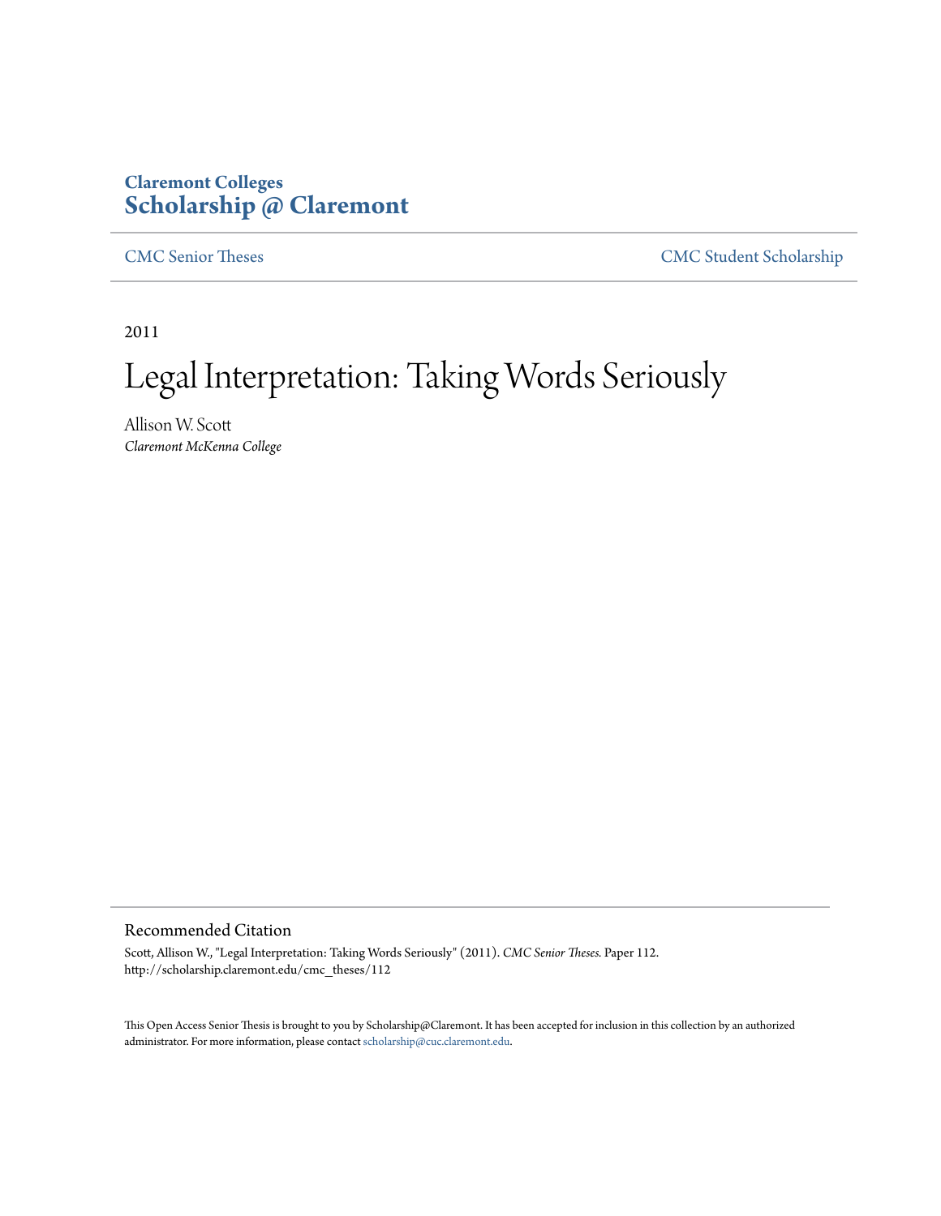**Claremont Colleges**
**Scholarship @ Claremont**

CMC Senior Theses | CMC Student Scholarship

2011

# Legal Interpretation: Taking Words Seriously

Allison W. Scott
*Claremont McKenna College*

## Recommended Citation

Scott, Allison W., "Legal Interpretation: Taking Words Seriously" (2011). *CMC Senior Theses.* Paper 112.
http://scholarship.claremont.edu/cmc_theses/112

This Open Access Senior Thesis is brought to you by Scholarship@Claremont. It has been accepted for inclusion in this collection by an authorized administrator. For more information, please contact scholarship@cuc.claremont.edu.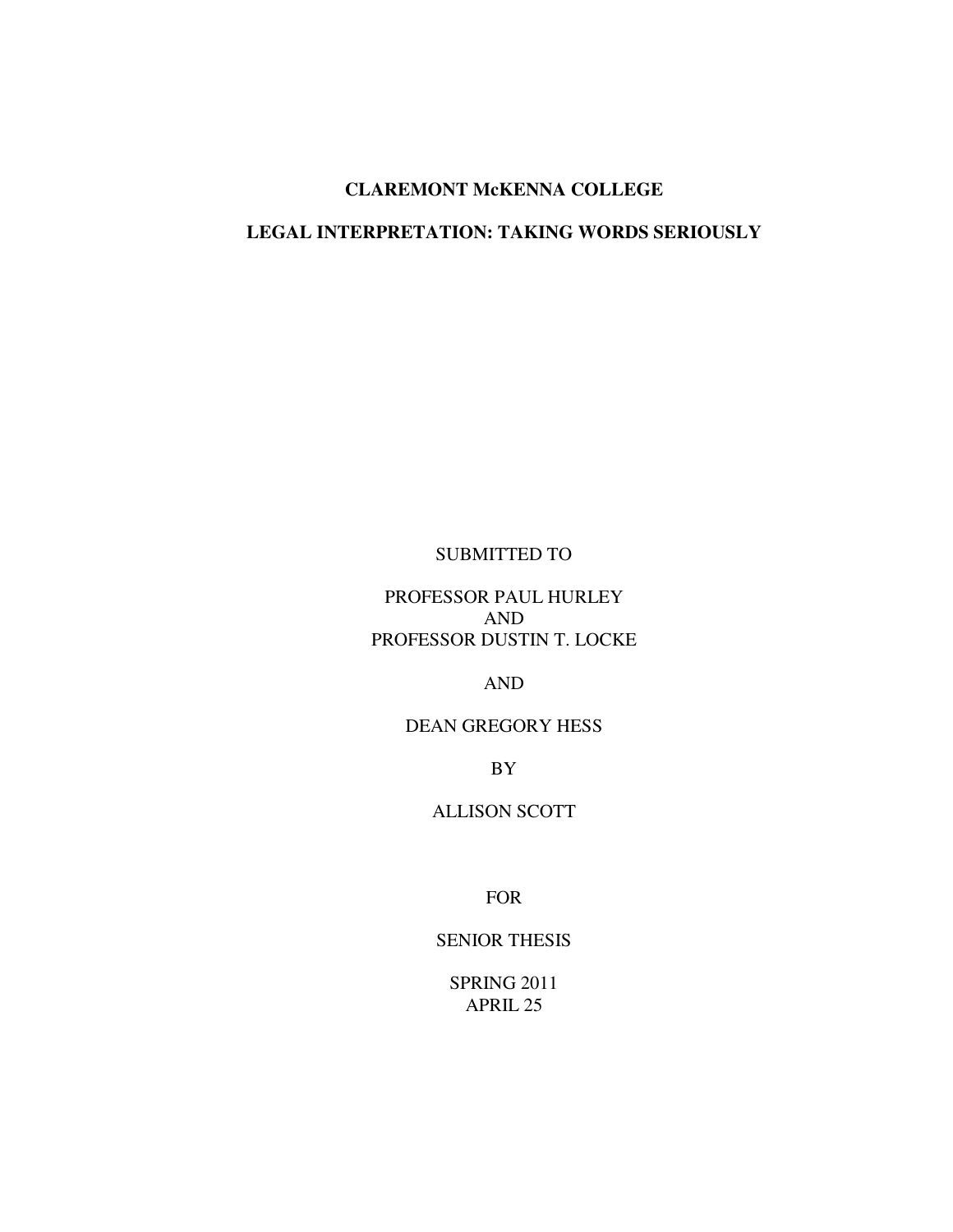**CLAREMONT McKENNA COLLEGE**

**LEGAL INTERPRETATION: TAKING WORDS SERIOUSLY**

SUBMITTED TO

PROFESSOR PAUL HURLEY
AND
PROFESSOR DUSTIN T. LOCKE

AND

DEAN GREGORY HESS

BY

ALLISON SCOTT

FOR

SENIOR THESIS

SPRING 2011
APRIL 25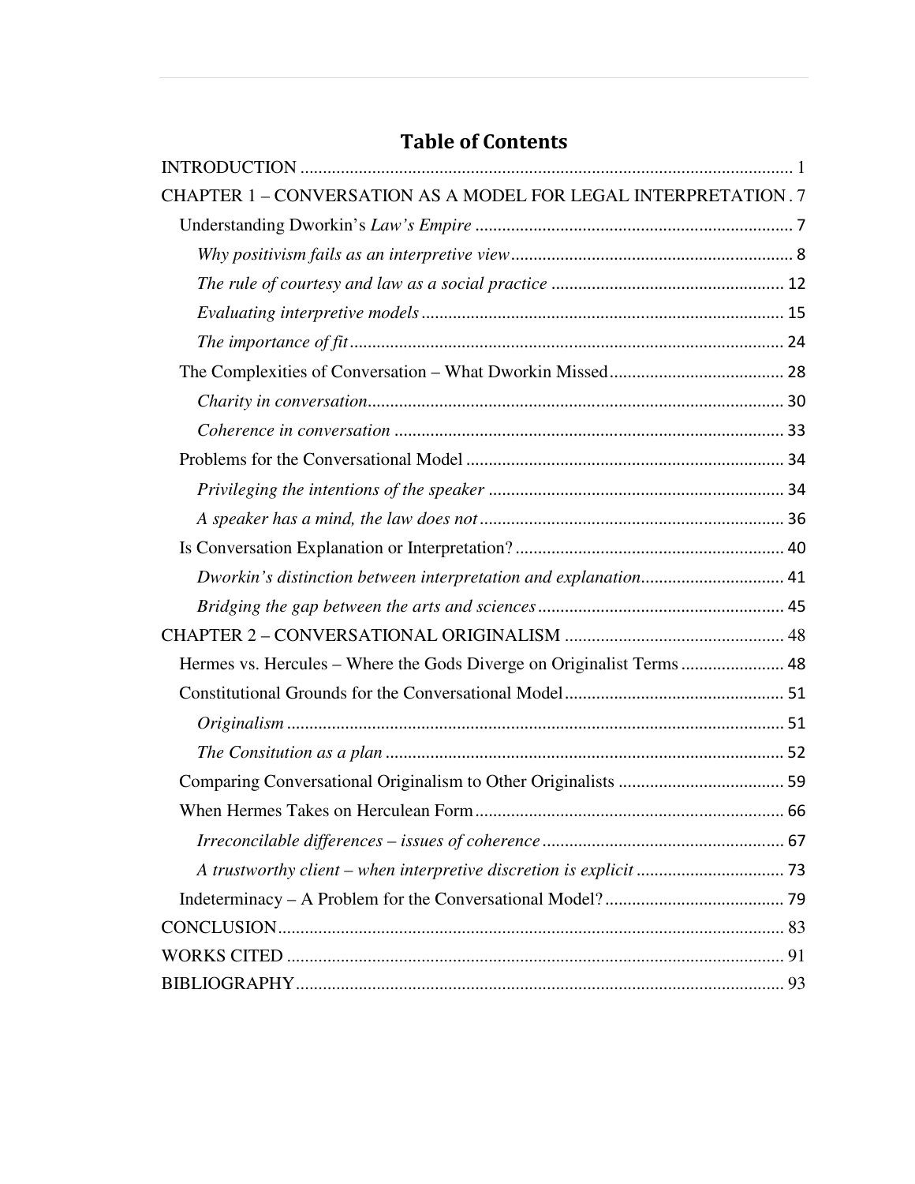# Table of Contents

INTRODUCTION ............................................................................................................. 1

CHAPTER 1 – CONVERSATION AS A MODEL FOR LEGAL INTERPRETATION . 7

- Understanding Dworkin's *Law's Empire* ...................................................................... 7
  - *Why positivism fails as an interpretive view* .............................................................. 8
  - *The rule of courtesy and law as a social practice* .................................................... 12
  - *Evaluating interpretive models* ................................................................................ 15
  - *The importance of fit* ................................................................................................ 24
- The Complexities of Conversation – What Dworkin Missed ....................................... 28
  - *Charity in conversation* ............................................................................................ 30
  - *Coherence in conversation* ...................................................................................... 33
- Problems for the Conversational Model ....................................................................... 34
  - *Privileging the intentions of the speaker* ................................................................. 34
  - *A speaker has a mind, the law does not* ................................................................... 36
- Is Conversation Explanation or Interpretation? ............................................................ 40
  - *Dworkin's distinction between interpretation and explanation* ................................ 41
  - *Bridging the gap between the arts and sciences* ....................................................... 45

CHAPTER 2 – CONVERSATIONAL ORIGINALISM ................................................. 48

- Hermes vs. Hercules – Where the Gods Diverge on Originalist Terms ....................... 48
- Constitutional Grounds for the Conversational Model ................................................. 51
  - *Originalism* ............................................................................................................... 51
  - *The Consitution as a plan* ......................................................................................... 52
- Comparing Conversational Originalism to Other Originalists ..................................... 59
- When Hermes Takes on Herculean Form ..................................................................... 66
  - *Irreconcilable differences – issues of coherence* ...................................................... 67
  - *A trustworthy client – when interpretive discretion is explicit* ................................. 73
- Indeterminacy – A Problem for the Conversational Model? ........................................ 79

CONCLUSION ................................................................................................................. 83

WORKS CITED ............................................................................................................... 91

BIBLIOGRAPHY ............................................................................................................. 93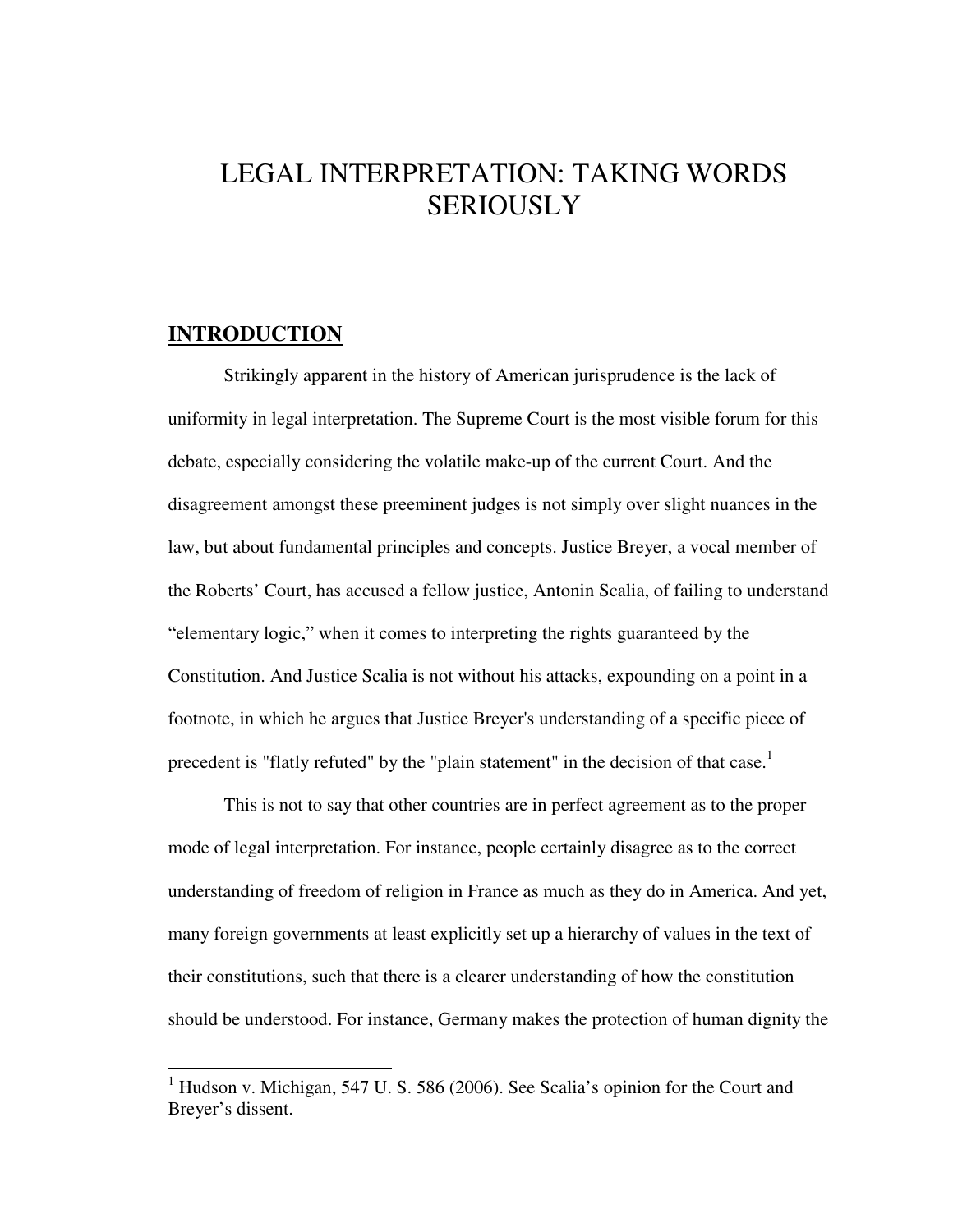# LEGAL INTERPRETATION: TAKING WORDS SERIOUSLY

## INTRODUCTION

Strikingly apparent in the history of American jurisprudence is the lack of uniformity in legal interpretation. The Supreme Court is the most visible forum for this debate, especially considering the volatile make-up of the current Court. And the disagreement amongst these preeminent judges is not simply over slight nuances in the law, but about fundamental principles and concepts. Justice Breyer, a vocal member of the Roberts' Court, has accused a fellow justice, Antonin Scalia, of failing to understand "elementary logic," when it comes to interpreting the rights guaranteed by the Constitution. And Justice Scalia is not without his attacks, expounding on a point in a footnote, in which he argues that Justice Breyer's understanding of a specific piece of precedent is "flatly refuted" by the "plain statement" in the decision of that case.[1]

This is not to say that other countries are in perfect agreement as to the proper mode of legal interpretation. For instance, people certainly disagree as to the correct understanding of freedom of religion in France as much as they do in America. And yet, many foreign governments at least explicitly set up a hierarchy of values in the text of their constitutions, such that there is a clearer understanding of how the constitution should be understood. For instance, Germany makes the protection of human dignity the

---

[1] Hudson v. Michigan, 547 U. S. 586 (2006). See Scalia's opinion for the Court and Breyer's dissent.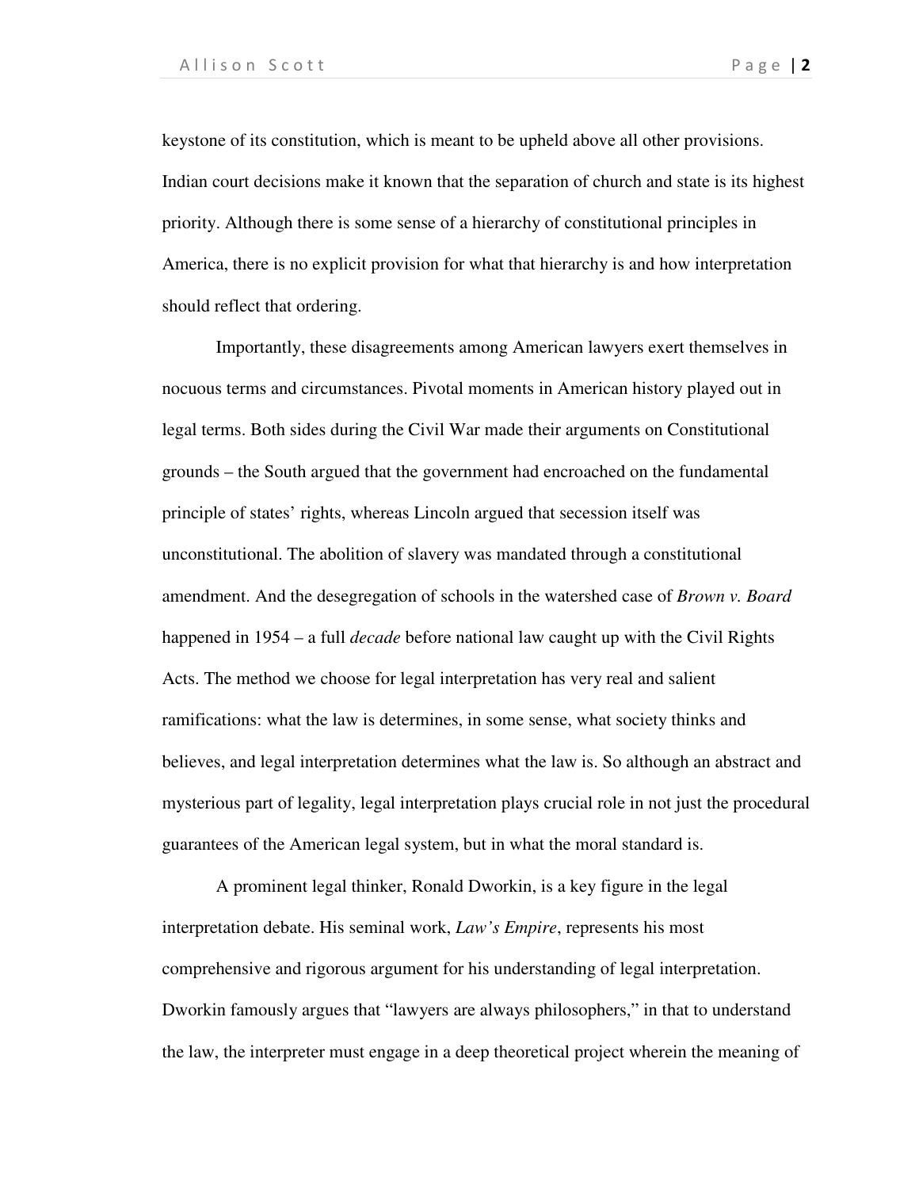keystone of its constitution, which is meant to be upheld above all other provisions. Indian court decisions make it known that the separation of church and state is its highest priority. Although there is some sense of a hierarchy of constitutional principles in America, there is no explicit provision for what that hierarchy is and how interpretation should reflect that ordering.

Importantly, these disagreements among American lawyers exert themselves in nocuous terms and circumstances. Pivotal moments in American history played out in legal terms. Both sides during the Civil War made their arguments on Constitutional grounds – the South argued that the government had encroached on the fundamental principle of states' rights, whereas Lincoln argued that secession itself was unconstitutional. The abolition of slavery was mandated through a constitutional amendment. And the desegregation of schools in the watershed case of *Brown v. Board* happened in 1954 – a full *decade* before national law caught up with the Civil Rights Acts. The method we choose for legal interpretation has very real and salient ramifications: what the law is determines, in some sense, what society thinks and believes, and legal interpretation determines what the law is. So although an abstract and mysterious part of legality, legal interpretation plays crucial role in not just the procedural guarantees of the American legal system, but in what the moral standard is.

A prominent legal thinker, Ronald Dworkin, is a key figure in the legal interpretation debate. His seminal work, *Law's Empire*, represents his most comprehensive and rigorous argument for his understanding of legal interpretation. Dworkin famously argues that "lawyers are always philosophers," in that to understand the law, the interpreter must engage in a deep theoretical project wherein the meaning of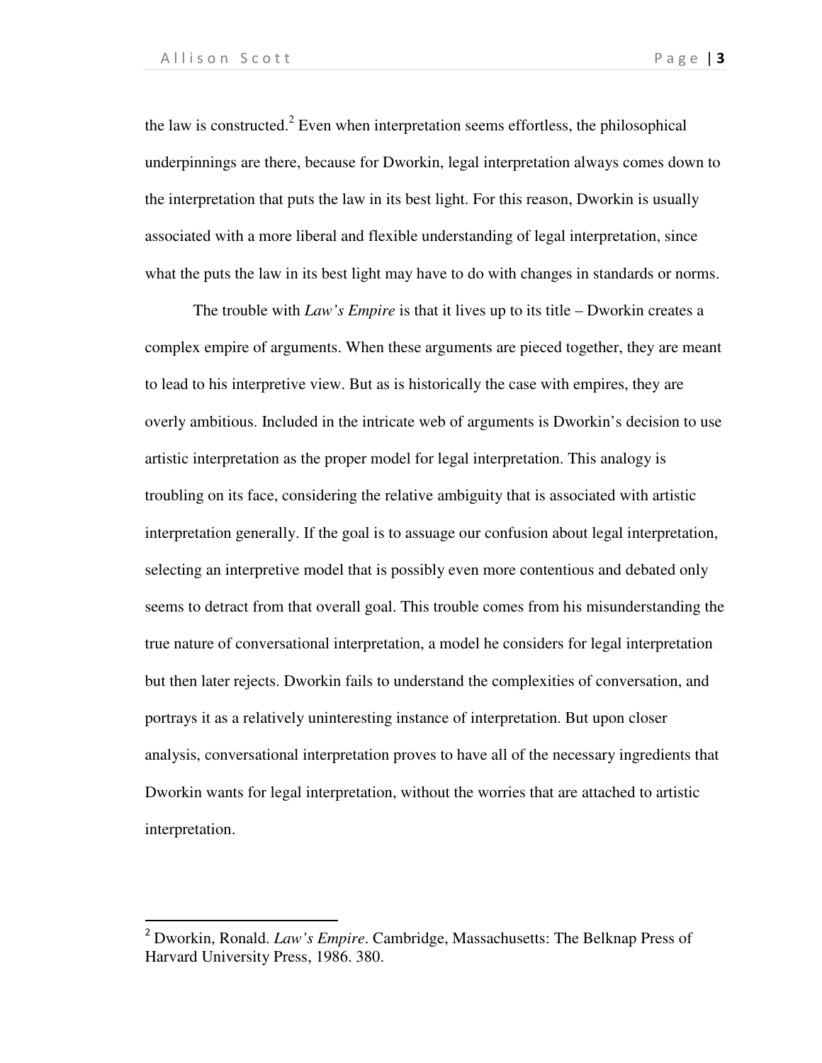the law is constructed.[2] Even when interpretation seems effortless, the philosophical underpinnings are there, because for Dworkin, legal interpretation always comes down to the interpretation that puts the law in its best light. For this reason, Dworkin is usually associated with a more liberal and flexible understanding of legal interpretation, since what the puts the law in its best light may have to do with changes in standards or norms.

The trouble with *Law's Empire* is that it lives up to its title – Dworkin creates a complex empire of arguments. When these arguments are pieced together, they are meant to lead to his interpretive view. But as is historically the case with empires, they are overly ambitious. Included in the intricate web of arguments is Dworkin's decision to use artistic interpretation as the proper model for legal interpretation. This analogy is troubling on its face, considering the relative ambiguity that is associated with artistic interpretation generally. If the goal is to assuage our confusion about legal interpretation, selecting an interpretive model that is possibly even more contentious and debated only seems to detract from that overall goal. This trouble comes from his misunderstanding the true nature of conversational interpretation, a model he considers for legal interpretation but then later rejects. Dworkin fails to understand the complexities of conversation, and portrays it as a relatively uninteresting instance of interpretation. But upon closer analysis, conversational interpretation proves to have all of the necessary ingredients that Dworkin wants for legal interpretation, without the worries that are attached to artistic interpretation.

---

[2] Dworkin, Ronald. *Law's Empire*. Cambridge, Massachusetts: The Belknap Press of Harvard University Press, 1986. 380.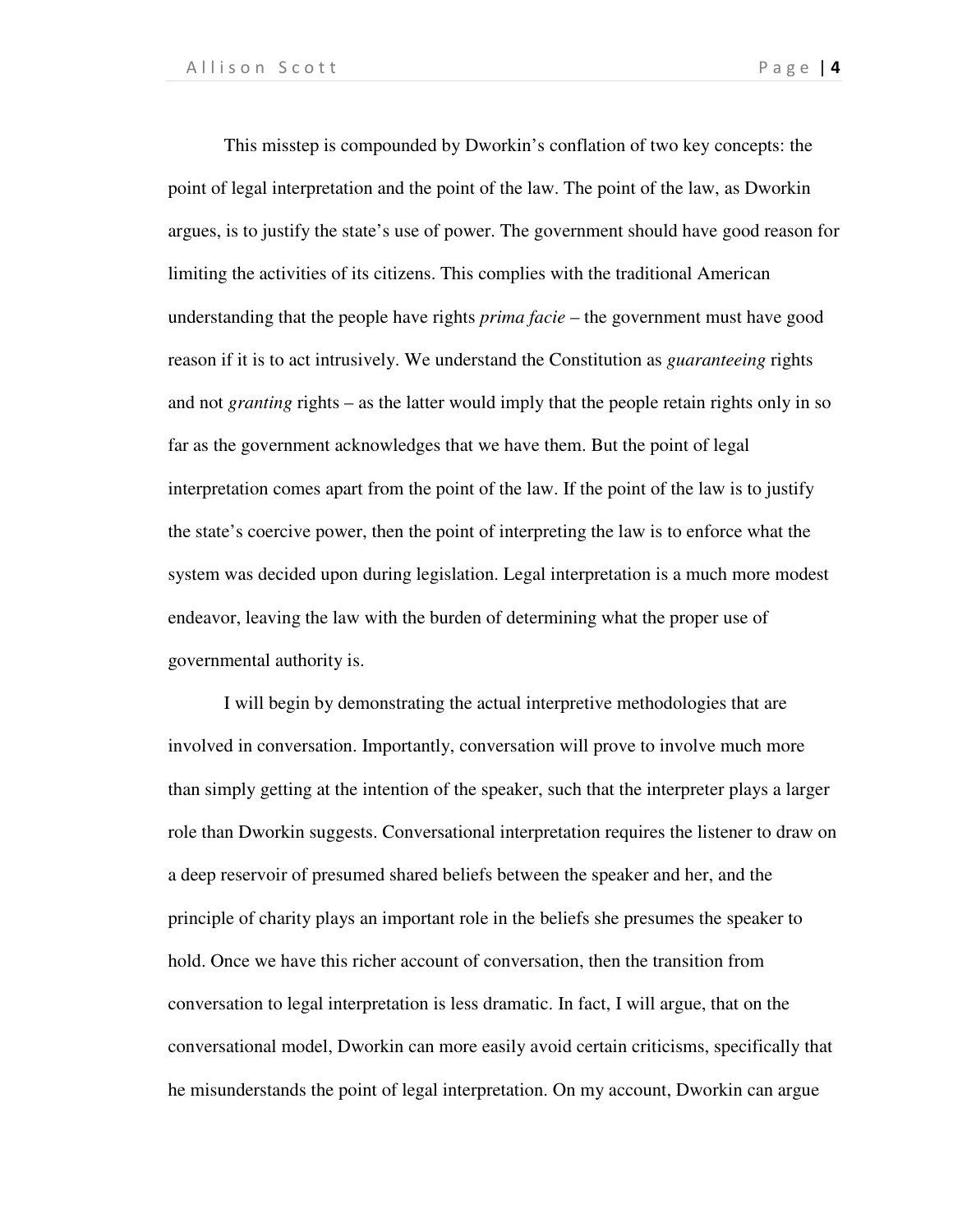This misstep is compounded by Dworkin's conflation of two key concepts: the point of legal interpretation and the point of the law. The point of the law, as Dworkin argues, is to justify the state's use of power. The government should have good reason for limiting the activities of its citizens. This complies with the traditional American understanding that the people have rights *prima facie* – the government must have good reason if it is to act intrusively. We understand the Constitution as *guaranteeing* rights and not *granting* rights – as the latter would imply that the people retain rights only in so far as the government acknowledges that we have them. But the point of legal interpretation comes apart from the point of the law. If the point of the law is to justify the state's coercive power, then the point of interpreting the law is to enforce what the system was decided upon during legislation. Legal interpretation is a much more modest endeavor, leaving the law with the burden of determining what the proper use of governmental authority is.

I will begin by demonstrating the actual interpretive methodologies that are involved in conversation. Importantly, conversation will prove to involve much more than simply getting at the intention of the speaker, such that the interpreter plays a larger role than Dworkin suggests. Conversational interpretation requires the listener to draw on a deep reservoir of presumed shared beliefs between the speaker and her, and the principle of charity plays an important role in the beliefs she presumes the speaker to hold. Once we have this richer account of conversation, then the transition from conversation to legal interpretation is less dramatic. In fact, I will argue, that on the conversational model, Dworkin can more easily avoid certain criticisms, specifically that he misunderstands the point of legal interpretation. On my account, Dworkin can argue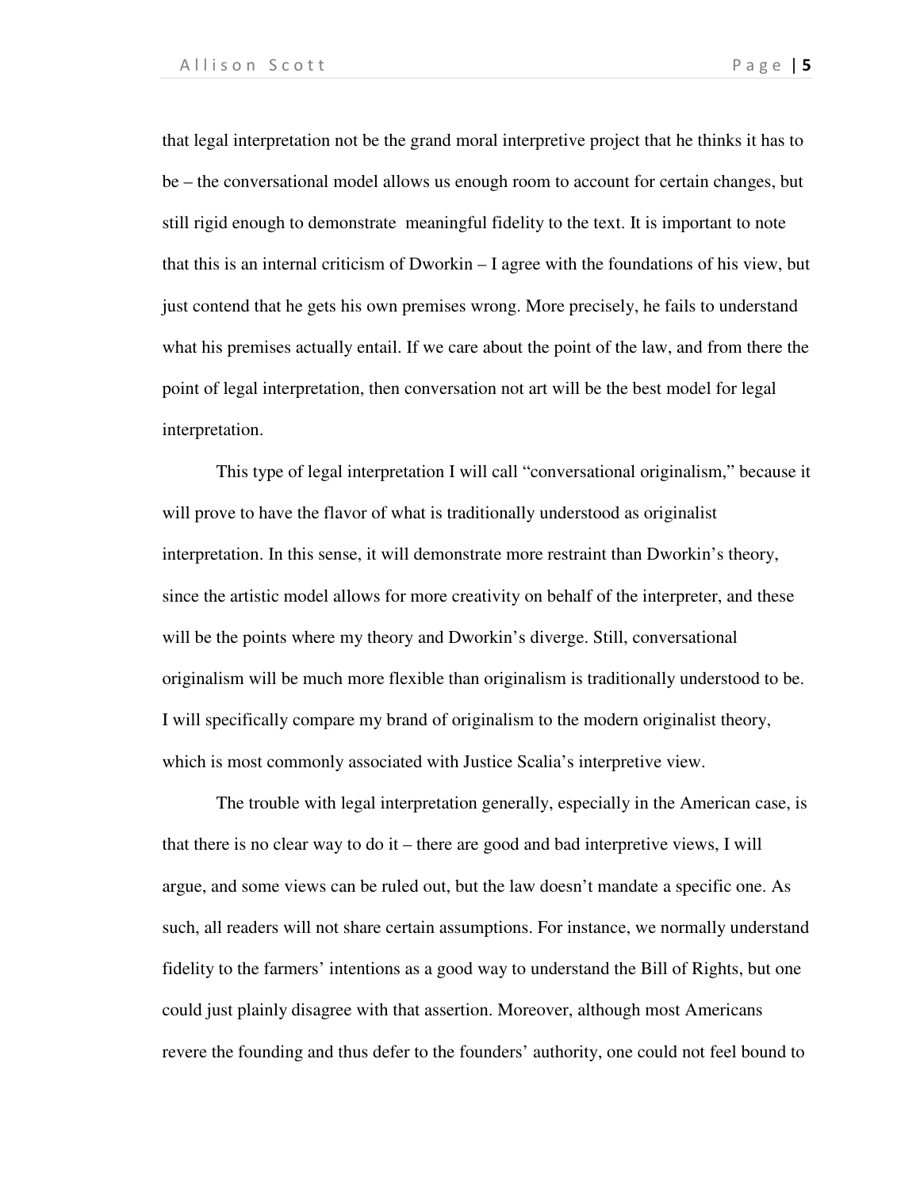that legal interpretation not be the grand moral interpretive project that he thinks it has to be – the conversational model allows us enough room to account for certain changes, but still rigid enough to demonstrate  meaningful fidelity to the text. It is important to note that this is an internal criticism of Dworkin – I agree with the foundations of his view, but just contend that he gets his own premises wrong. More precisely, he fails to understand what his premises actually entail. If we care about the point of the law, and from there the point of legal interpretation, then conversation not art will be the best model for legal interpretation.

This type of legal interpretation I will call "conversational originalism," because it will prove to have the flavor of what is traditionally understood as originalist interpretation. In this sense, it will demonstrate more restraint than Dworkin's theory, since the artistic model allows for more creativity on behalf of the interpreter, and these will be the points where my theory and Dworkin's diverge. Still, conversational originalism will be much more flexible than originalism is traditionally understood to be. I will specifically compare my brand of originalism to the modern originalist theory, which is most commonly associated with Justice Scalia's interpretive view.

The trouble with legal interpretation generally, especially in the American case, is that there is no clear way to do it – there are good and bad interpretive views, I will argue, and some views can be ruled out, but the law doesn't mandate a specific one. As such, all readers will not share certain assumptions. For instance, we normally understand fidelity to the farmers' intentions as a good way to understand the Bill of Rights, but one could just plainly disagree with that assertion. Moreover, although most Americans revere the founding and thus defer to the founders' authority, one could not feel bound to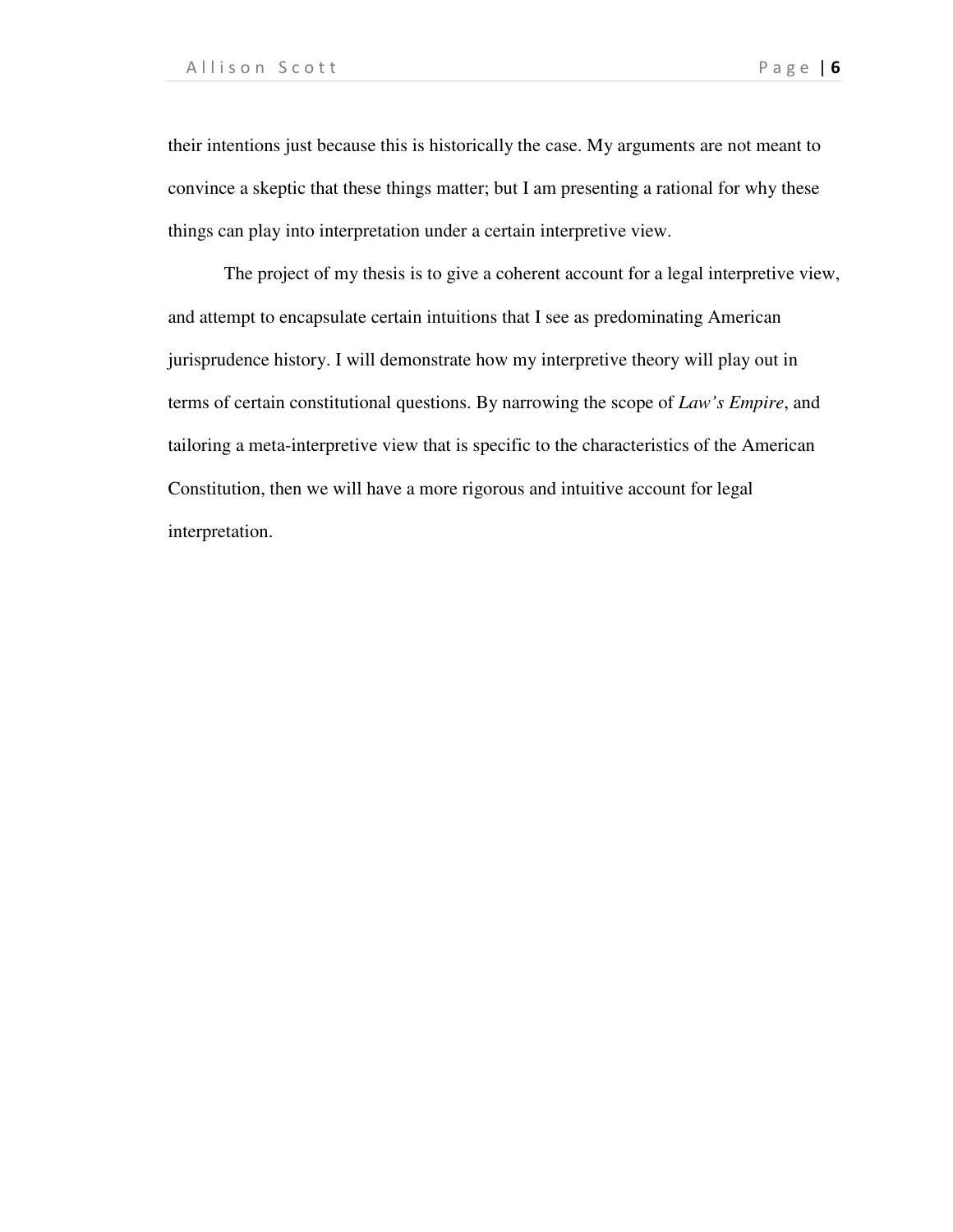their intentions just because this is historically the case. My arguments are not meant to convince a skeptic that these things matter; but I am presenting a rational for why these things can play into interpretation under a certain interpretive view.

The project of my thesis is to give a coherent account for a legal interpretive view, and attempt to encapsulate certain intuitions that I see as predominating American jurisprudence history. I will demonstrate how my interpretive theory will play out in terms of certain constitutional questions. By narrowing the scope of *Law's Empire*, and tailoring a meta-interpretive view that is specific to the characteristics of the American Constitution, then we will have a more rigorous and intuitive account for legal interpretation.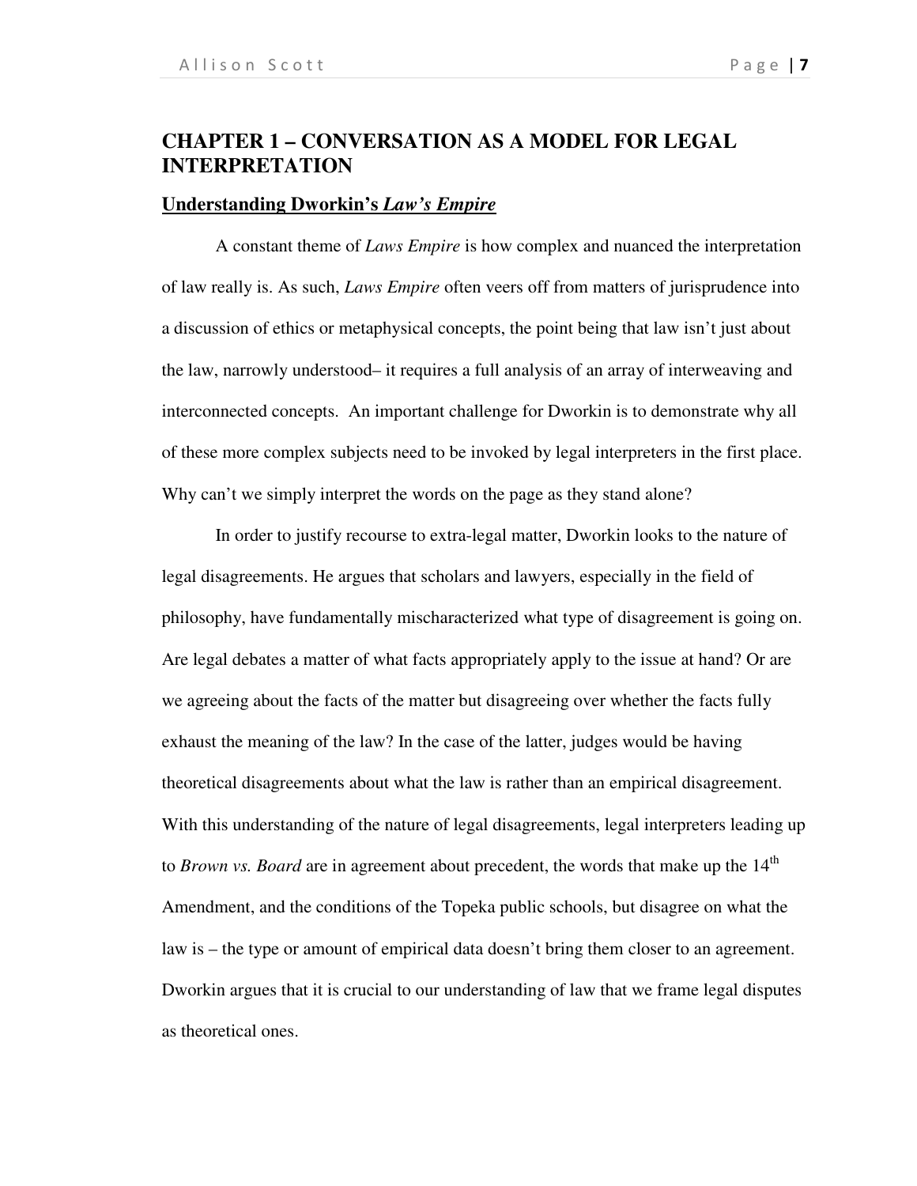# CHAPTER 1 – CONVERSATION AS A MODEL FOR LEGAL INTERPRETATION

## Understanding Dworkin's *Law's Empire*

A constant theme of *Laws Empire* is how complex and nuanced the interpretation of law really is. As such, *Laws Empire* often veers off from matters of jurisprudence into a discussion of ethics or metaphysical concepts, the point being that law isn't just about the law, narrowly understood– it requires a full analysis of an array of interweaving and interconnected concepts. An important challenge for Dworkin is to demonstrate why all of these more complex subjects need to be invoked by legal interpreters in the first place. Why can't we simply interpret the words on the page as they stand alone?

In order to justify recourse to extra-legal matter, Dworkin looks to the nature of legal disagreements. He argues that scholars and lawyers, especially in the field of philosophy, have fundamentally mischaracterized what type of disagreement is going on. Are legal debates a matter of what facts appropriately apply to the issue at hand? Or are we agreeing about the facts of the matter but disagreeing over whether the facts fully exhaust the meaning of the law? In the case of the latter, judges would be having theoretical disagreements about what the law is rather than an empirical disagreement. With this understanding of the nature of legal disagreements, legal interpreters leading up to *Brown vs. Board* are in agreement about precedent, the words that make up the 14th Amendment, and the conditions of the Topeka public schools, but disagree on what the law is – the type or amount of empirical data doesn't bring them closer to an agreement. Dworkin argues that it is crucial to our understanding of law that we frame legal disputes as theoretical ones.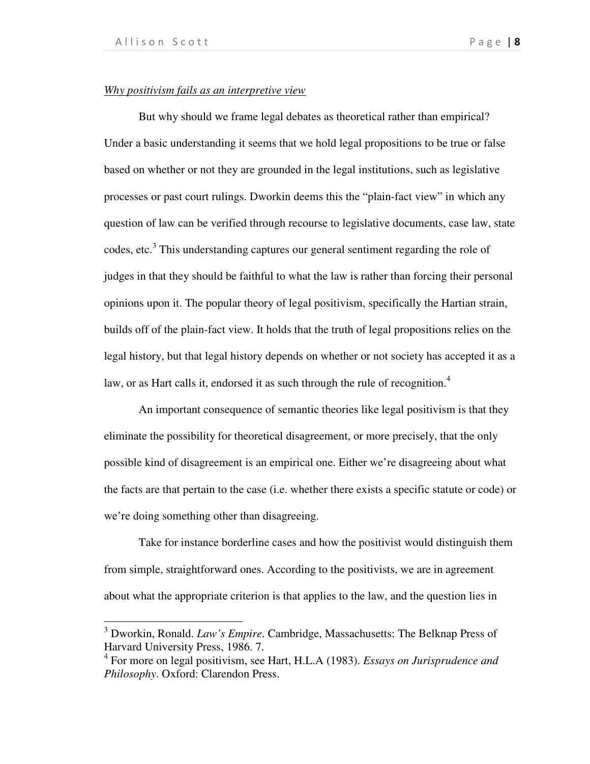*Why positivism fails as an interpretive view*

But why should we frame legal debates as theoretical rather than empirical? Under a basic understanding it seems that we hold legal propositions to be true or false based on whether or not they are grounded in the legal institutions, such as legislative processes or past court rulings. Dworkin deems this the "plain-fact view" in which any question of law can be verified through recourse to legislative documents, case law, state codes, etc.[3] This understanding captures our general sentiment regarding the role of judges in that they should be faithful to what the law is rather than forcing their personal opinions upon it. The popular theory of legal positivism, specifically the Hartian strain, builds off of the plain-fact view. It holds that the truth of legal propositions relies on the legal history, but that legal history depends on whether or not society has accepted it as a law, or as Hart calls it, endorsed it as such through the rule of recognition.[4]

An important consequence of semantic theories like legal positivism is that they eliminate the possibility for theoretical disagreement, or more precisely, that the only possible kind of disagreement is an empirical one. Either we're disagreeing about what the facts are that pertain to the case (i.e. whether there exists a specific statute or code) or we're doing something other than disagreeing.

Take for instance borderline cases and how the positivist would distinguish them from simple, straightforward ones. According to the positivists, we are in agreement about what the appropriate criterion is that applies to the law, and the question lies in

---

[3] Dworkin, Ronald. *Law's Empire*. Cambridge, Massachusetts: The Belknap Press of Harvard University Press, 1986. 7.

[4] For more on legal positivism, see Hart, H.L.A (1983). *Essays on Jurisprudence and Philosophy*. Oxford: Clarendon Press.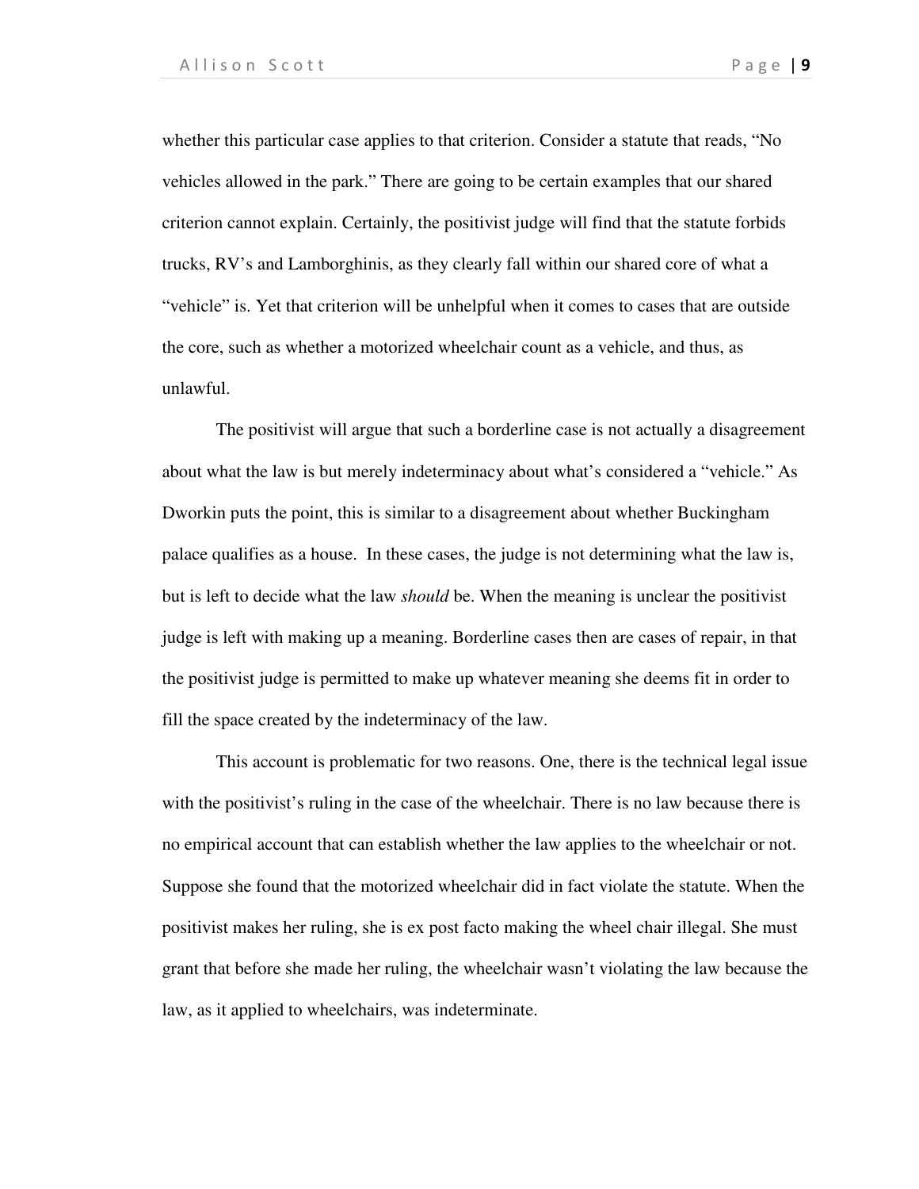whether this particular case applies to that criterion. Consider a statute that reads, "No vehicles allowed in the park." There are going to be certain examples that our shared criterion cannot explain. Certainly, the positivist judge will find that the statute forbids trucks, RV's and Lamborghinis, as they clearly fall within our shared core of what a "vehicle" is. Yet that criterion will be unhelpful when it comes to cases that are outside the core, such as whether a motorized wheelchair count as a vehicle, and thus, as unlawful.

The positivist will argue that such a borderline case is not actually a disagreement about what the law is but merely indeterminacy about what's considered a "vehicle." As Dworkin puts the point, this is similar to a disagreement about whether Buckingham palace qualifies as a house. In these cases, the judge is not determining what the law is, but is left to decide what the law *should* be. When the meaning is unclear the positivist judge is left with making up a meaning. Borderline cases then are cases of repair, in that the positivist judge is permitted to make up whatever meaning she deems fit in order to fill the space created by the indeterminacy of the law.

This account is problematic for two reasons. One, there is the technical legal issue with the positivist's ruling in the case of the wheelchair. There is no law because there is no empirical account that can establish whether the law applies to the wheelchair or not. Suppose she found that the motorized wheelchair did in fact violate the statute. When the positivist makes her ruling, she is ex post facto making the wheel chair illegal. She must grant that before she made her ruling, the wheelchair wasn't violating the law because the law, as it applied to wheelchairs, was indeterminate.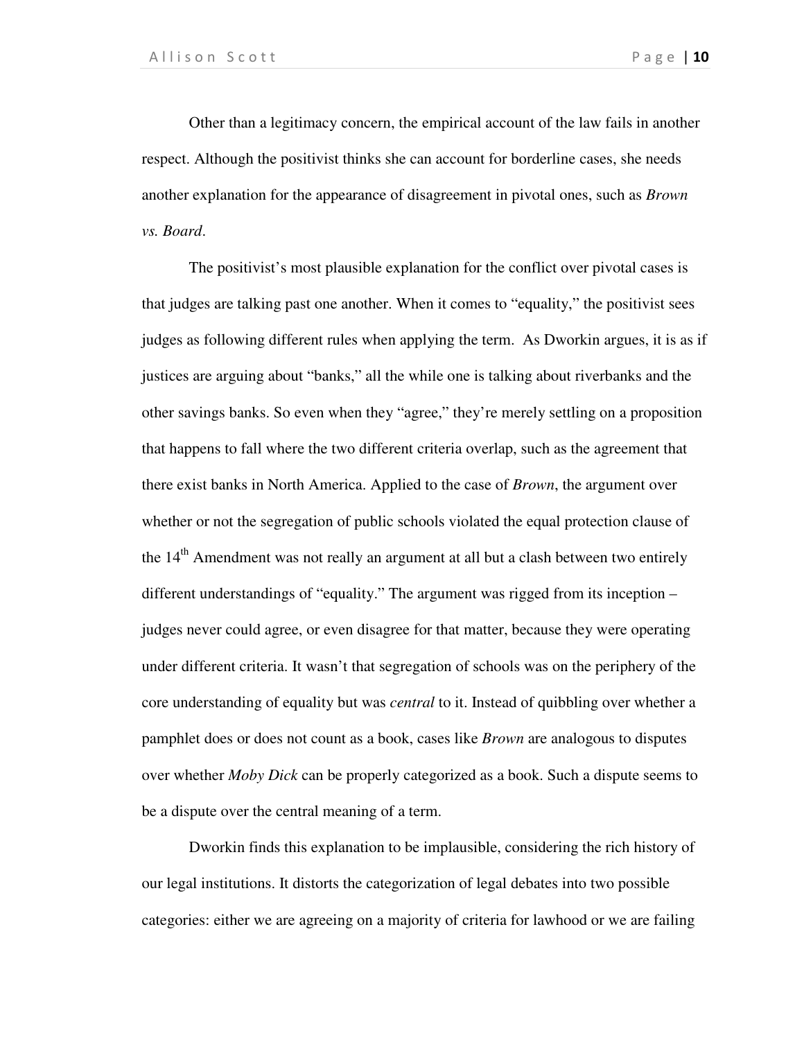Other than a legitimacy concern, the empirical account of the law fails in another respect. Although the positivist thinks she can account for borderline cases, she needs another explanation for the appearance of disagreement in pivotal ones, such as *Brown vs. Board*.

The positivist's most plausible explanation for the conflict over pivotal cases is that judges are talking past one another. When it comes to "equality," the positivist sees judges as following different rules when applying the term. As Dworkin argues, it is as if justices are arguing about "banks," all the while one is talking about riverbanks and the other savings banks. So even when they "agree," they're merely settling on a proposition that happens to fall where the two different criteria overlap, such as the agreement that there exist banks in North America. Applied to the case of *Brown*, the argument over whether or not the segregation of public schools violated the equal protection clause of the 14th Amendment was not really an argument at all but a clash between two entirely different understandings of "equality." The argument was rigged from its inception – judges never could agree, or even disagree for that matter, because they were operating under different criteria. It wasn't that segregation of schools was on the periphery of the core understanding of equality but was *central* to it. Instead of quibbling over whether a pamphlet does or does not count as a book, cases like *Brown* are analogous to disputes over whether *Moby Dick* can be properly categorized as a book. Such a dispute seems to be a dispute over the central meaning of a term.

Dworkin finds this explanation to be implausible, considering the rich history of our legal institutions. It distorts the categorization of legal debates into two possible categories: either we are agreeing on a majority of criteria for lawhood or we are failing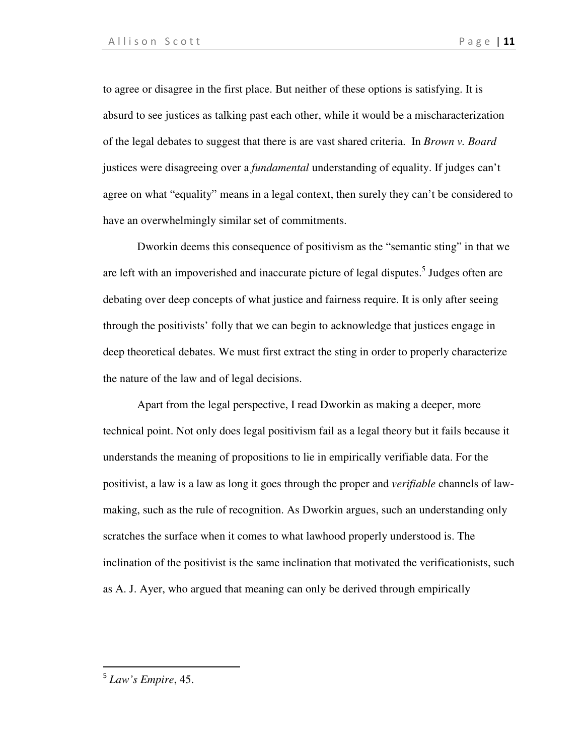to agree or disagree in the first place. But neither of these options is satisfying. It is absurd to see justices as talking past each other, while it would be a mischaracterization of the legal debates to suggest that there is are vast shared criteria. In *Brown v. Board* justices were disagreeing over a *fundamental* understanding of equality. If judges can't agree on what "equality" means in a legal context, then surely they can't be considered to have an overwhelmingly similar set of commitments.

Dworkin deems this consequence of positivism as the "semantic sting" in that we are left with an impoverished and inaccurate picture of legal disputes.[5] Judges often are debating over deep concepts of what justice and fairness require. It is only after seeing through the positivists' folly that we can begin to acknowledge that justices engage in deep theoretical debates. We must first extract the sting in order to properly characterize the nature of the law and of legal decisions.

Apart from the legal perspective, I read Dworkin as making a deeper, more technical point. Not only does legal positivism fail as a legal theory but it fails because it understands the meaning of propositions to lie in empirically verifiable data. For the positivist, a law is a law as long it goes through the proper and *verifiable* channels of law-making, such as the rule of recognition. As Dworkin argues, such an understanding only scratches the surface when it comes to what lawhood properly understood is. The inclination of the positivist is the same inclination that motivated the verificationists, such as A. J. Ayer, who argued that meaning can only be derived through empirically

---

[5] *Law's Empire*, 45.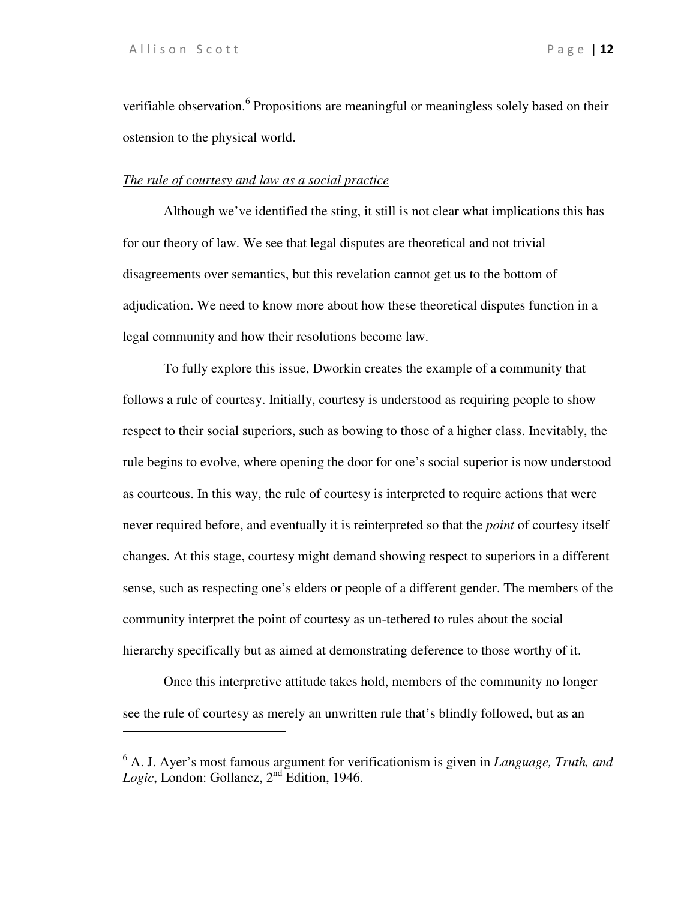verifiable observation.[6] Propositions are meaningful or meaningless solely based on their ostension to the physical world.

*The rule of courtesy and law as a social practice*

Although we've identified the sting, it still is not clear what implications this has for our theory of law. We see that legal disputes are theoretical and not trivial disagreements over semantics, but this revelation cannot get us to the bottom of adjudication. We need to know more about how these theoretical disputes function in a legal community and how their resolutions become law.

To fully explore this issue, Dworkin creates the example of a community that follows a rule of courtesy. Initially, courtesy is understood as requiring people to show respect to their social superiors, such as bowing to those of a higher class. Inevitably, the rule begins to evolve, where opening the door for one's social superior is now understood as courteous. In this way, the rule of courtesy is interpreted to require actions that were never required before, and eventually it is reinterpreted so that the *point* of courtesy itself changes. At this stage, courtesy might demand showing respect to superiors in a different sense, such as respecting one's elders or people of a different gender. The members of the community interpret the point of courtesy as un-tethered to rules about the social hierarchy specifically but as aimed at demonstrating deference to those worthy of it.

Once this interpretive attitude takes hold, members of the community no longer see the rule of courtesy as merely an unwritten rule that's blindly followed, but as an

---

[6] A. J. Ayer's most famous argument for verificationism is given in *Language, Truth, and Logic*, London: Gollancz, 2nd Edition, 1946.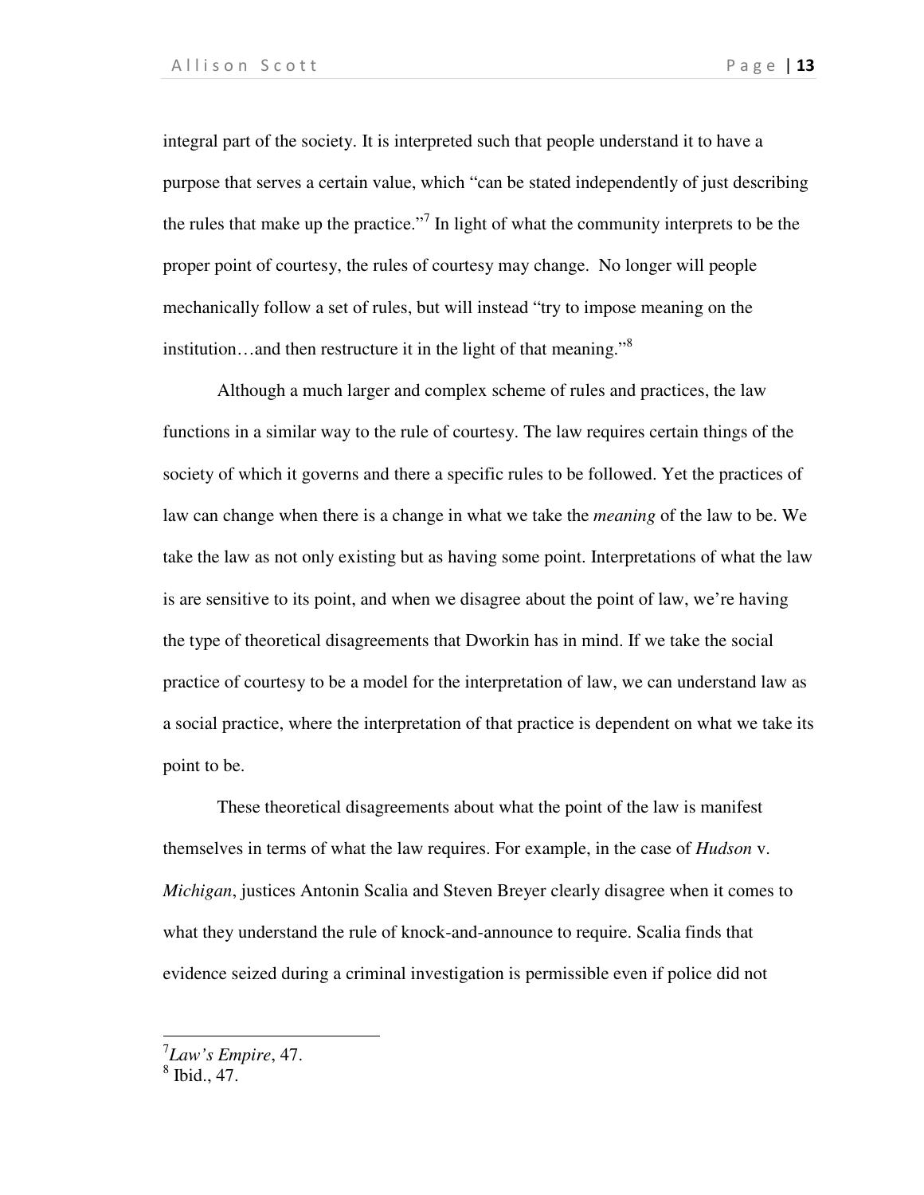integral part of the society. It is interpreted such that people understand it to have a purpose that serves a certain value, which "can be stated independently of just describing the rules that make up the practice."[7] In light of what the community interprets to be the proper point of courtesy, the rules of courtesy may change. No longer will people mechanically follow a set of rules, but will instead "try to impose meaning on the institution…and then restructure it in the light of that meaning."[8]

Although a much larger and complex scheme of rules and practices, the law functions in a similar way to the rule of courtesy. The law requires certain things of the society of which it governs and there a specific rules to be followed. Yet the practices of law can change when there is a change in what we take the *meaning* of the law to be. We take the law as not only existing but as having some point. Interpretations of what the law is are sensitive to its point, and when we disagree about the point of law, we're having the type of theoretical disagreements that Dworkin has in mind. If we take the social practice of courtesy to be a model for the interpretation of law, we can understand law as a social practice, where the interpretation of that practice is dependent on what we take its point to be.

These theoretical disagreements about what the point of the law is manifest themselves in terms of what the law requires. For example, in the case of *Hudson* v. *Michigan*, justices Antonin Scalia and Steven Breyer clearly disagree when it comes to what they understand the rule of knock-and-announce to require. Scalia finds that evidence seized during a criminal investigation is permissible even if police did not

---

[7] *Law's Empire*, 47.

[8] Ibid., 47.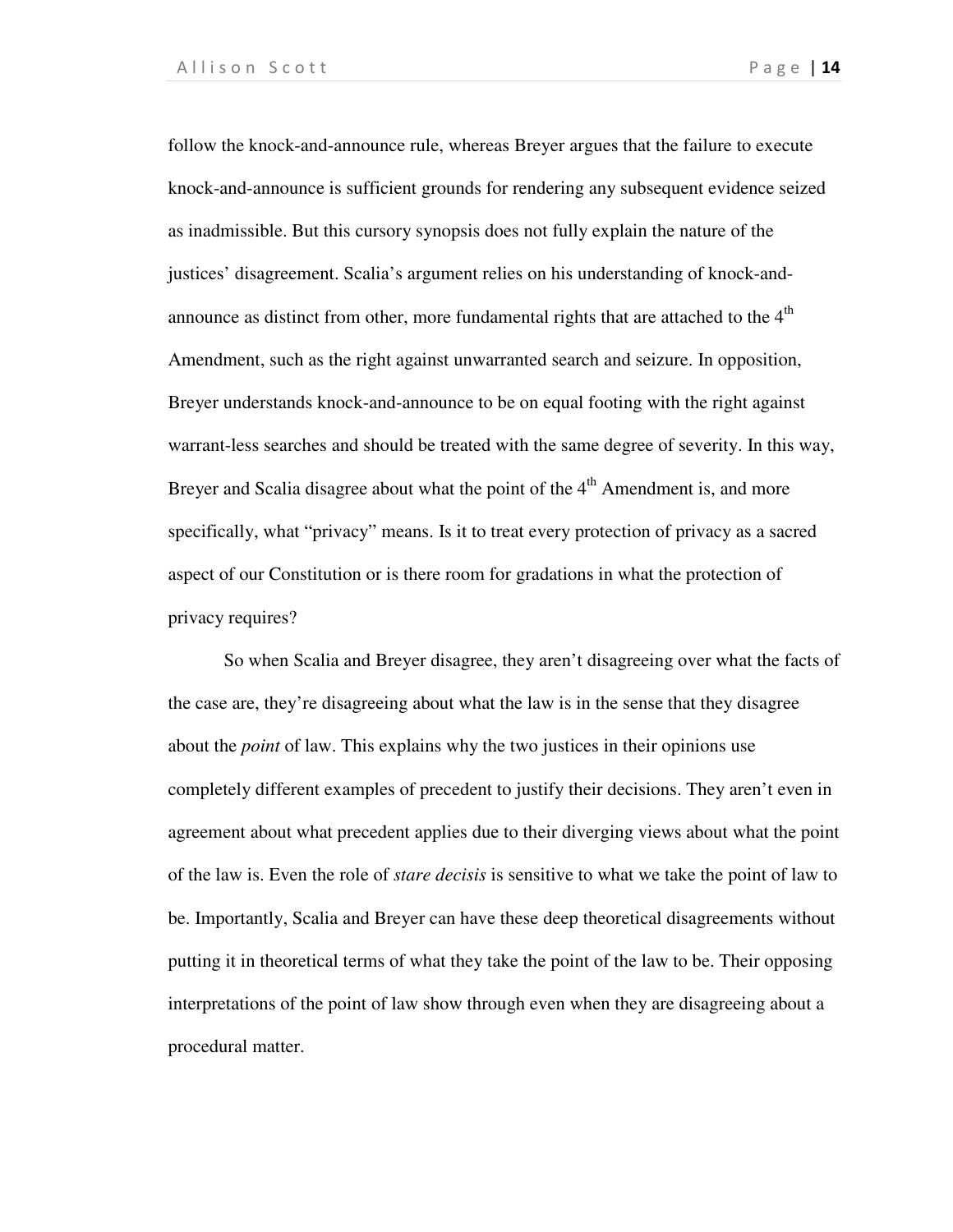follow the knock-and-announce rule, whereas Breyer argues that the failure to execute knock-and-announce is sufficient grounds for rendering any subsequent evidence seized as inadmissible. But this cursory synopsis does not fully explain the nature of the justices' disagreement. Scalia's argument relies on his understanding of knock-and-announce as distinct from other, more fundamental rights that are attached to the 4th Amendment, such as the right against unwarranted search and seizure. In opposition, Breyer understands knock-and-announce to be on equal footing with the right against warrant-less searches and should be treated with the same degree of severity. In this way, Breyer and Scalia disagree about what the point of the 4th Amendment is, and more specifically, what "privacy" means. Is it to treat every protection of privacy as a sacred aspect of our Constitution or is there room for gradations in what the protection of privacy requires?

So when Scalia and Breyer disagree, they aren't disagreeing over what the facts of the case are, they're disagreeing about what the law is in the sense that they disagree about the *point* of law. This explains why the two justices in their opinions use completely different examples of precedent to justify their decisions. They aren't even in agreement about what precedent applies due to their diverging views about what the point of the law is. Even the role of *stare decisis* is sensitive to what we take the point of law to be. Importantly, Scalia and Breyer can have these deep theoretical disagreements without putting it in theoretical terms of what they take the point of the law to be. Their opposing interpretations of the point of law show through even when they are disagreeing about a procedural matter.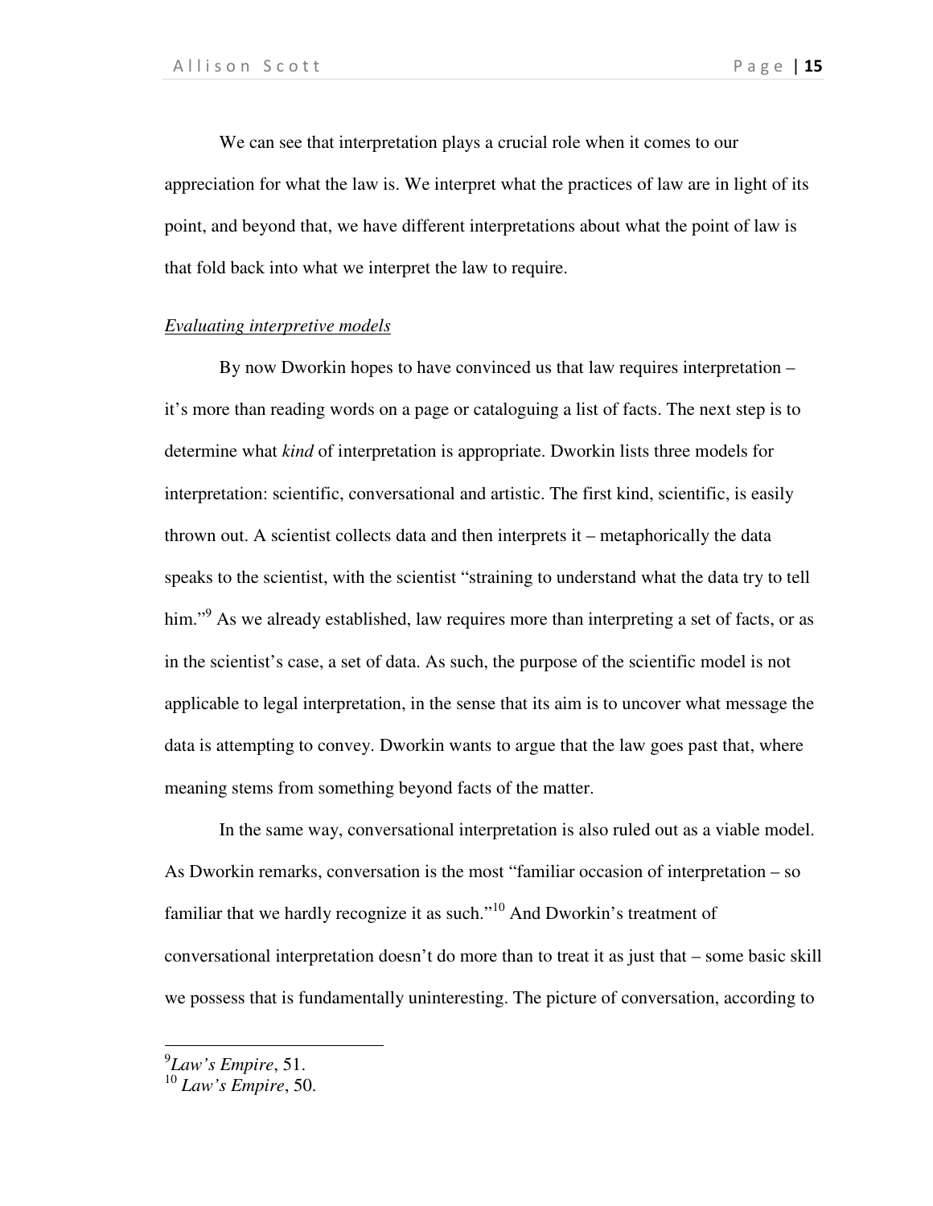We can see that interpretation plays a crucial role when it comes to our appreciation for what the law is. We interpret what the practices of law are in light of its point, and beyond that, we have different interpretations about what the point of law is that fold back into what we interpret the law to require.

_Evaluating interpretive models_

By now Dworkin hopes to have convinced us that law requires interpretation – it's more than reading words on a page or cataloguing a list of facts. The next step is to determine what *kind* of interpretation is appropriate. Dworkin lists three models for interpretation: scientific, conversational and artistic. The first kind, scientific, is easily thrown out. A scientist collects data and then interprets it – metaphorically the data speaks to the scientist, with the scientist "straining to understand what the data try to tell him."[9] As we already established, law requires more than interpreting a set of facts, or as in the scientist's case, a set of data. As such, the purpose of the scientific model is not applicable to legal interpretation, in the sense that its aim is to uncover what message the data is attempting to convey. Dworkin wants to argue that the law goes past that, where meaning stems from something beyond facts of the matter.

In the same way, conversational interpretation is also ruled out as a viable model. As Dworkin remarks, conversation is the most "familiar occasion of interpretation – so familiar that we hardly recognize it as such."[10] And Dworkin's treatment of conversational interpretation doesn't do more than to treat it as just that – some basic skill we possess that is fundamentally uninteresting. The picture of conversation, according to

---

[9] *Law's Empire*, 51.
[10] *Law's Empire*, 50.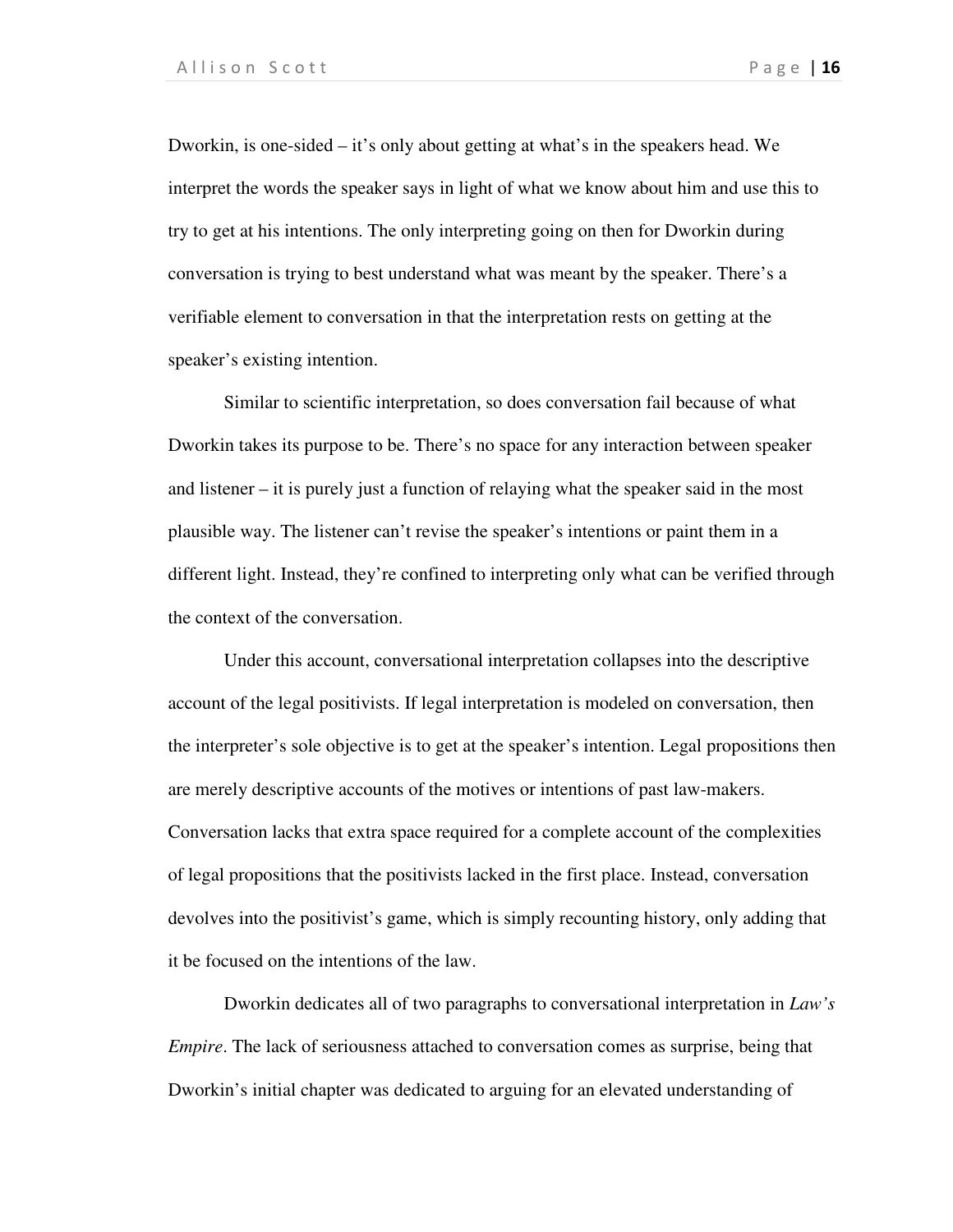Dworkin, is one-sided – it's only about getting at what's in the speakers head. We interpret the words the speaker says in light of what we know about him and use this to try to get at his intentions. The only interpreting going on then for Dworkin during conversation is trying to best understand what was meant by the speaker. There's a verifiable element to conversation in that the interpretation rests on getting at the speaker's existing intention.

Similar to scientific interpretation, so does conversation fail because of what Dworkin takes its purpose to be. There's no space for any interaction between speaker and listener – it is purely just a function of relaying what the speaker said in the most plausible way. The listener can't revise the speaker's intentions or paint them in a different light. Instead, they're confined to interpreting only what can be verified through the context of the conversation.

Under this account, conversational interpretation collapses into the descriptive account of the legal positivists. If legal interpretation is modeled on conversation, then the interpreter's sole objective is to get at the speaker's intention. Legal propositions then are merely descriptive accounts of the motives or intentions of past law-makers. Conversation lacks that extra space required for a complete account of the complexities of legal propositions that the positivists lacked in the first place. Instead, conversation devolves into the positivist's game, which is simply recounting history, only adding that it be focused on the intentions of the law.

Dworkin dedicates all of two paragraphs to conversational interpretation in *Law's Empire*. The lack of seriousness attached to conversation comes as surprise, being that Dworkin's initial chapter was dedicated to arguing for an elevated understanding of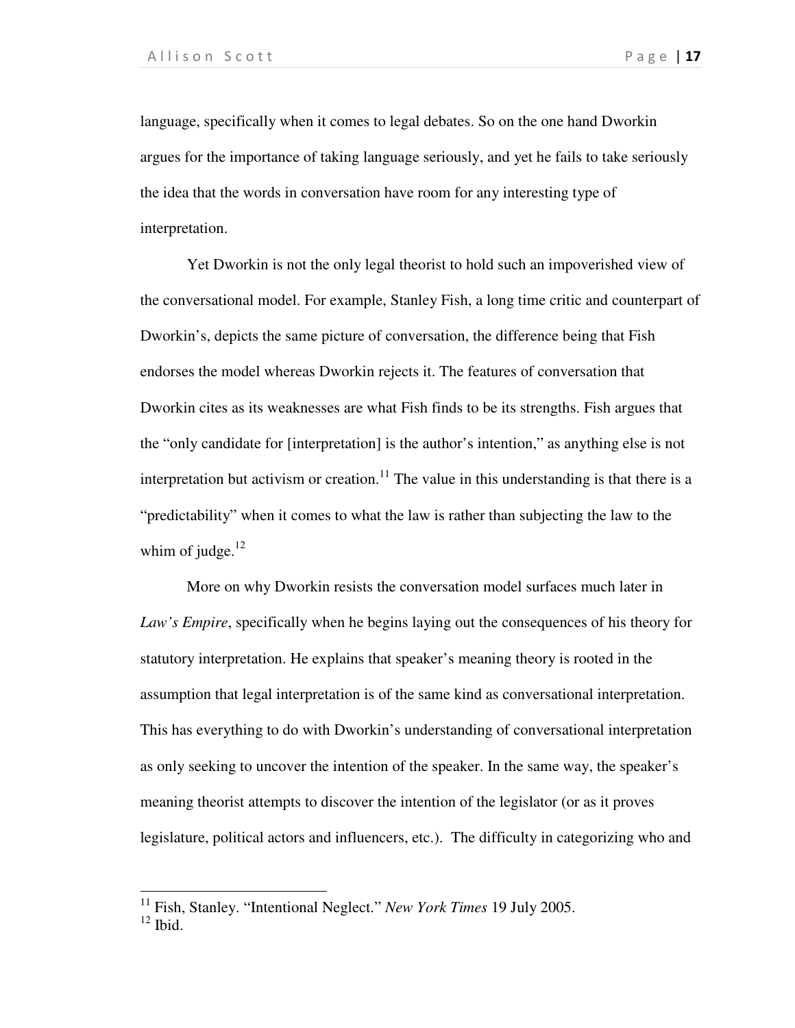language, specifically when it comes to legal debates. So on the one hand Dworkin argues for the importance of taking language seriously, and yet he fails to take seriously the idea that the words in conversation have room for any interesting type of interpretation.

Yet Dworkin is not the only legal theorist to hold such an impoverished view of the conversational model. For example, Stanley Fish, a long time critic and counterpart of Dworkin's, depicts the same picture of conversation, the difference being that Fish endorses the model whereas Dworkin rejects it. The features of conversation that Dworkin cites as its weaknesses are what Fish finds to be its strengths. Fish argues that the "only candidate for [interpretation] is the author's intention," as anything else is not interpretation but activism or creation.[11] The value in this understanding is that there is a "predictability" when it comes to what the law is rather than subjecting the law to the whim of judge.[12]

More on why Dworkin resists the conversation model surfaces much later in *Law's Empire*, specifically when he begins laying out the consequences of his theory for statutory interpretation. He explains that speaker's meaning theory is rooted in the assumption that legal interpretation is of the same kind as conversational interpretation. This has everything to do with Dworkin's understanding of conversational interpretation as only seeking to uncover the intention of the speaker. In the same way, the speaker's meaning theorist attempts to discover the intention of the legislator (or as it proves legislature, political actors and influencers, etc.). The difficulty in categorizing who and

---

[11] Fish, Stanley. "Intentional Neglect." *New York Times* 19 July 2005.

[12] Ibid.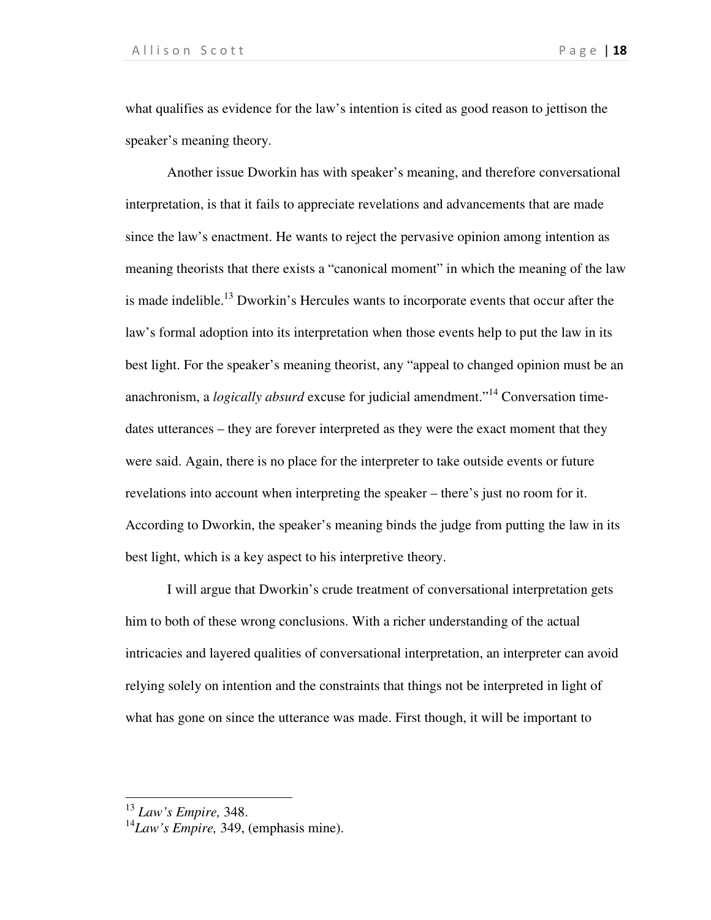what qualifies as evidence for the law's intention is cited as good reason to jettison the speaker's meaning theory.

Another issue Dworkin has with speaker's meaning, and therefore conversational interpretation, is that it fails to appreciate revelations and advancements that are made since the law's enactment. He wants to reject the pervasive opinion among intention as meaning theorists that there exists a "canonical moment" in which the meaning of the law is made indelible.[13] Dworkin's Hercules wants to incorporate events that occur after the law's formal adoption into its interpretation when those events help to put the law in its best light. For the speaker's meaning theorist, any "appeal to changed opinion must be an anachronism, a *logically absurd* excuse for judicial amendment."[14] Conversation time-dates utterances – they are forever interpreted as they were the exact moment that they were said. Again, there is no place for the interpreter to take outside events or future revelations into account when interpreting the speaker – there's just no room for it. According to Dworkin, the speaker's meaning binds the judge from putting the law in its best light, which is a key aspect to his interpretive theory.

I will argue that Dworkin's crude treatment of conversational interpretation gets him to both of these wrong conclusions. With a richer understanding of the actual intricacies and layered qualities of conversational interpretation, an interpreter can avoid relying solely on intention and the constraints that things not be interpreted in light of what has gone on since the utterance was made. First though, it will be important to

---

[13] *Law's Empire,* 348.

[14] *Law's Empire,* 349, (emphasis mine).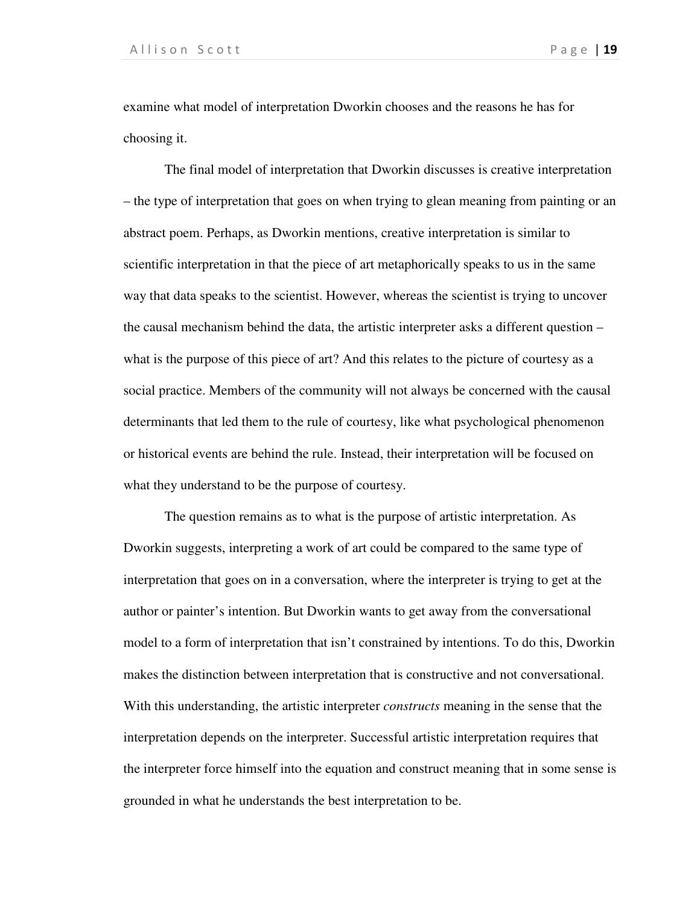examine what model of interpretation Dworkin chooses and the reasons he has for choosing it.

The final model of interpretation that Dworkin discusses is creative interpretation – the type of interpretation that goes on when trying to glean meaning from painting or an abstract poem. Perhaps, as Dworkin mentions, creative interpretation is similar to scientific interpretation in that the piece of art metaphorically speaks to us in the same way that data speaks to the scientist. However, whereas the scientist is trying to uncover the causal mechanism behind the data, the artistic interpreter asks a different question – what is the purpose of this piece of art? And this relates to the picture of courtesy as a social practice. Members of the community will not always be concerned with the causal determinants that led them to the rule of courtesy, like what psychological phenomenon or historical events are behind the rule. Instead, their interpretation will be focused on what they understand to be the purpose of courtesy.

The question remains as to what is the purpose of artistic interpretation. As Dworkin suggests, interpreting a work of art could be compared to the same type of interpretation that goes on in a conversation, where the interpreter is trying to get at the author or painter's intention. But Dworkin wants to get away from the conversational model to a form of interpretation that isn't constrained by intentions. To do this, Dworkin makes the distinction between interpretation that is constructive and not conversational. With this understanding, the artistic interpreter *constructs* meaning in the sense that the interpretation depends on the interpreter. Successful artistic interpretation requires that the interpreter force himself into the equation and construct meaning that in some sense is grounded in what he understands the best interpretation to be.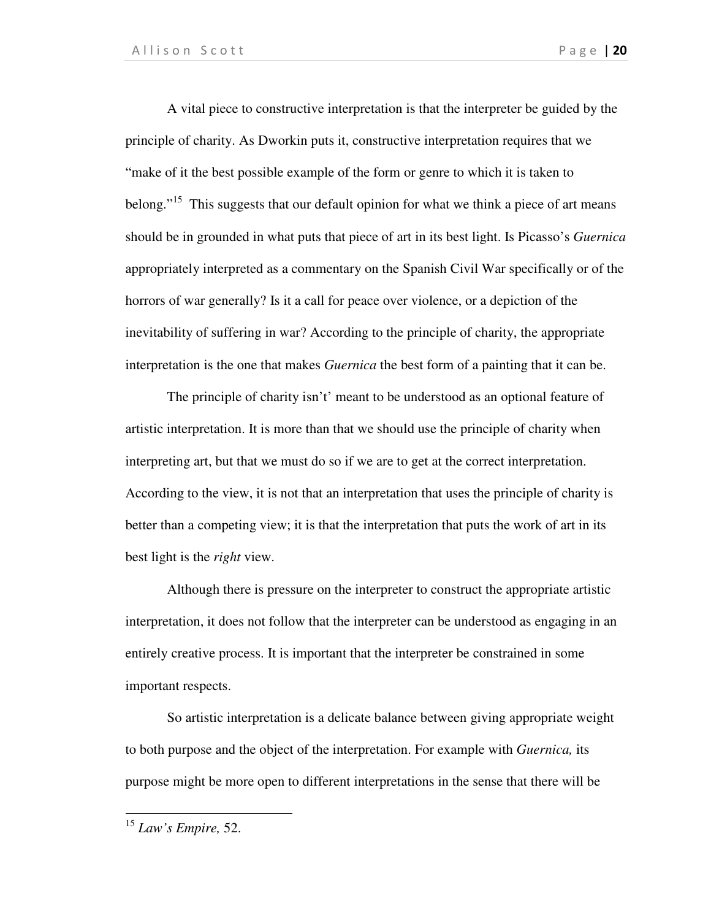A vital piece to constructive interpretation is that the interpreter be guided by the principle of charity. As Dworkin puts it, constructive interpretation requires that we "make of it the best possible example of the form or genre to which it is taken to belong."[15] This suggests that our default opinion for what we think a piece of art means should be in grounded in what puts that piece of art in its best light. Is Picasso's *Guernica* appropriately interpreted as a commentary on the Spanish Civil War specifically or of the horrors of war generally? Is it a call for peace over violence, or a depiction of the inevitability of suffering in war? According to the principle of charity, the appropriate interpretation is the one that makes *Guernica* the best form of a painting that it can be.

The principle of charity isn't' meant to be understood as an optional feature of artistic interpretation. It is more than that we should use the principle of charity when interpreting art, but that we must do so if we are to get at the correct interpretation. According to the view, it is not that an interpretation that uses the principle of charity is better than a competing view; it is that the interpretation that puts the work of art in its best light is the *right* view.

Although there is pressure on the interpreter to construct the appropriate artistic interpretation, it does not follow that the interpreter can be understood as engaging in an entirely creative process. It is important that the interpreter be constrained in some important respects.

So artistic interpretation is a delicate balance between giving appropriate weight to both purpose and the object of the interpretation. For example with *Guernica,* its purpose might be more open to different interpretations in the sense that there will be

---

[15] *Law's Empire,* 52.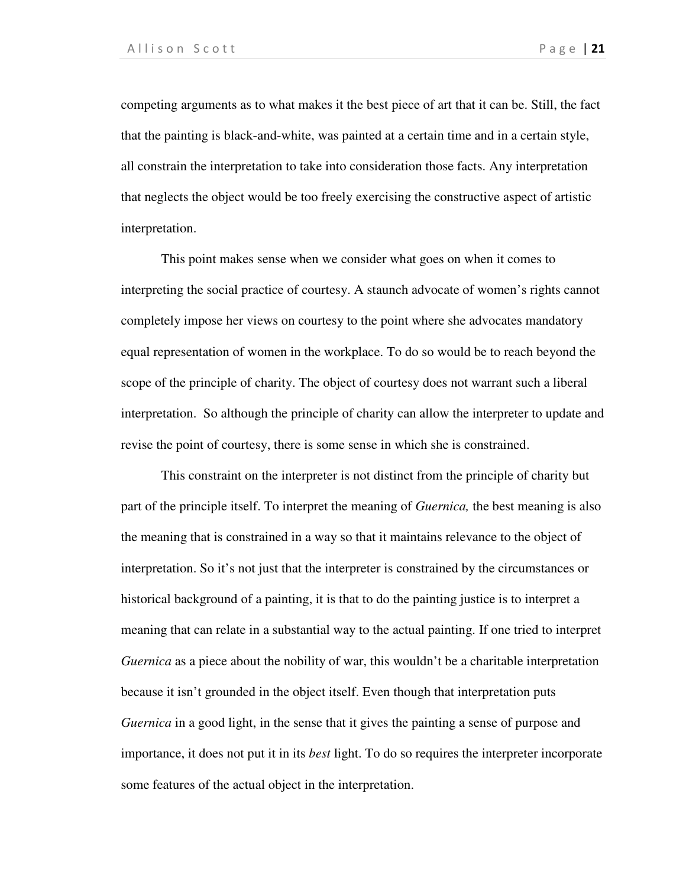competing arguments as to what makes it the best piece of art that it can be. Still, the fact that the painting is black-and-white, was painted at a certain time and in a certain style, all constrain the interpretation to take into consideration those facts. Any interpretation that neglects the object would be too freely exercising the constructive aspect of artistic interpretation.

This point makes sense when we consider what goes on when it comes to interpreting the social practice of courtesy. A staunch advocate of women's rights cannot completely impose her views on courtesy to the point where she advocates mandatory equal representation of women in the workplace. To do so would be to reach beyond the scope of the principle of charity. The object of courtesy does not warrant such a liberal interpretation. So although the principle of charity can allow the interpreter to update and revise the point of courtesy, there is some sense in which she is constrained.

This constraint on the interpreter is not distinct from the principle of charity but part of the principle itself. To interpret the meaning of *Guernica,* the best meaning is also the meaning that is constrained in a way so that it maintains relevance to the object of interpretation. So it's not just that the interpreter is constrained by the circumstances or historical background of a painting, it is that to do the painting justice is to interpret a meaning that can relate in a substantial way to the actual painting. If one tried to interpret *Guernica* as a piece about the nobility of war, this wouldn't be a charitable interpretation because it isn't grounded in the object itself. Even though that interpretation puts *Guernica* in a good light, in the sense that it gives the painting a sense of purpose and importance, it does not put it in its *best* light. To do so requires the interpreter incorporate some features of the actual object in the interpretation.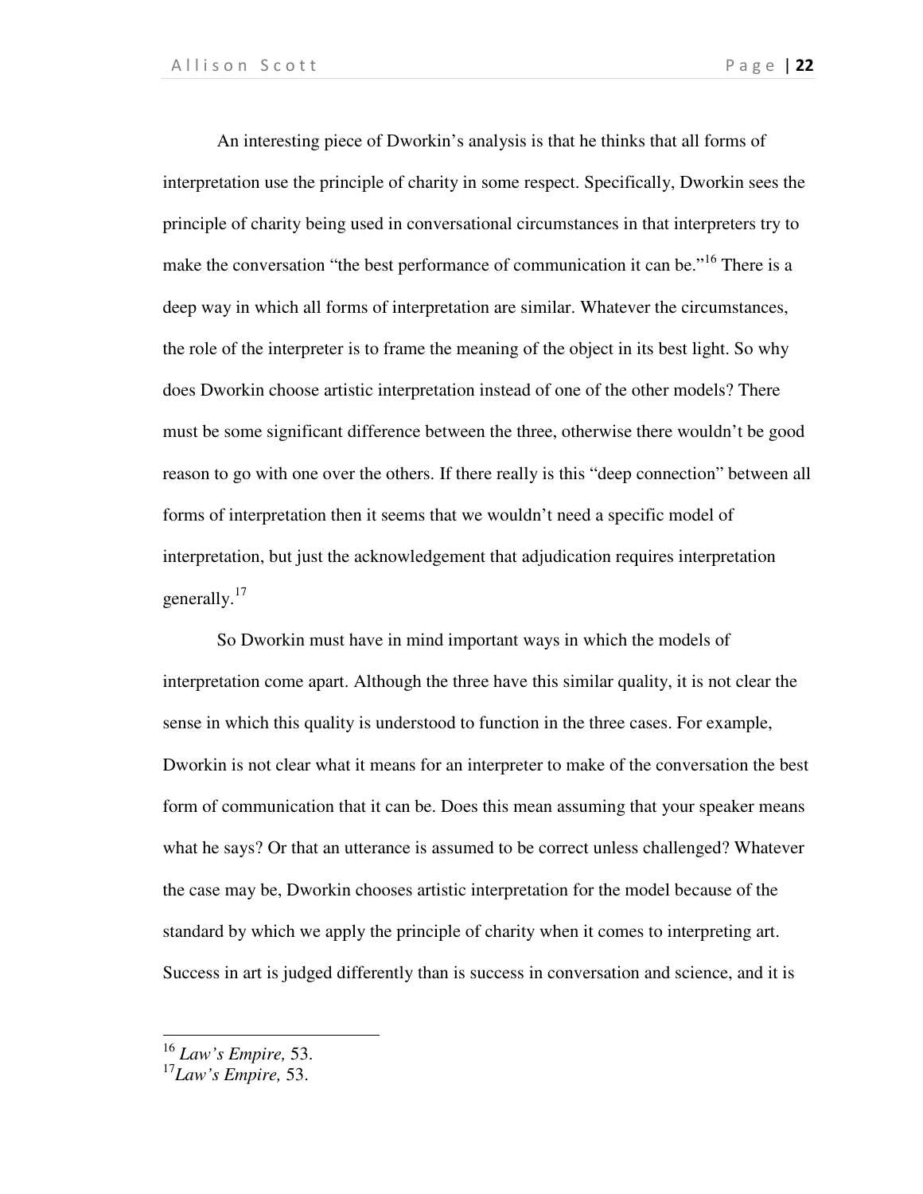An interesting piece of Dworkin's analysis is that he thinks that all forms of interpretation use the principle of charity in some respect. Specifically, Dworkin sees the principle of charity being used in conversational circumstances in that interpreters try to make the conversation "the best performance of communication it can be."[16] There is a deep way in which all forms of interpretation are similar. Whatever the circumstances, the role of the interpreter is to frame the meaning of the object in its best light. So why does Dworkin choose artistic interpretation instead of one of the other models? There must be some significant difference between the three, otherwise there wouldn't be good reason to go with one over the others. If there really is this "deep connection" between all forms of interpretation then it seems that we wouldn't need a specific model of interpretation, but just the acknowledgement that adjudication requires interpretation generally.[17]

So Dworkin must have in mind important ways in which the models of interpretation come apart. Although the three have this similar quality, it is not clear the sense in which this quality is understood to function in the three cases. For example, Dworkin is not clear what it means for an interpreter to make of the conversation the best form of communication that it can be. Does this mean assuming that your speaker means what he says? Or that an utterance is assumed to be correct unless challenged? Whatever the case may be, Dworkin chooses artistic interpretation for the model because of the standard by which we apply the principle of charity when it comes to interpreting art. Success in art is judged differently than is success in conversation and science, and it is

---

[16] *Law's Empire,* 53.

[17] *Law's Empire,* 53.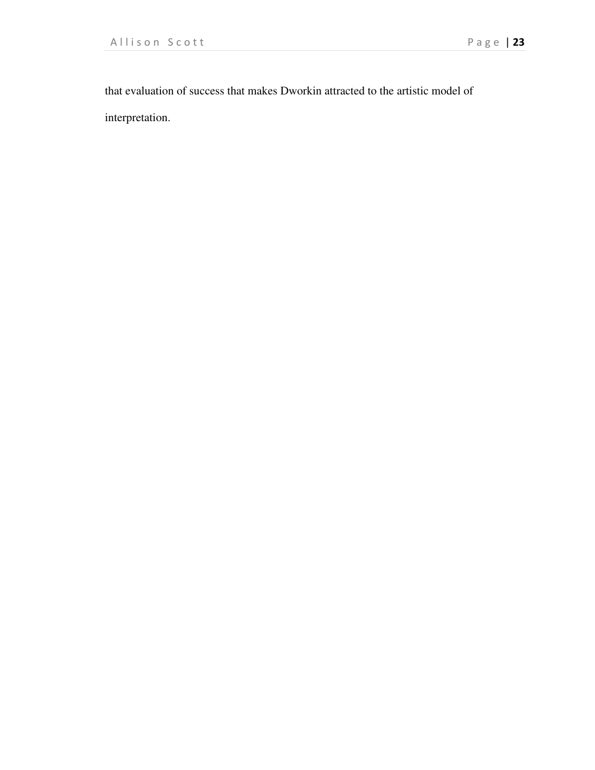that evaluation of success that makes Dworkin attracted to the artistic model of interpretation.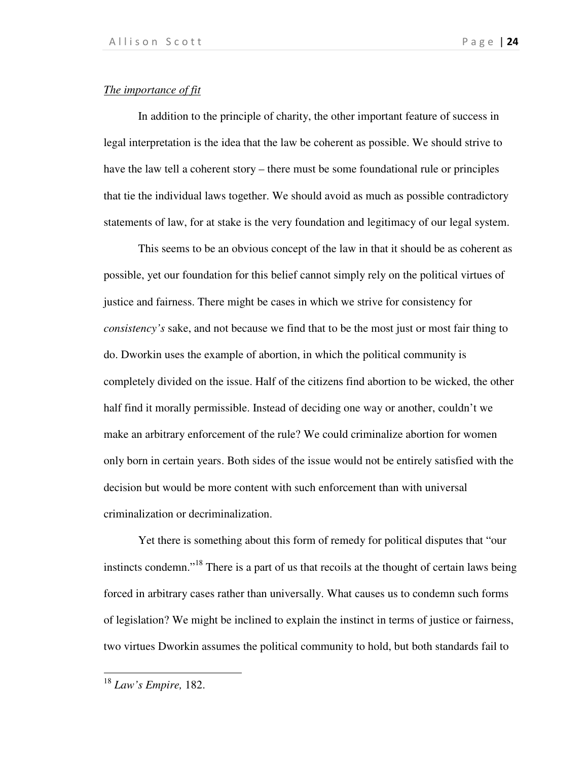*The importance of fit*

In addition to the principle of charity, the other important feature of success in legal interpretation is the idea that the law be coherent as possible. We should strive to have the law tell a coherent story – there must be some foundational rule or principles that tie the individual laws together. We should avoid as much as possible contradictory statements of law, for at stake is the very foundation and legitimacy of our legal system.

This seems to be an obvious concept of the law in that it should be as coherent as possible, yet our foundation for this belief cannot simply rely on the political virtues of justice and fairness. There might be cases in which we strive for consistency for *consistency's* sake, and not because we find that to be the most just or most fair thing to do. Dworkin uses the example of abortion, in which the political community is completely divided on the issue. Half of the citizens find abortion to be wicked, the other half find it morally permissible. Instead of deciding one way or another, couldn't we make an arbitrary enforcement of the rule? We could criminalize abortion for women only born in certain years. Both sides of the issue would not be entirely satisfied with the decision but would be more content with such enforcement than with universal criminalization or decriminalization.

Yet there is something about this form of remedy for political disputes that "our instincts condemn."[18] There is a part of us that recoils at the thought of certain laws being forced in arbitrary cases rather than universally. What causes us to condemn such forms of legislation? We might be inclined to explain the instinct in terms of justice or fairness, two virtues Dworkin assumes the political community to hold, but both standards fail to

[18] *Law's Empire,* 182.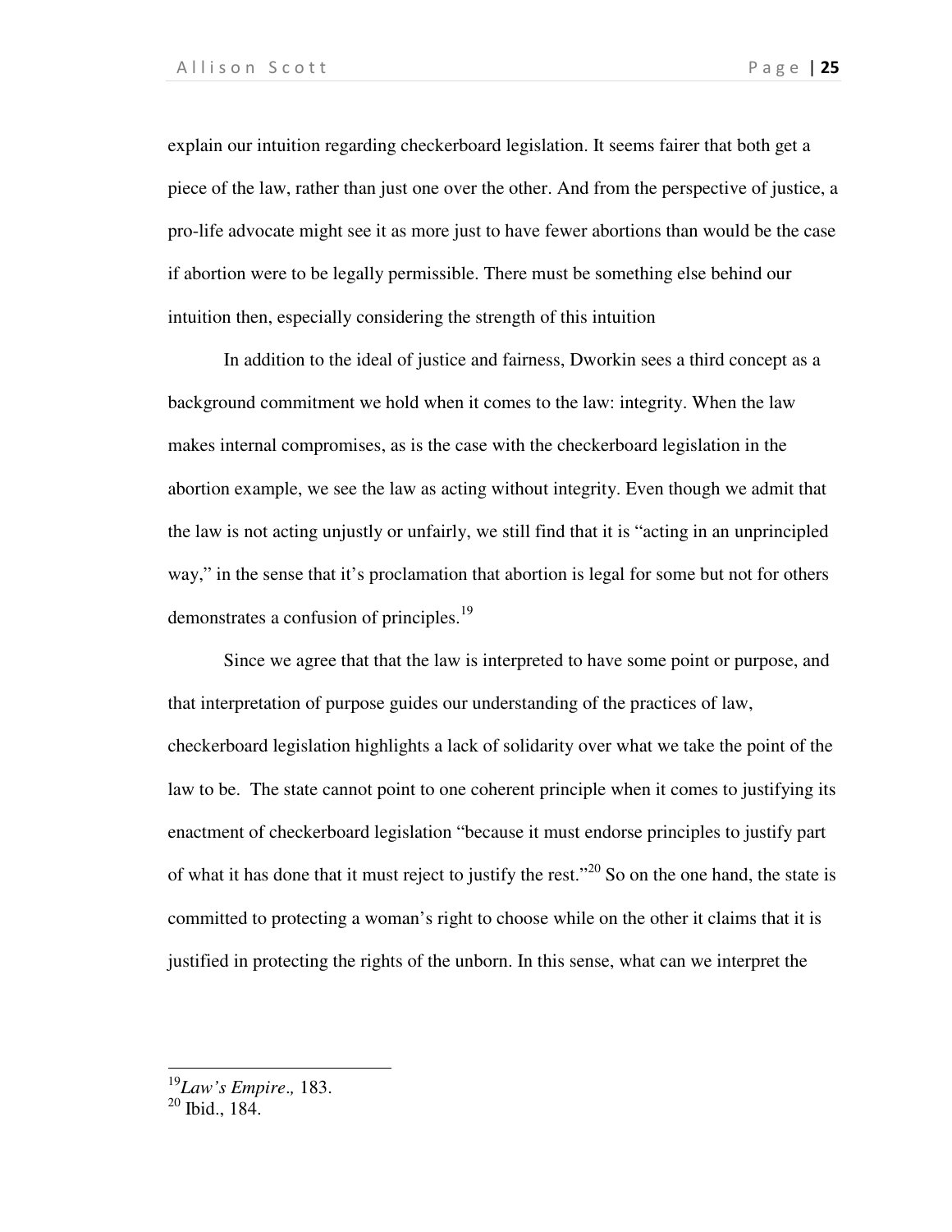explain our intuition regarding checkerboard legislation. It seems fairer that both get a piece of the law, rather than just one over the other. And from the perspective of justice, a pro-life advocate might see it as more just to have fewer abortions than would be the case if abortion were to be legally permissible. There must be something else behind our intuition then, especially considering the strength of this intuition

In addition to the ideal of justice and fairness, Dworkin sees a third concept as a background commitment we hold when it comes to the law: integrity. When the law makes internal compromises, as is the case with the checkerboard legislation in the abortion example, we see the law as acting without integrity. Even though we admit that the law is not acting unjustly or unfairly, we still find that it is "acting in an unprincipled way," in the sense that it's proclamation that abortion is legal for some but not for others demonstrates a confusion of principles.[19]

Since we agree that that the law is interpreted to have some point or purpose, and that interpretation of purpose guides our understanding of the practices of law, checkerboard legislation highlights a lack of solidarity over what we take the point of the law to be. The state cannot point to one coherent principle when it comes to justifying its enactment of checkerboard legislation "because it must endorse principles to justify part of what it has done that it must reject to justify the rest."[20] So on the one hand, the state is committed to protecting a woman's right to choose while on the other it claims that it is justified in protecting the rights of the unborn. In this sense, what can we interpret the

---

[19] *Law's Empire*., 183.

[20] Ibid., 184.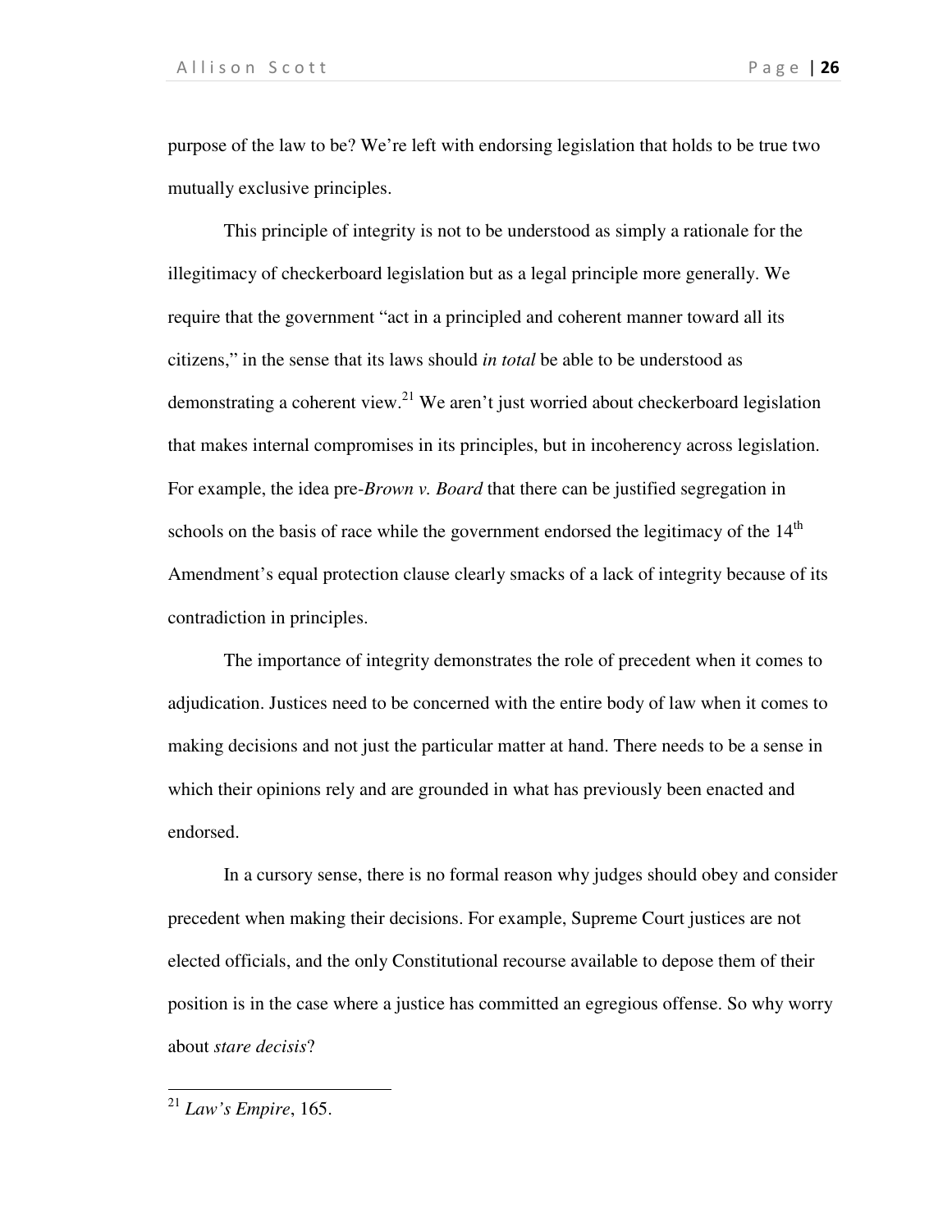purpose of the law to be? We're left with endorsing legislation that holds to be true two mutually exclusive principles.

This principle of integrity is not to be understood as simply a rationale for the illegitimacy of checkerboard legislation but as a legal principle more generally. We require that the government "act in a principled and coherent manner toward all its citizens," in the sense that its laws should *in total* be able to be understood as demonstrating a coherent view.[21] We aren't just worried about checkerboard legislation that makes internal compromises in its principles, but in incoherency across legislation. For example, the idea pre-*Brown v. Board* that there can be justified segregation in schools on the basis of race while the government endorsed the legitimacy of the 14th Amendment's equal protection clause clearly smacks of a lack of integrity because of its contradiction in principles.

The importance of integrity demonstrates the role of precedent when it comes to adjudication. Justices need to be concerned with the entire body of law when it comes to making decisions and not just the particular matter at hand. There needs to be a sense in which their opinions rely and are grounded in what has previously been enacted and endorsed.

In a cursory sense, there is no formal reason why judges should obey and consider precedent when making their decisions. For example, Supreme Court justices are not elected officials, and the only Constitutional recourse available to depose them of their position is in the case where a justice has committed an egregious offense. So why worry about *stare decisis*?

---

[21] *Law's Empire*, 165.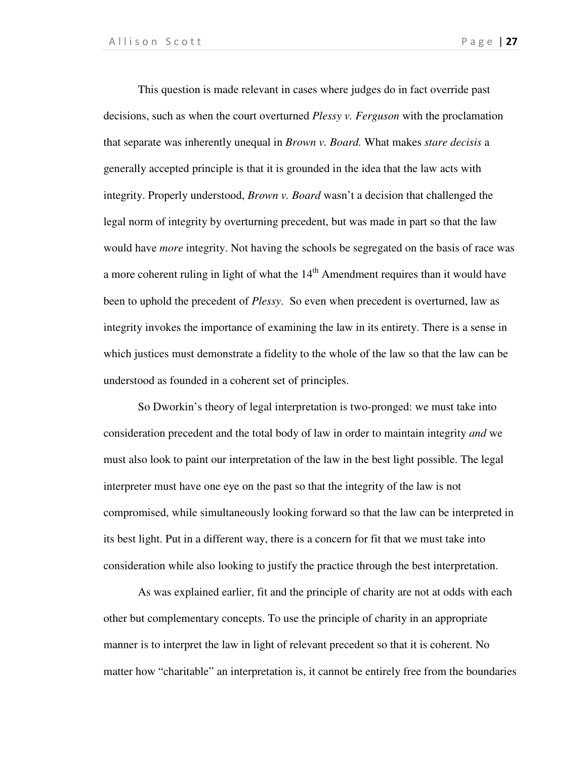This question is made relevant in cases where judges do in fact override past decisions, such as when the court overturned *Plessy v. Ferguson* with the proclamation that separate was inherently unequal in *Brown v. Board.* What makes *stare decisis* a generally accepted principle is that it is grounded in the idea that the law acts with integrity. Properly understood, *Brown v. Board* wasn't a decision that challenged the legal norm of integrity by overturning precedent, but was made in part so that the law would have *more* integrity. Not having the schools be segregated on the basis of race was a more coherent ruling in light of what the 14th Amendment requires than it would have been to uphold the precedent of *Plessy*. So even when precedent is overturned, law as integrity invokes the importance of examining the law in its entirety. There is a sense in which justices must demonstrate a fidelity to the whole of the law so that the law can be understood as founded in a coherent set of principles.

So Dworkin's theory of legal interpretation is two-pronged: we must take into consideration precedent and the total body of law in order to maintain integrity *and* we must also look to paint our interpretation of the law in the best light possible. The legal interpreter must have one eye on the past so that the integrity of the law is not compromised, while simultaneously looking forward so that the law can be interpreted in its best light. Put in a different way, there is a concern for fit that we must take into consideration while also looking to justify the practice through the best interpretation.

As was explained earlier, fit and the principle of charity are not at odds with each other but complementary concepts. To use the principle of charity in an appropriate manner is to interpret the law in light of relevant precedent so that it is coherent. No matter how "charitable" an interpretation is, it cannot be entirely free from the boundaries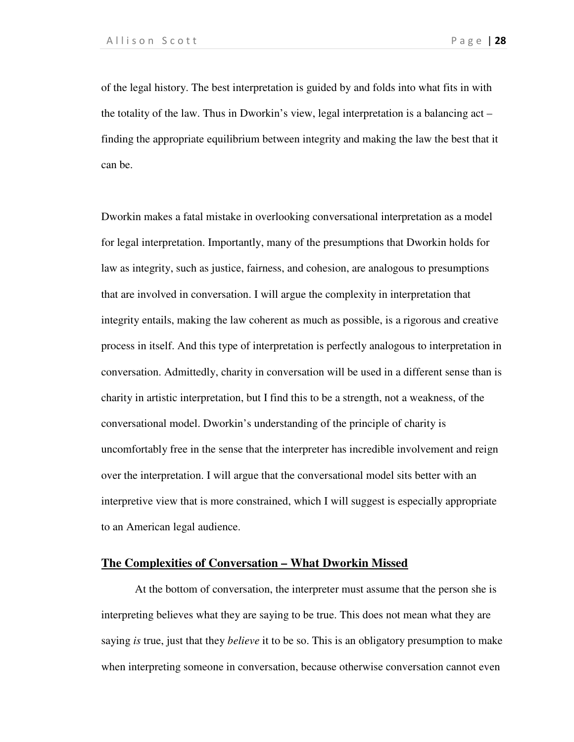of the legal history. The best interpretation is guided by and folds into what fits in with the totality of the law. Thus in Dworkin's view, legal interpretation is a balancing act – finding the appropriate equilibrium between integrity and making the law the best that it can be.

Dworkin makes a fatal mistake in overlooking conversational interpretation as a model for legal interpretation. Importantly, many of the presumptions that Dworkin holds for law as integrity, such as justice, fairness, and cohesion, are analogous to presumptions that are involved in conversation. I will argue the complexity in interpretation that integrity entails, making the law coherent as much as possible, is a rigorous and creative process in itself. And this type of interpretation is perfectly analogous to interpretation in conversation. Admittedly, charity in conversation will be used in a different sense than is charity in artistic interpretation, but I find this to be a strength, not a weakness, of the conversational model. Dworkin's understanding of the principle of charity is uncomfortably free in the sense that the interpreter has incredible involvement and reign over the interpretation. I will argue that the conversational model sits better with an interpretive view that is more constrained, which I will suggest is especially appropriate to an American legal audience.

## **The Complexities of Conversation – What Dworkin Missed**

At the bottom of conversation, the interpreter must assume that the person she is interpreting believes what they are saying to be true. This does not mean what they are saying *is* true, just that they *believe* it to be so. This is an obligatory presumption to make when interpreting someone in conversation, because otherwise conversation cannot even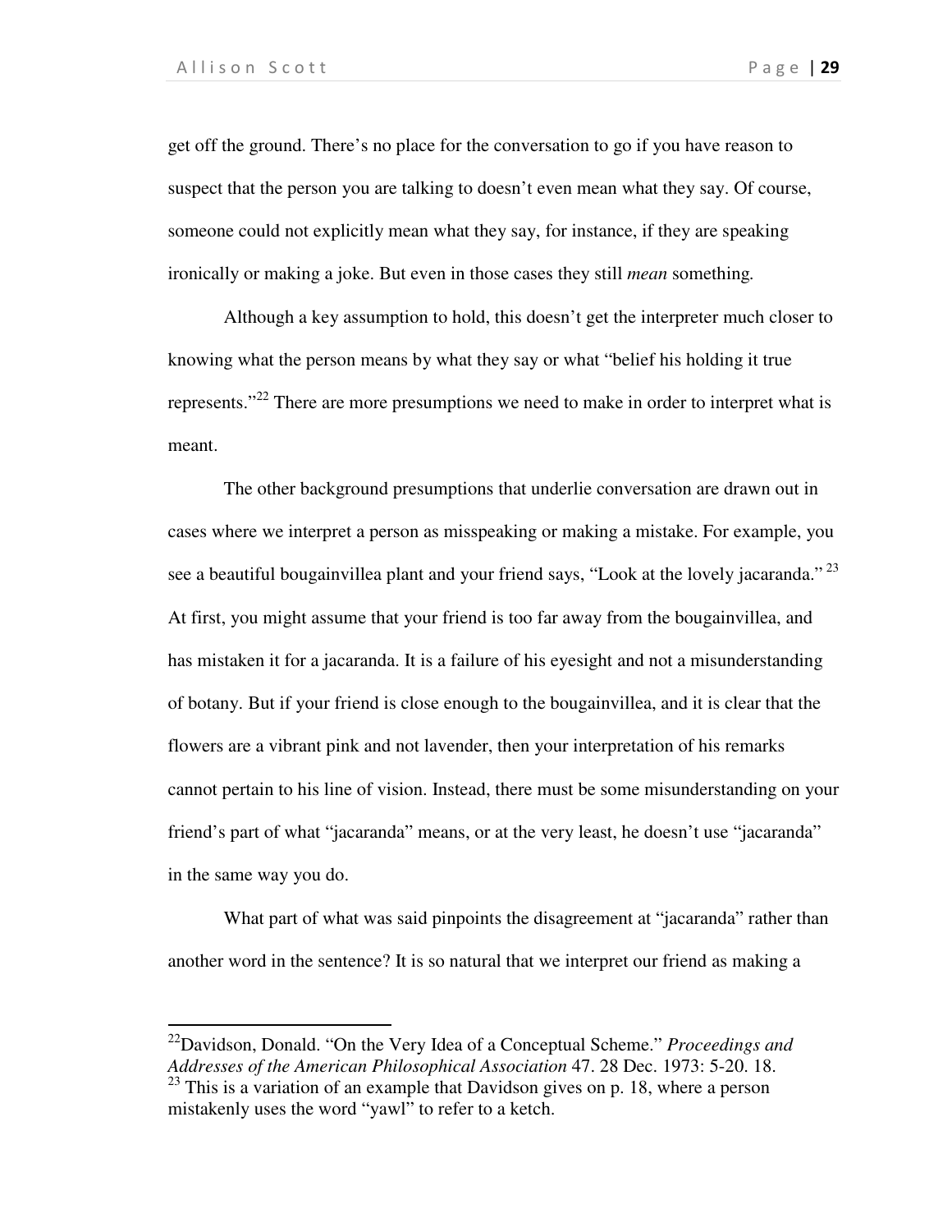get off the ground. There's no place for the conversation to go if you have reason to suspect that the person you are talking to doesn't even mean what they say. Of course, someone could not explicitly mean what they say, for instance, if they are speaking ironically or making a joke. But even in those cases they still *mean* something.

Although a key assumption to hold, this doesn't get the interpreter much closer to knowing what the person means by what they say or what "belief his holding it true represents."[22] There are more presumptions we need to make in order to interpret what is meant.

The other background presumptions that underlie conversation are drawn out in cases where we interpret a person as misspeaking or making a mistake. For example, you see a beautiful bougainvillea plant and your friend says, "Look at the lovely jacaranda." [23] At first, you might assume that your friend is too far away from the bougainvillea, and has mistaken it for a jacaranda. It is a failure of his eyesight and not a misunderstanding of botany. But if your friend is close enough to the bougainvillea, and it is clear that the flowers are a vibrant pink and not lavender, then your interpretation of his remarks cannot pertain to his line of vision. Instead, there must be some misunderstanding on your friend's part of what "jacaranda" means, or at the very least, he doesn't use "jacaranda" in the same way you do.

What part of what was said pinpoints the disagreement at "jacaranda" rather than another word in the sentence? It is so natural that we interpret our friend as making a

---

[22] Davidson, Donald. "On the Very Idea of a Conceptual Scheme." *Proceedings and Addresses of the American Philosophical Association* 47. 28 Dec. 1973: 5-20. 18.

[23] This is a variation of an example that Davidson gives on p. 18, where a person mistakenly uses the word "yawl" to refer to a ketch.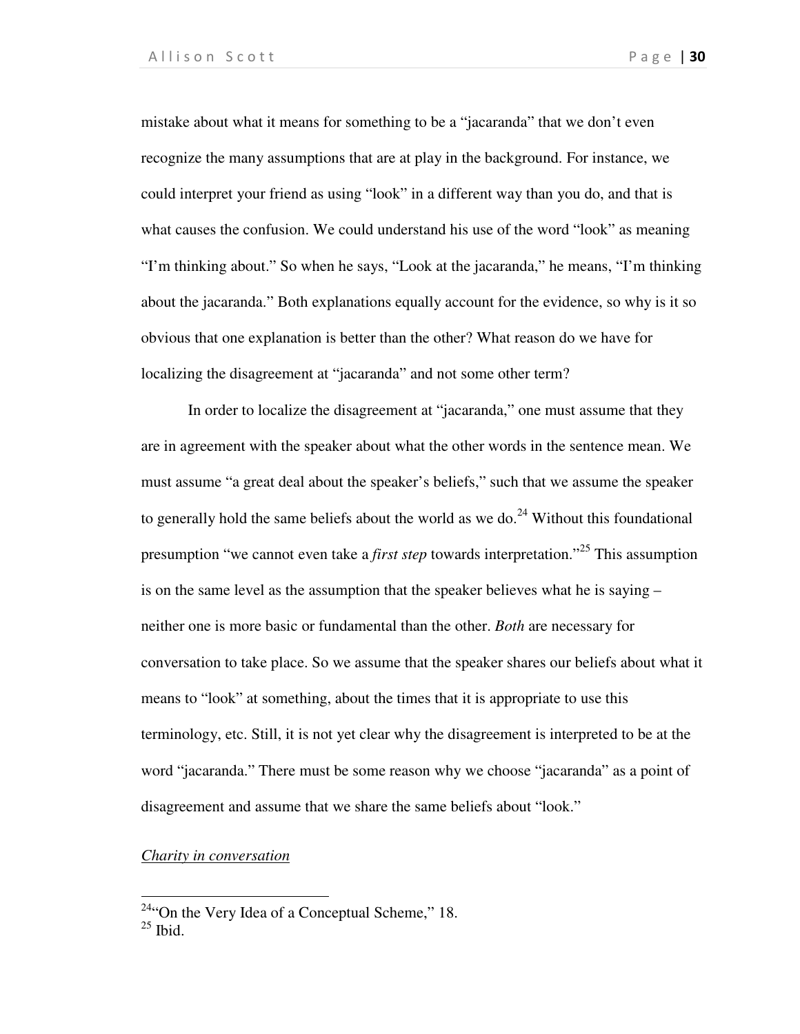mistake about what it means for something to be a "jacaranda" that we don't even recognize the many assumptions that are at play in the background. For instance, we could interpret your friend as using "look" in a different way than you do, and that is what causes the confusion. We could understand his use of the word "look" as meaning "I'm thinking about." So when he says, "Look at the jacaranda," he means, "I'm thinking about the jacaranda." Both explanations equally account for the evidence, so why is it so obvious that one explanation is better than the other? What reason do we have for localizing the disagreement at "jacaranda" and not some other term?

In order to localize the disagreement at "jacaranda," one must assume that they are in agreement with the speaker about what the other words in the sentence mean. We must assume "a great deal about the speaker's beliefs," such that we assume the speaker to generally hold the same beliefs about the world as we do.[24] Without this foundational presumption "we cannot even take a *first step* towards interpretation."[25] This assumption is on the same level as the assumption that the speaker believes what he is saying – neither one is more basic or fundamental than the other. *Both* are necessary for conversation to take place. So we assume that the speaker shares our beliefs about what it means to "look" at something, about the times that it is appropriate to use this terminology, etc. Still, it is not yet clear why the disagreement is interpreted to be at the word "jacaranda." There must be some reason why we choose "jacaranda" as a point of disagreement and assume that we share the same beliefs about "look."

## *Charity in conversation*

---

[24] "On the Very Idea of a Conceptual Scheme," 18.

[25] Ibid.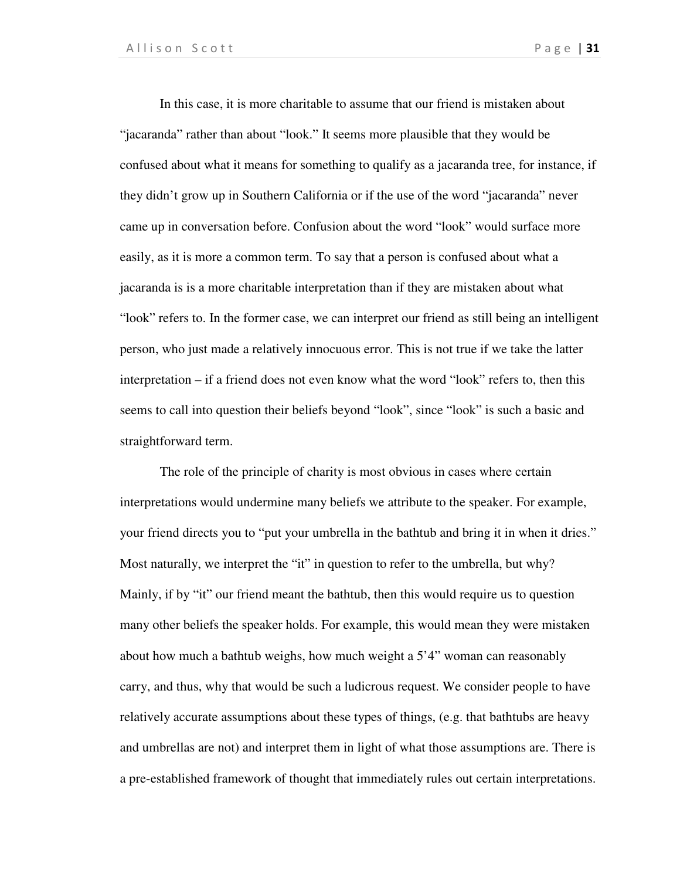In this case, it is more charitable to assume that our friend is mistaken about "jacaranda" rather than about "look." It seems more plausible that they would be confused about what it means for something to qualify as a jacaranda tree, for instance, if they didn't grow up in Southern California or if the use of the word "jacaranda" never came up in conversation before. Confusion about the word "look" would surface more easily, as it is more a common term. To say that a person is confused about what a jacaranda is is a more charitable interpretation than if they are mistaken about what "look" refers to. In the former case, we can interpret our friend as still being an intelligent person, who just made a relatively innocuous error. This is not true if we take the latter interpretation – if a friend does not even know what the word "look" refers to, then this seems to call into question their beliefs beyond "look", since "look" is such a basic and straightforward term.

The role of the principle of charity is most obvious in cases where certain interpretations would undermine many beliefs we attribute to the speaker. For example, your friend directs you to "put your umbrella in the bathtub and bring it in when it dries." Most naturally, we interpret the "it" in question to refer to the umbrella, but why? Mainly, if by "it" our friend meant the bathtub, then this would require us to question many other beliefs the speaker holds. For example, this would mean they were mistaken about how much a bathtub weighs, how much weight a 5'4" woman can reasonably carry, and thus, why that would be such a ludicrous request. We consider people to have relatively accurate assumptions about these types of things, (e.g. that bathtubs are heavy and umbrellas are not) and interpret them in light of what those assumptions are. There is a pre-established framework of thought that immediately rules out certain interpretations.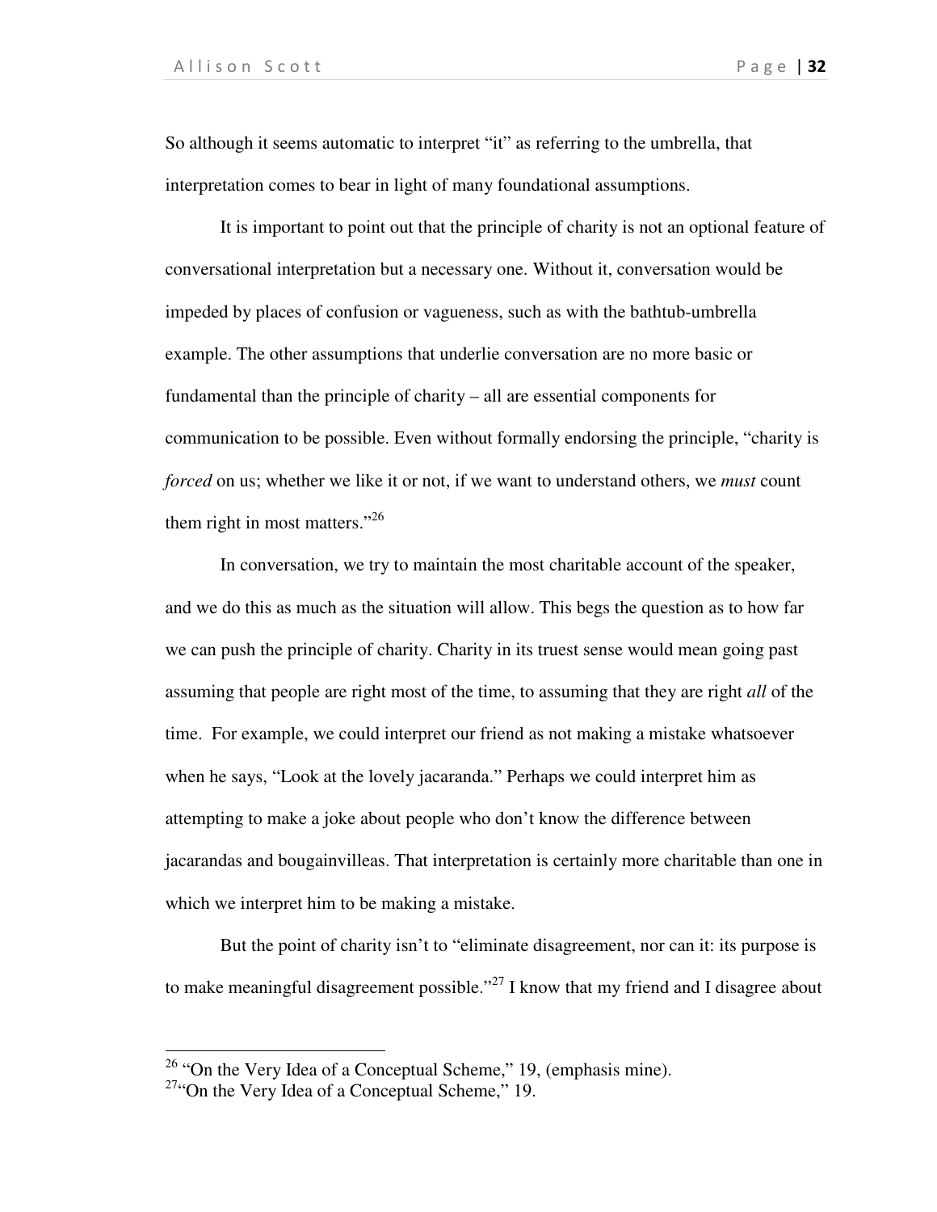So although it seems automatic to interpret "it" as referring to the umbrella, that interpretation comes to bear in light of many foundational assumptions.

It is important to point out that the principle of charity is not an optional feature of conversational interpretation but a necessary one. Without it, conversation would be impeded by places of confusion or vagueness, such as with the bathtub-umbrella example. The other assumptions that underlie conversation are no more basic or fundamental than the principle of charity – all are essential components for communication to be possible. Even without formally endorsing the principle, "charity is *forced* on us; whether we like it or not, if we want to understand others, we *must* count them right in most matters."[26]

In conversation, we try to maintain the most charitable account of the speaker, and we do this as much as the situation will allow. This begs the question as to how far we can push the principle of charity. Charity in its truest sense would mean going past assuming that people are right most of the time, to assuming that they are right *all* of the time. For example, we could interpret our friend as not making a mistake whatsoever when he says, "Look at the lovely jacaranda." Perhaps we could interpret him as attempting to make a joke about people who don't know the difference between jacarandas and bougainvilleas. That interpretation is certainly more charitable than one in which we interpret him to be making a mistake.

But the point of charity isn't to "eliminate disagreement, nor can it: its purpose is to make meaningful disagreement possible."[27] I know that my friend and I disagree about

---

[26] "On the Very Idea of a Conceptual Scheme," 19, (emphasis mine).

[27] "On the Very Idea of a Conceptual Scheme," 19.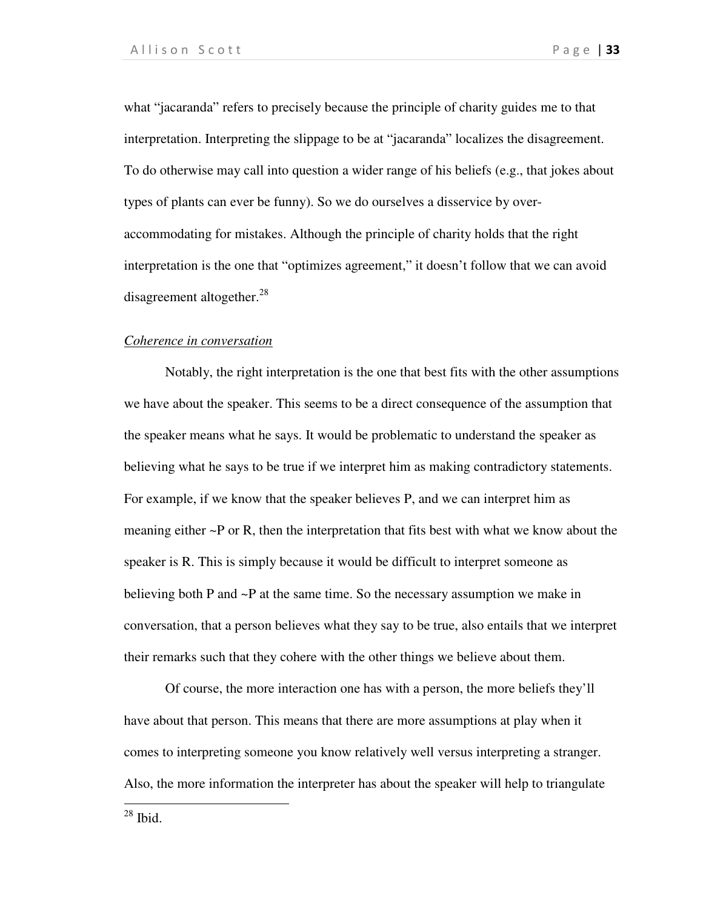what "jacaranda" refers to precisely because the principle of charity guides me to that interpretation. Interpreting the slippage to be at "jacaranda" localizes the disagreement. To do otherwise may call into question a wider range of his beliefs (e.g., that jokes about types of plants can ever be funny). So we do ourselves a disservice by over-accommodating for mistakes. Although the principle of charity holds that the right interpretation is the one that "optimizes agreement," it doesn't follow that we can avoid disagreement altogether.[28]

*Coherence in conversation*

Notably, the right interpretation is the one that best fits with the other assumptions we have about the speaker. This seems to be a direct consequence of the assumption that the speaker means what he says. It would be problematic to understand the speaker as believing what he says to be true if we interpret him as making contradictory statements. For example, if we know that the speaker believes P, and we can interpret him as meaning either ~P or R, then the interpretation that fits best with what we know about the speaker is R. This is simply because it would be difficult to interpret someone as believing both P and ~P at the same time. So the necessary assumption we make in conversation, that a person believes what they say to be true, also entails that we interpret their remarks such that they cohere with the other things we believe about them.

Of course, the more interaction one has with a person, the more beliefs they'll have about that person. This means that there are more assumptions at play when it comes to interpreting someone you know relatively well versus interpreting a stranger. Also, the more information the interpreter has about the speaker will help to triangulate

[28] Ibid.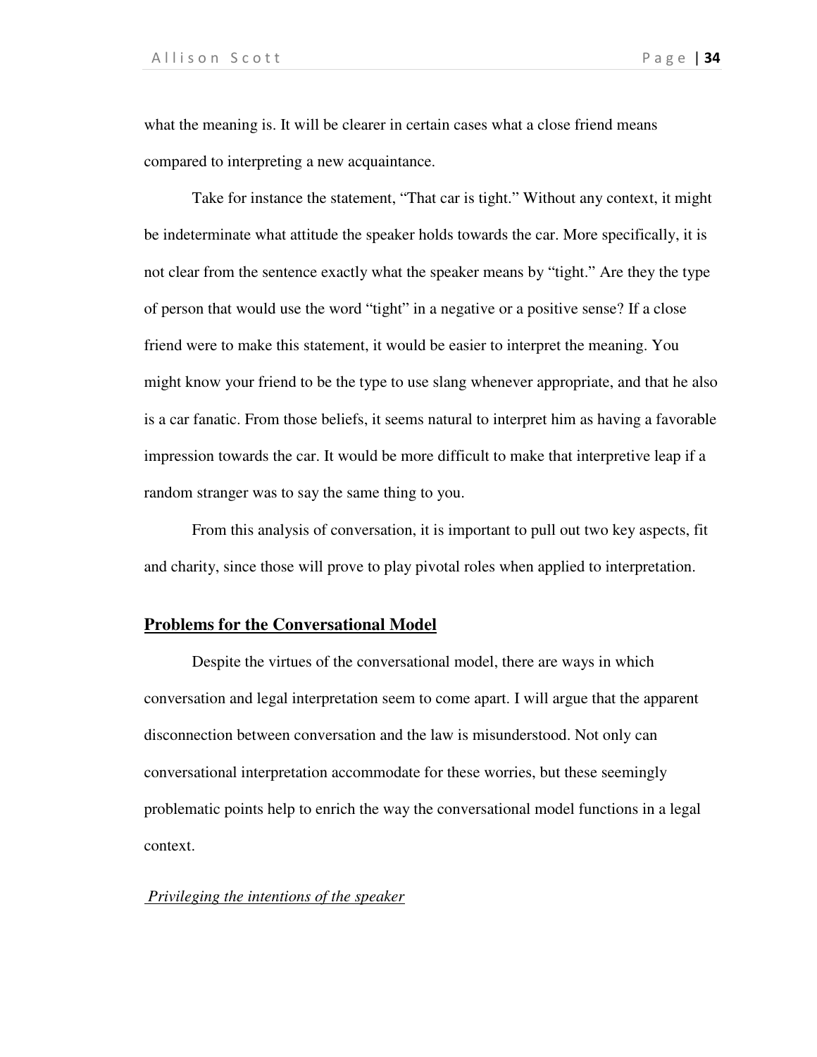what the meaning is. It will be clearer in certain cases what a close friend means compared to interpreting a new acquaintance.

Take for instance the statement, "That car is tight." Without any context, it might be indeterminate what attitude the speaker holds towards the car. More specifically, it is not clear from the sentence exactly what the speaker means by "tight." Are they the type of person that would use the word "tight" in a negative or a positive sense? If a close friend were to make this statement, it would be easier to interpret the meaning. You might know your friend to be the type to use slang whenever appropriate, and that he also is a car fanatic. From those beliefs, it seems natural to interpret him as having a favorable impression towards the car. It would be more difficult to make that interpretive leap if a random stranger was to say the same thing to you.

From this analysis of conversation, it is important to pull out two key aspects, fit and charity, since those will prove to play pivotal roles when applied to interpretation.

## Problems for the Conversational Model

Despite the virtues of the conversational model, there are ways in which conversation and legal interpretation seem to come apart. I will argue that the apparent disconnection between conversation and the law is misunderstood. Not only can conversational interpretation accommodate for these worries, but these seemingly problematic points help to enrich the way the conversational model functions in a legal context.

### *Privileging the intentions of the speaker*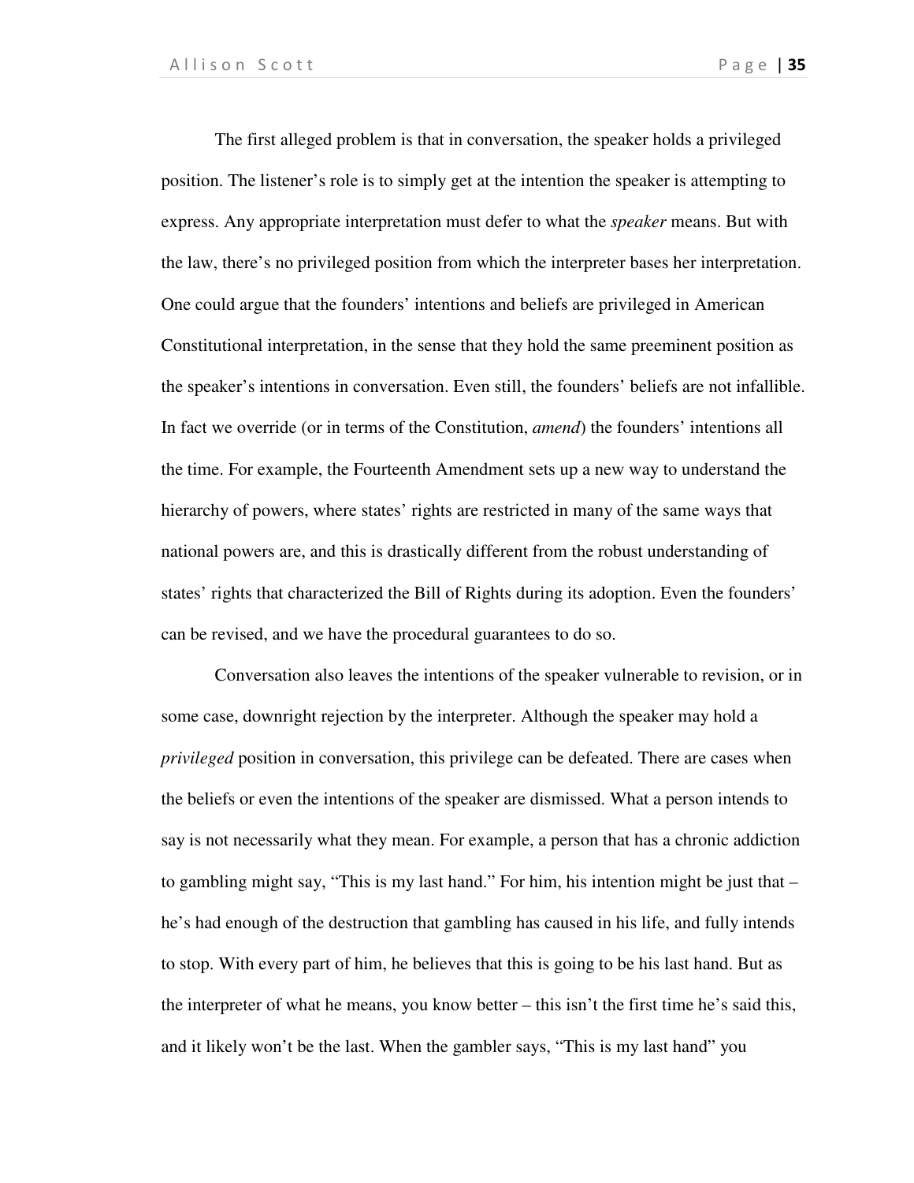The first alleged problem is that in conversation, the speaker holds a privileged position. The listener's role is to simply get at the intention the speaker is attempting to express. Any appropriate interpretation must defer to what the *speaker* means. But with the law, there's no privileged position from which the interpreter bases her interpretation. One could argue that the founders' intentions and beliefs are privileged in American Constitutional interpretation, in the sense that they hold the same preeminent position as the speaker's intentions in conversation. Even still, the founders' beliefs are not infallible. In fact we override (or in terms of the Constitution, *amend*) the founders' intentions all the time. For example, the Fourteenth Amendment sets up a new way to understand the hierarchy of powers, where states' rights are restricted in many of the same ways that national powers are, and this is drastically different from the robust understanding of states' rights that characterized the Bill of Rights during its adoption. Even the founders' can be revised, and we have the procedural guarantees to do so.

Conversation also leaves the intentions of the speaker vulnerable to revision, or in some case, downright rejection by the interpreter. Although the speaker may hold a *privileged* position in conversation, this privilege can be defeated. There are cases when the beliefs or even the intentions of the speaker are dismissed. What a person intends to say is not necessarily what they mean. For example, a person that has a chronic addiction to gambling might say, "This is my last hand." For him, his intention might be just that – he's had enough of the destruction that gambling has caused in his life, and fully intends to stop. With every part of him, he believes that this is going to be his last hand. But as the interpreter of what he means, you know better – this isn't the first time he's said this, and it likely won't be the last. When the gambler says, "This is my last hand" you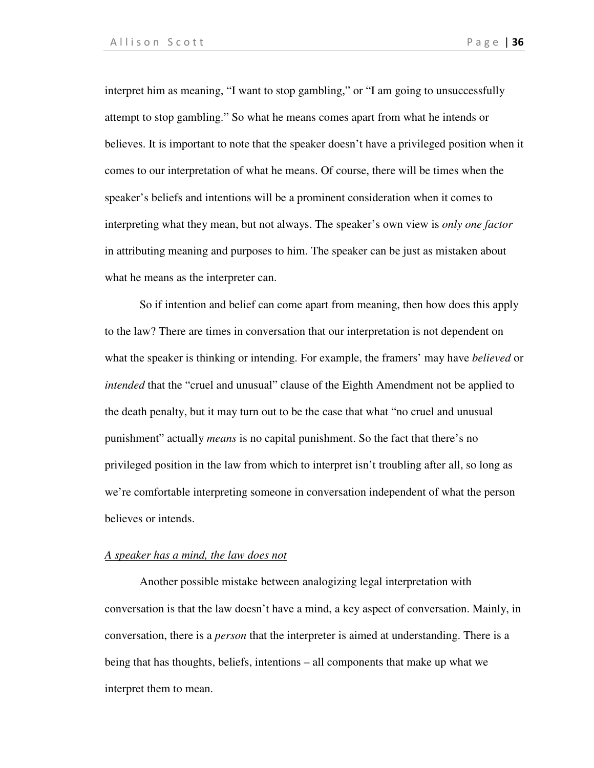interpret him as meaning, "I want to stop gambling," or "I am going to unsuccessfully attempt to stop gambling." So what he means comes apart from what he intends or believes. It is important to note that the speaker doesn't have a privileged position when it comes to our interpretation of what he means. Of course, there will be times when the speaker's beliefs and intentions will be a prominent consideration when it comes to interpreting what they mean, but not always. The speaker's own view is *only one factor* in attributing meaning and purposes to him. The speaker can be just as mistaken about what he means as the interpreter can.

So if intention and belief can come apart from meaning, then how does this apply to the law? There are times in conversation that our interpretation is not dependent on what the speaker is thinking or intending. For example, the framers' may have *believed* or *intended* that the "cruel and unusual" clause of the Eighth Amendment not be applied to the death penalty, but it may turn out to be the case that what "no cruel and unusual punishment" actually *means* is no capital punishment. So the fact that there's no privileged position in the law from which to interpret isn't troubling after all, so long as we're comfortable interpreting someone in conversation independent of what the person believes or intends.

<u>*A speaker has a mind, the law does not*</u>

Another possible mistake between analogizing legal interpretation with conversation is that the law doesn't have a mind, a key aspect of conversation. Mainly, in conversation, there is a *person* that the interpreter is aimed at understanding. There is a being that has thoughts, beliefs, intentions – all components that make up what we interpret them to mean.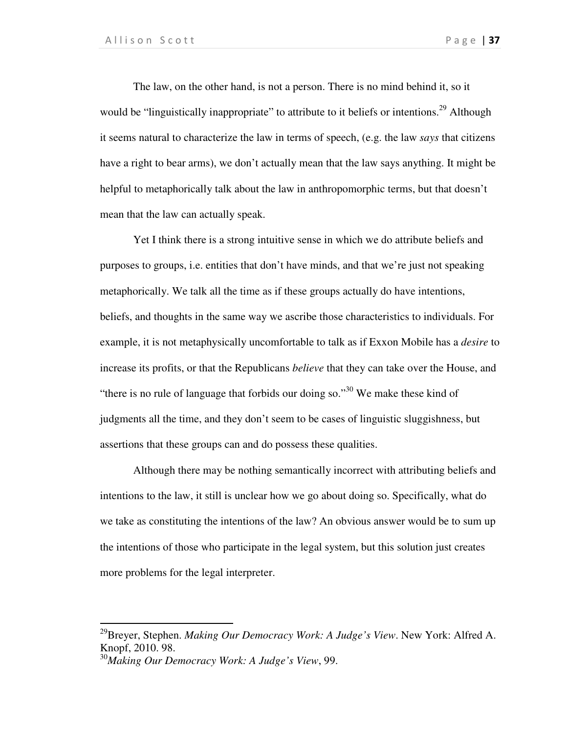The law, on the other hand, is not a person. There is no mind behind it, so it would be "linguistically inappropriate" to attribute to it beliefs or intentions.[29] Although it seems natural to characterize the law in terms of speech, (e.g. the law *says* that citizens have a right to bear arms), we don't actually mean that the law says anything. It might be helpful to metaphorically talk about the law in anthropomorphic terms, but that doesn't mean that the law can actually speak.

Yet I think there is a strong intuitive sense in which we do attribute beliefs and purposes to groups, i.e. entities that don't have minds, and that we're just not speaking metaphorically. We talk all the time as if these groups actually do have intentions, beliefs, and thoughts in the same way we ascribe those characteristics to individuals. For example, it is not metaphysically uncomfortable to talk as if Exxon Mobile has a *desire* to increase its profits, or that the Republicans *believe* that they can take over the House, and "there is no rule of language that forbids our doing so."[30] We make these kind of judgments all the time, and they don't seem to be cases of linguistic sluggishness, but assertions that these groups can and do possess these qualities.

Although there may be nothing semantically incorrect with attributing beliefs and intentions to the law, it still is unclear how we go about doing so. Specifically, what do we take as constituting the intentions of the law? An obvious answer would be to sum up the intentions of those who participate in the legal system, but this solution just creates more problems for the legal interpreter.

---

[29]Breyer, Stephen. *Making Our Democracy Work: A Judge's View*. New York: Alfred A. Knopf, 2010. 98.

[30]*Making Our Democracy Work: A Judge's View*, 99.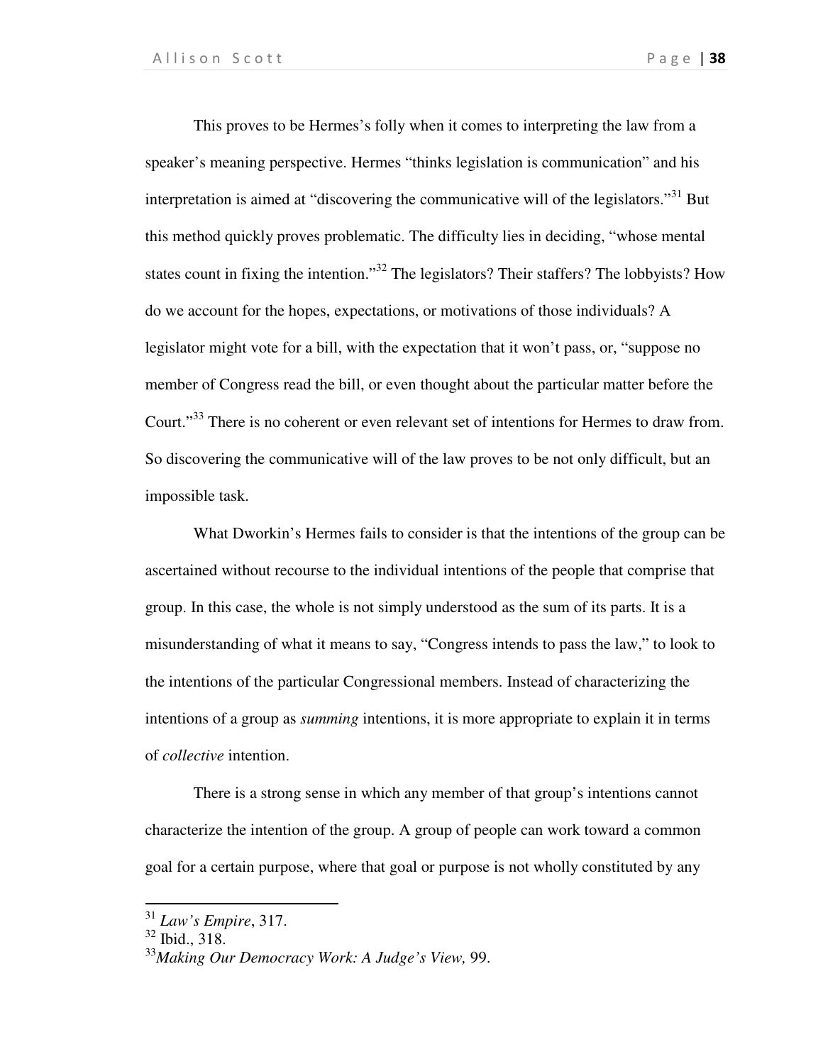This proves to be Hermes's folly when it comes to interpreting the law from a speaker's meaning perspective. Hermes "thinks legislation is communication" and his interpretation is aimed at "discovering the communicative will of the legislators."[31] But this method quickly proves problematic. The difficulty lies in deciding, "whose mental states count in fixing the intention."[32] The legislators? Their staffers? The lobbyists? How do we account for the hopes, expectations, or motivations of those individuals? A legislator might vote for a bill, with the expectation that it won't pass, or, "suppose no member of Congress read the bill, or even thought about the particular matter before the Court."[33] There is no coherent or even relevant set of intentions for Hermes to draw from. So discovering the communicative will of the law proves to be not only difficult, but an impossible task.

What Dworkin's Hermes fails to consider is that the intentions of the group can be ascertained without recourse to the individual intentions of the people that comprise that group. In this case, the whole is not simply understood as the sum of its parts. It is a misunderstanding of what it means to say, "Congress intends to pass the law," to look to the intentions of the particular Congressional members. Instead of characterizing the intentions of a group as *summing* intentions, it is more appropriate to explain it in terms of *collective* intention.

There is a strong sense in which any member of that group's intentions cannot characterize the intention of the group. A group of people can work toward a common goal for a certain purpose, where that goal or purpose is not wholly constituted by any

---

[31] *Law's Empire*, 317.

[32] Ibid., 318.

[33] *Making Our Democracy Work: A Judge's View,* 99.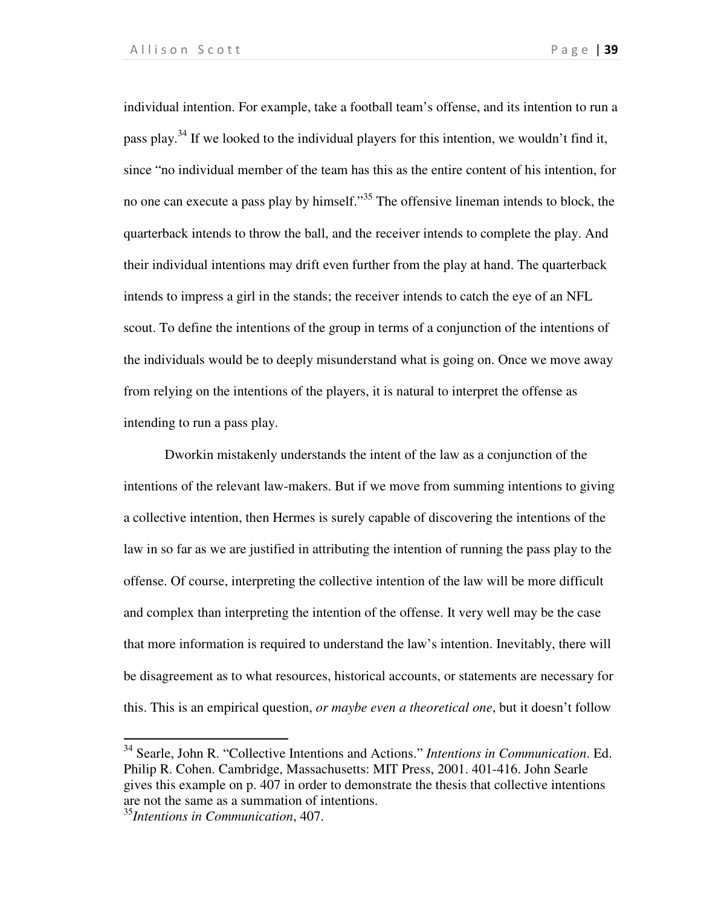individual intention. For example, take a football team's offense, and its intention to run a pass play.[34] If we looked to the individual players for this intention, we wouldn't find it, since "no individual member of the team has this as the entire content of his intention, for no one can execute a pass play by himself."[35] The offensive lineman intends to block, the quarterback intends to throw the ball, and the receiver intends to complete the play. And their individual intentions may drift even further from the play at hand. The quarterback intends to impress a girl in the stands; the receiver intends to catch the eye of an NFL scout. To define the intentions of the group in terms of a conjunction of the intentions of the individuals would be to deeply misunderstand what is going on. Once we move away from relying on the intentions of the players, it is natural to interpret the offense as intending to run a pass play.

Dworkin mistakenly understands the intent of the law as a conjunction of the intentions of the relevant law-makers. But if we move from summing intentions to giving a collective intention, then Hermes is surely capable of discovering the intentions of the law in so far as we are justified in attributing the intention of running the pass play to the offense. Of course, interpreting the collective intention of the law will be more difficult and complex than interpreting the intention of the offense. It very well may be the case that more information is required to understand the law's intention. Inevitably, there will be disagreement as to what resources, historical accounts, or statements are necessary for this. This is an empirical question, *or maybe even a theoretical one*, but it doesn't follow

---

[34] Searle, John R. "Collective Intentions and Actions." *Intentions in Communication*. Ed. Philip R. Cohen. Cambridge, Massachusetts: MIT Press, 2001. 401-416. John Searle gives this example on p. 407 in order to demonstrate the thesis that collective intentions are not the same as a summation of intentions.

[35] *Intentions in Communication*, 407.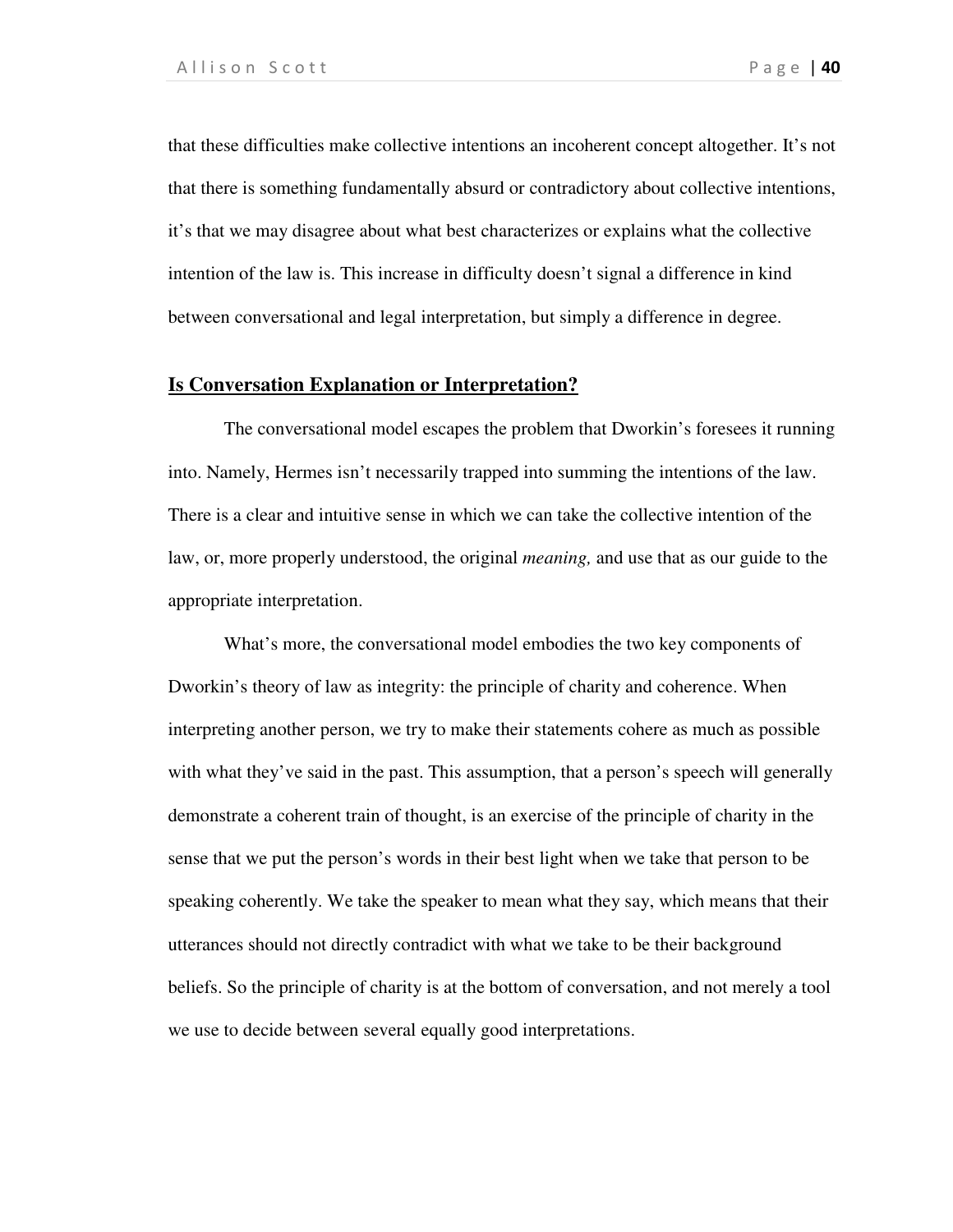that these difficulties make collective intentions an incoherent concept altogether. It's not that there is something fundamentally absurd or contradictory about collective intentions, it's that we may disagree about what best characterizes or explains what the collective intention of the law is. This increase in difficulty doesn't signal a difference in kind between conversational and legal interpretation, but simply a difference in degree.

## **Is Conversation Explanation or Interpretation?**

The conversational model escapes the problem that Dworkin's foresees it running into. Namely, Hermes isn't necessarily trapped into summing the intentions of the law. There is a clear and intuitive sense in which we can take the collective intention of the law, or, more properly understood, the original *meaning,* and use that as our guide to the appropriate interpretation.

What's more, the conversational model embodies the two key components of Dworkin's theory of law as integrity: the principle of charity and coherence. When interpreting another person, we try to make their statements cohere as much as possible with what they've said in the past. This assumption, that a person's speech will generally demonstrate a coherent train of thought, is an exercise of the principle of charity in the sense that we put the person's words in their best light when we take that person to be speaking coherently. We take the speaker to mean what they say, which means that their utterances should not directly contradict with what we take to be their background beliefs. So the principle of charity is at the bottom of conversation, and not merely a tool we use to decide between several equally good interpretations.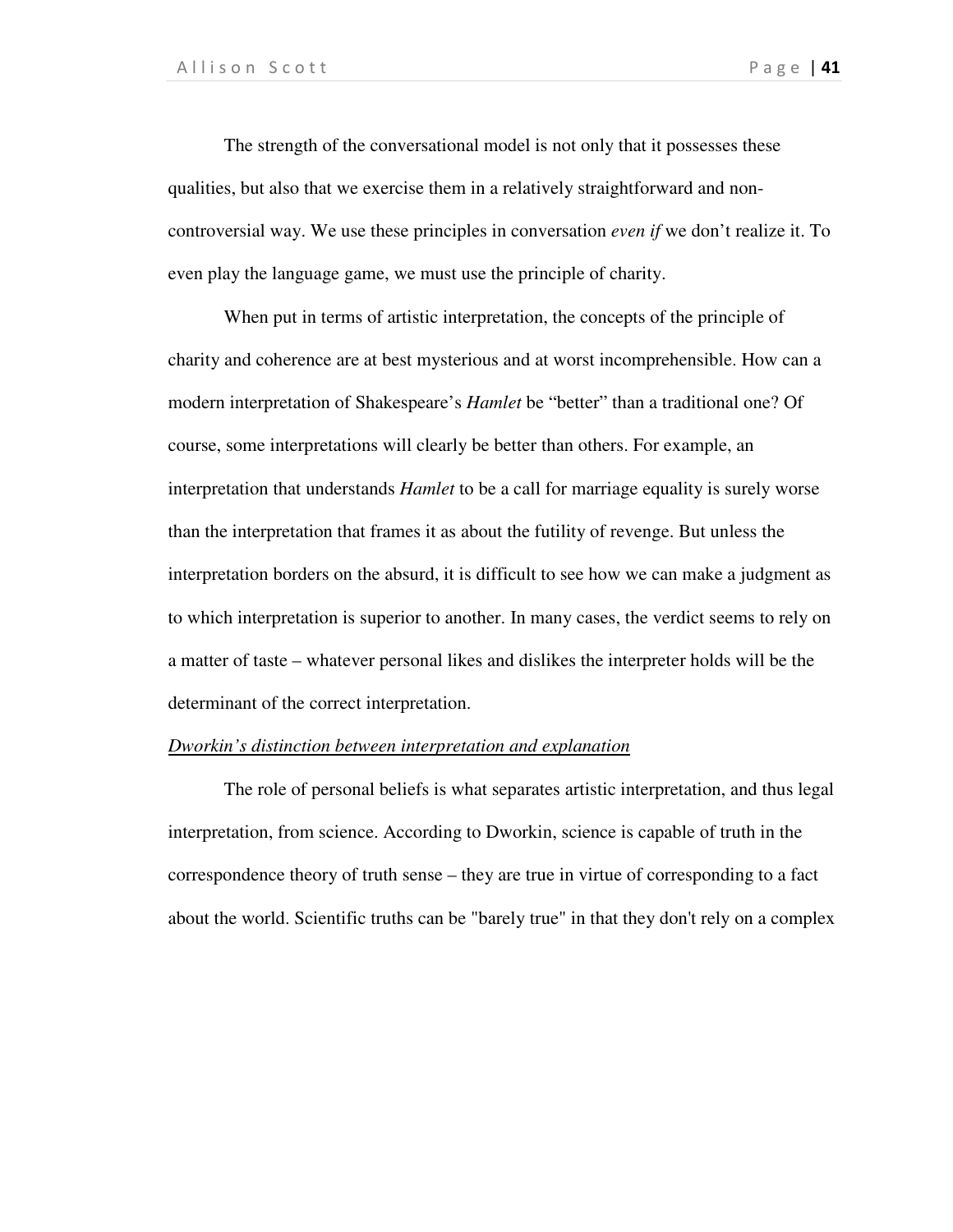The strength of the conversational model is not only that it possesses these qualities, but also that we exercise them in a relatively straightforward and non-controversial way. We use these principles in conversation *even if* we don't realize it. To even play the language game, we must use the principle of charity.

When put in terms of artistic interpretation, the concepts of the principle of charity and coherence are at best mysterious and at worst incomprehensible. How can a modern interpretation of Shakespeare's *Hamlet* be "better" than a traditional one? Of course, some interpretations will clearly be better than others. For example, an interpretation that understands *Hamlet* to be a call for marriage equality is surely worse than the interpretation that frames it as about the futility of revenge. But unless the interpretation borders on the absurd, it is difficult to see how we can make a judgment as to which interpretation is superior to another. In many cases, the verdict seems to rely on a matter of taste – whatever personal likes and dislikes the interpreter holds will be the determinant of the correct interpretation.

<u>*Dworkin's distinction between interpretation and explanation*</u>

The role of personal beliefs is what separates artistic interpretation, and thus legal interpretation, from science. According to Dworkin, science is capable of truth in the correspondence theory of truth sense – they are true in virtue of corresponding to a fact about the world. Scientific truths can be "barely true" in that they don't rely on a complex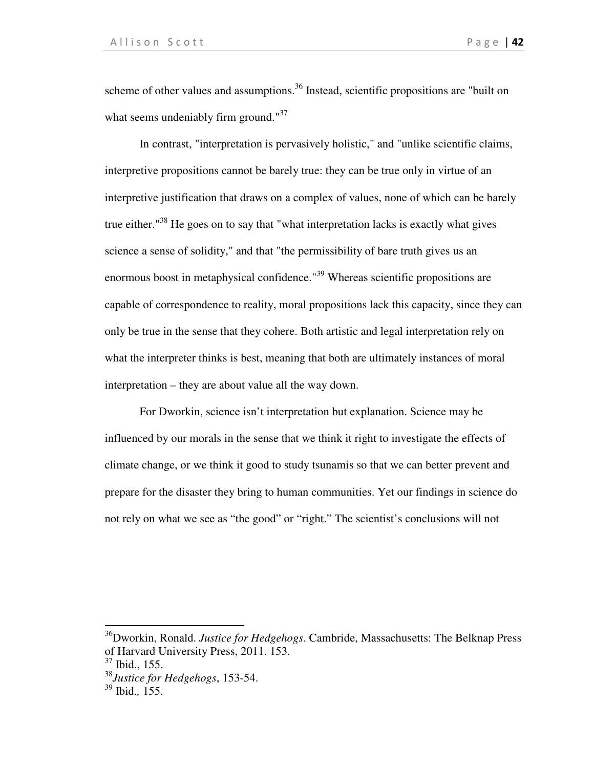scheme of other values and assumptions.[36] Instead, scientific propositions are "built on what seems undeniably firm ground."[37]

In contrast, "interpretation is pervasively holistic," and "unlike scientific claims, interpretive propositions cannot be barely true: they can be true only in virtue of an interpretive justification that draws on a complex of values, none of which can be barely true either."[38] He goes on to say that "what interpretation lacks is exactly what gives science a sense of solidity," and that "the permissibility of bare truth gives us an enormous boost in metaphysical confidence."[39] Whereas scientific propositions are capable of correspondence to reality, moral propositions lack this capacity, since they can only be true in the sense that they cohere. Both artistic and legal interpretation rely on what the interpreter thinks is best, meaning that both are ultimately instances of moral interpretation – they are about value all the way down.

For Dworkin, science isn't interpretation but explanation. Science may be influenced by our morals in the sense that we think it right to investigate the effects of climate change, or we think it good to study tsunamis so that we can better prevent and prepare for the disaster they bring to human communities. Yet our findings in science do not rely on what we see as "the good" or "right." The scientist's conclusions will not

---

[36] Dworkin, Ronald. *Justice for Hedgehogs*. Cambride, Massachusetts: The Belknap Press of Harvard University Press, 2011. 153.

[37] Ibid., 155.

[38] *Justice for Hedgehogs*, 153-54.

[39] Ibid., 155.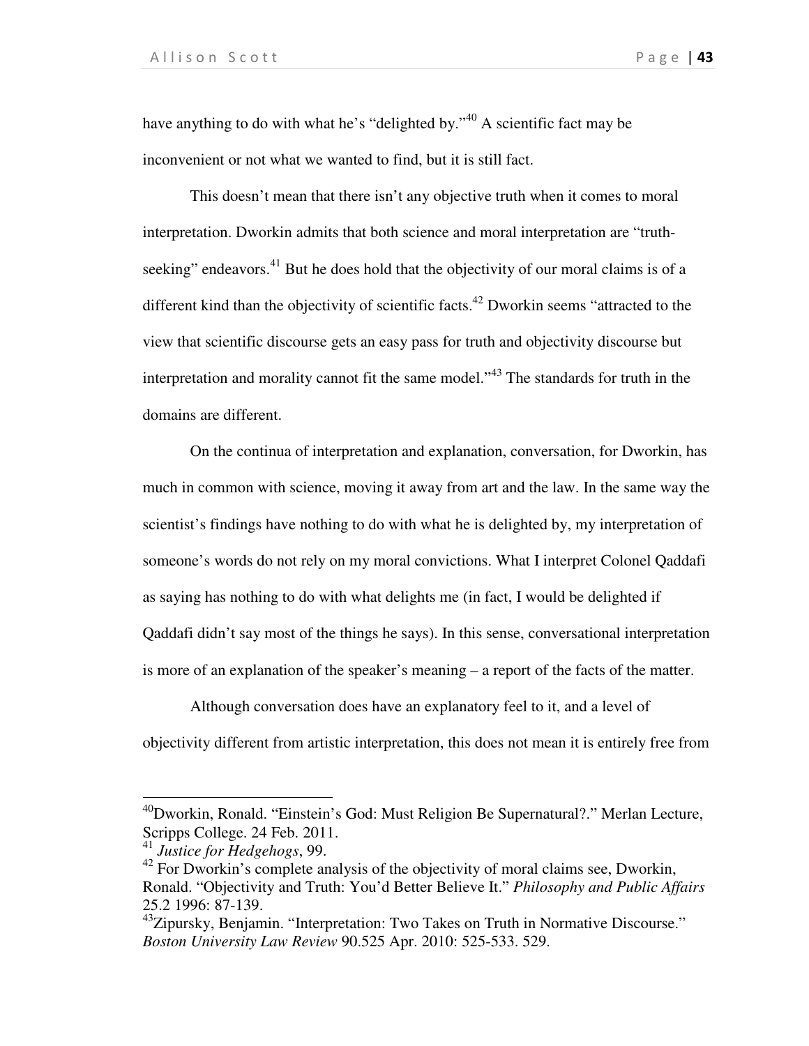have anything to do with what he's "delighted by."[40] A scientific fact may be inconvenient or not what we wanted to find, but it is still fact.

This doesn't mean that there isn't any objective truth when it comes to moral interpretation. Dworkin admits that both science and moral interpretation are "truth-seeking" endeavors.[41] But he does hold that the objectivity of our moral claims is of a different kind than the objectivity of scientific facts.[42] Dworkin seems "attracted to the view that scientific discourse gets an easy pass for truth and objectivity discourse but interpretation and morality cannot fit the same model."[43] The standards for truth in the domains are different.

On the continua of interpretation and explanation, conversation, for Dworkin, has much in common with science, moving it away from art and the law. In the same way the scientist's findings have nothing to do with what he is delighted by, my interpretation of someone's words do not rely on my moral convictions. What I interpret Colonel Qaddafi as saying has nothing to do with what delights me (in fact, I would be delighted if Qaddafi didn't say most of the things he says). In this sense, conversational interpretation is more of an explanation of the speaker's meaning – a report of the facts of the matter.

Although conversation does have an explanatory feel to it, and a level of objectivity different from artistic interpretation, this does not mean it is entirely free from

---

[40]Dworkin, Ronald. "Einstein's God: Must Religion Be Supernatural?." Merlan Lecture, Scripps College. 24 Feb. 2011.

[41] *Justice for Hedgehogs*, 99.

[42] For Dworkin's complete analysis of the objectivity of moral claims see, Dworkin, Ronald. "Objectivity and Truth: You'd Better Believe It." *Philosophy and Public Affairs* 25.2 1996: 87-139.

[43]Zipursky, Benjamin. "Interpretation: Two Takes on Truth in Normative Discourse." *Boston University Law Review* 90.525 Apr. 2010: 525-533. 529.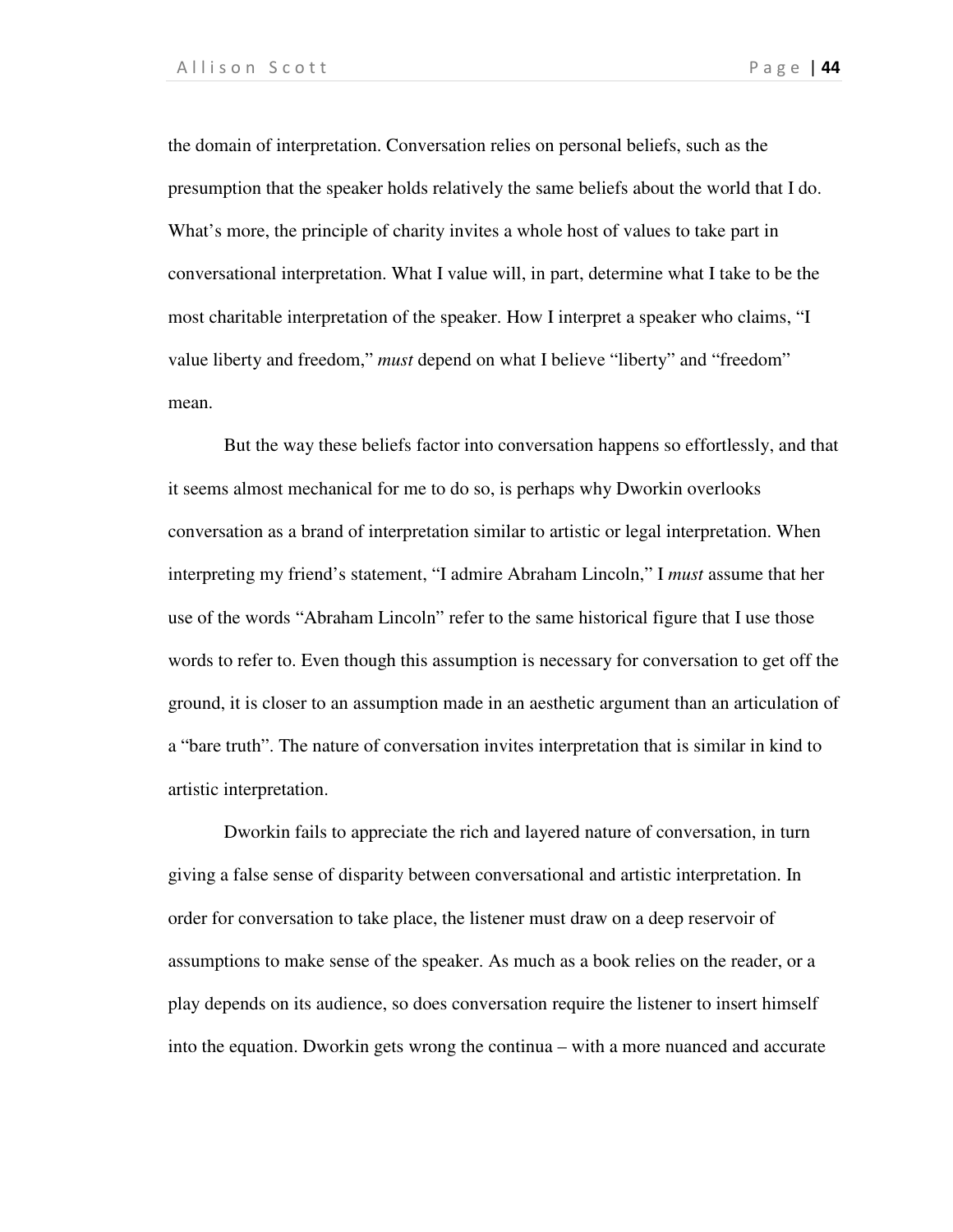the domain of interpretation. Conversation relies on personal beliefs, such as the presumption that the speaker holds relatively the same beliefs about the world that I do. What's more, the principle of charity invites a whole host of values to take part in conversational interpretation. What I value will, in part, determine what I take to be the most charitable interpretation of the speaker. How I interpret a speaker who claims, "I value liberty and freedom," *must* depend on what I believe "liberty" and "freedom" mean.

But the way these beliefs factor into conversation happens so effortlessly, and that it seems almost mechanical for me to do so, is perhaps why Dworkin overlooks conversation as a brand of interpretation similar to artistic or legal interpretation. When interpreting my friend's statement, "I admire Abraham Lincoln," I *must* assume that her use of the words "Abraham Lincoln" refer to the same historical figure that I use those words to refer to. Even though this assumption is necessary for conversation to get off the ground, it is closer to an assumption made in an aesthetic argument than an articulation of a "bare truth". The nature of conversation invites interpretation that is similar in kind to artistic interpretation.

Dworkin fails to appreciate the rich and layered nature of conversation, in turn giving a false sense of disparity between conversational and artistic interpretation. In order for conversation to take place, the listener must draw on a deep reservoir of assumptions to make sense of the speaker. As much as a book relies on the reader, or a play depends on its audience, so does conversation require the listener to insert himself into the equation. Dworkin gets wrong the continua – with a more nuanced and accurate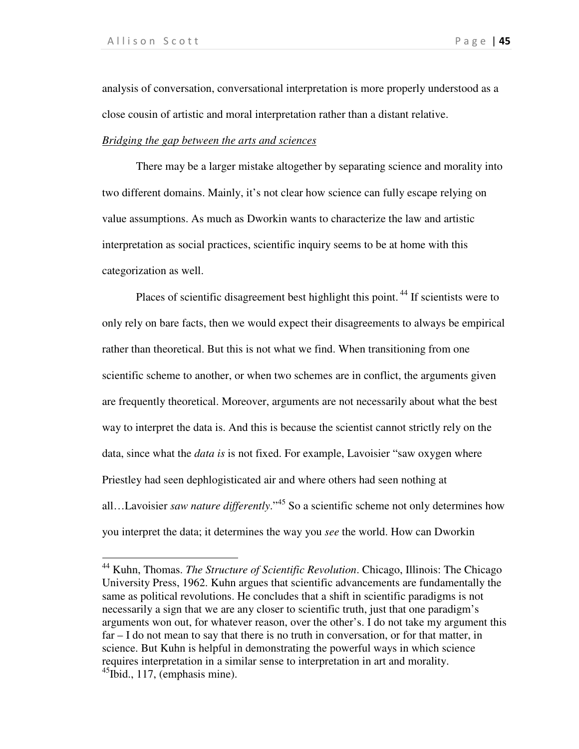analysis of conversation, conversational interpretation is more properly understood as a close cousin of artistic and moral interpretation rather than a distant relative.

*Bridging the gap between the arts and sciences*

There may be a larger mistake altogether by separating science and morality into two different domains. Mainly, it's not clear how science can fully escape relying on value assumptions. As much as Dworkin wants to characterize the law and artistic interpretation as social practices, scientific inquiry seems to be at home with this categorization as well.

Places of scientific disagreement best highlight this point.[44] If scientists were to only rely on bare facts, then we would expect their disagreements to always be empirical rather than theoretical. But this is not what we find. When transitioning from one scientific scheme to another, or when two schemes are in conflict, the arguments given are frequently theoretical. Moreover, arguments are not necessarily about what the best way to interpret the data is. And this is because the scientist cannot strictly rely on the data, since what the *data is* is not fixed. For example, Lavoisier "saw oxygen where Priestley had seen dephlogisticated air and where others had seen nothing at all…Lavoisier *saw nature differently*."[45] So a scientific scheme not only determines how you interpret the data; it determines the way you *see* the world. How can Dworkin

---

[44] Kuhn, Thomas. *The Structure of Scientific Revolution*. Chicago, Illinois: The Chicago University Press, 1962. Kuhn argues that scientific advancements are fundamentally the same as political revolutions. He concludes that a shift in scientific paradigms is not necessarily a sign that we are any closer to scientific truth, just that one paradigm's arguments won out, for whatever reason, over the other's. I do not take my argument this far – I do not mean to say that there is no truth in conversation, or for that matter, in science. But Kuhn is helpful in demonstrating the powerful ways in which science requires interpretation in a similar sense to interpretation in art and morality.

[45] Ibid., 117, (emphasis mine).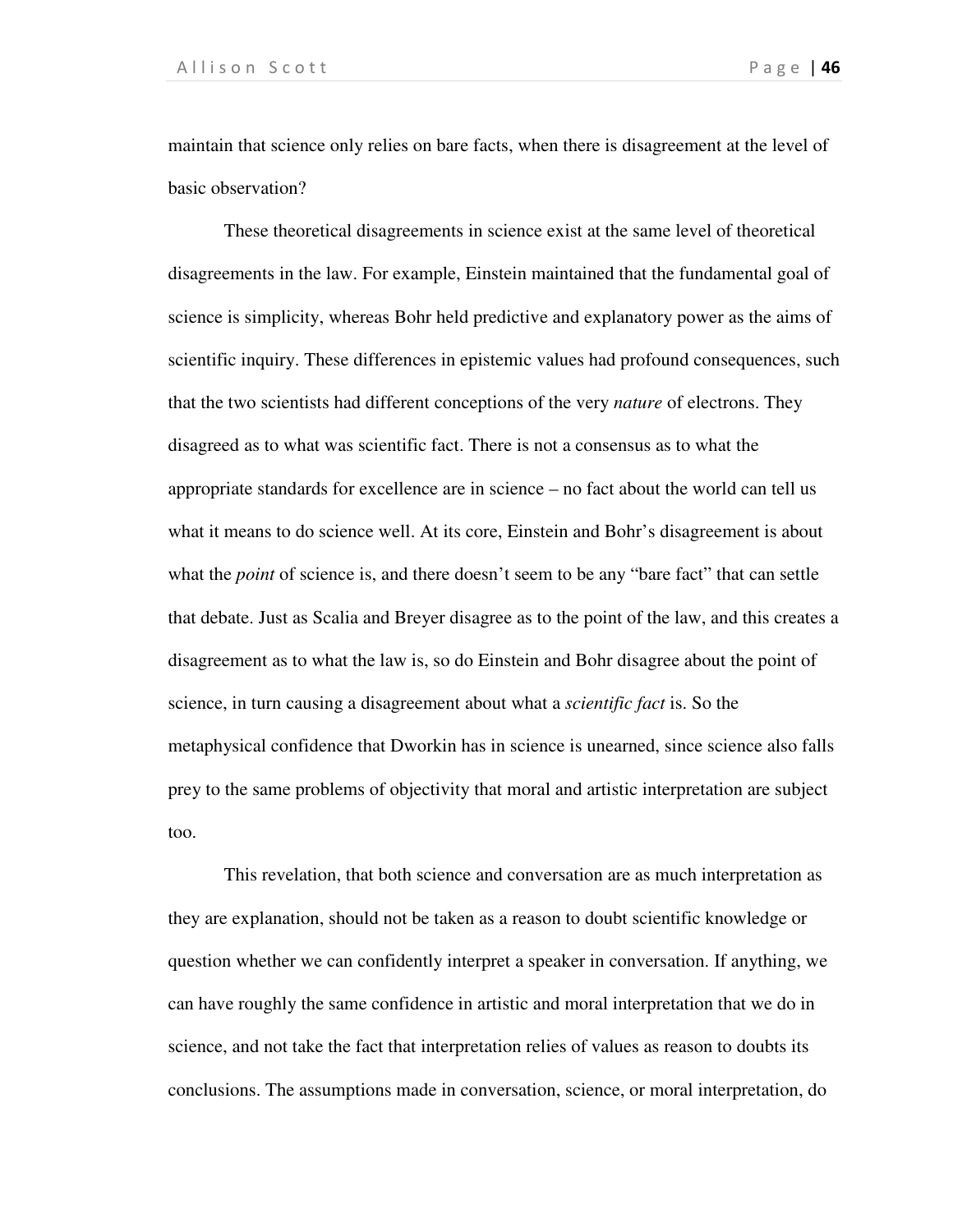maintain that science only relies on bare facts, when there is disagreement at the level of basic observation?

These theoretical disagreements in science exist at the same level of theoretical disagreements in the law. For example, Einstein maintained that the fundamental goal of science is simplicity, whereas Bohr held predictive and explanatory power as the aims of scientific inquiry. These differences in epistemic values had profound consequences, such that the two scientists had different conceptions of the very *nature* of electrons. They disagreed as to what was scientific fact. There is not a consensus as to what the appropriate standards for excellence are in science – no fact about the world can tell us what it means to do science well. At its core, Einstein and Bohr's disagreement is about what the *point* of science is, and there doesn't seem to be any "bare fact" that can settle that debate. Just as Scalia and Breyer disagree as to the point of the law, and this creates a disagreement as to what the law is, so do Einstein and Bohr disagree about the point of science, in turn causing a disagreement about what a *scientific fact* is. So the metaphysical confidence that Dworkin has in science is unearned, since science also falls prey to the same problems of objectivity that moral and artistic interpretation are subject too.

This revelation, that both science and conversation are as much interpretation as they are explanation, should not be taken as a reason to doubt scientific knowledge or question whether we can confidently interpret a speaker in conversation. If anything, we can have roughly the same confidence in artistic and moral interpretation that we do in science, and not take the fact that interpretation relies of values as reason to doubts its conclusions. The assumptions made in conversation, science, or moral interpretation, do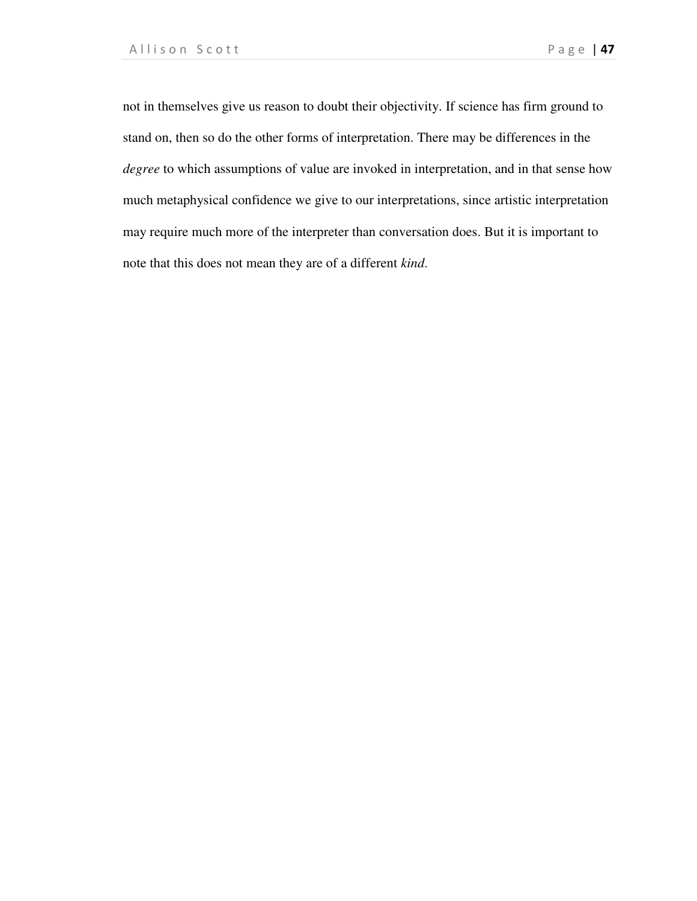not in themselves give us reason to doubt their objectivity. If science has firm ground to stand on, then so do the other forms of interpretation. There may be differences in the *degree* to which assumptions of value are invoked in interpretation, and in that sense how much metaphysical confidence we give to our interpretations, since artistic interpretation may require much more of the interpreter than conversation does. But it is important to note that this does not mean they are of a different *kind*.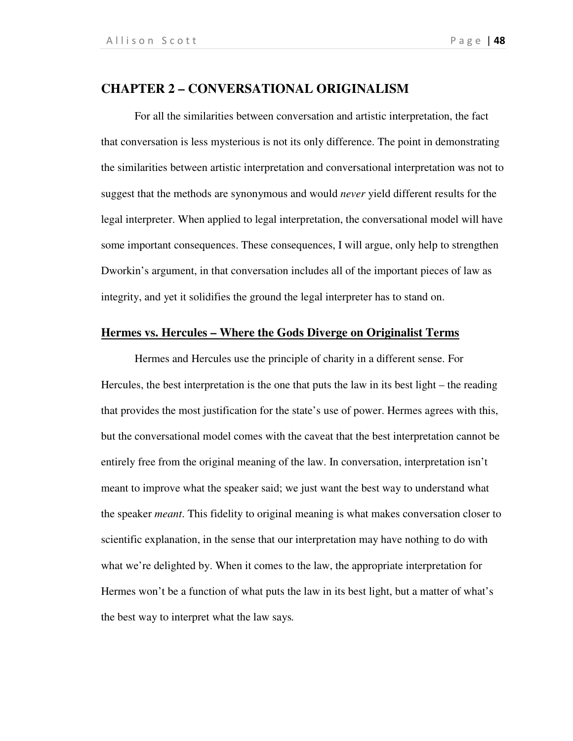## CHAPTER 2 – CONVERSATIONAL ORIGINALISM

For all the similarities between conversation and artistic interpretation, the fact that conversation is less mysterious is not its only difference. The point in demonstrating the similarities between artistic interpretation and conversational interpretation was not to suggest that the methods are synonymous and would *never* yield different results for the legal interpreter. When applied to legal interpretation, the conversational model will have some important consequences. These consequences, I will argue, only help to strengthen Dworkin's argument, in that conversation includes all of the important pieces of law as integrity, and yet it solidifies the ground the legal interpreter has to stand on.

### Hermes vs. Hercules – Where the Gods Diverge on Originalist Terms

Hermes and Hercules use the principle of charity in a different sense. For Hercules, the best interpretation is the one that puts the law in its best light – the reading that provides the most justification for the state's use of power. Hermes agrees with this, but the conversational model comes with the caveat that the best interpretation cannot be entirely free from the original meaning of the law. In conversation, interpretation isn't meant to improve what the speaker said; we just want the best way to understand what the speaker *meant*. This fidelity to original meaning is what makes conversation closer to scientific explanation, in the sense that our interpretation may have nothing to do with what we're delighted by. When it comes to the law, the appropriate interpretation for Hermes won't be a function of what puts the law in its best light, but a matter of what's the best way to interpret what the law says.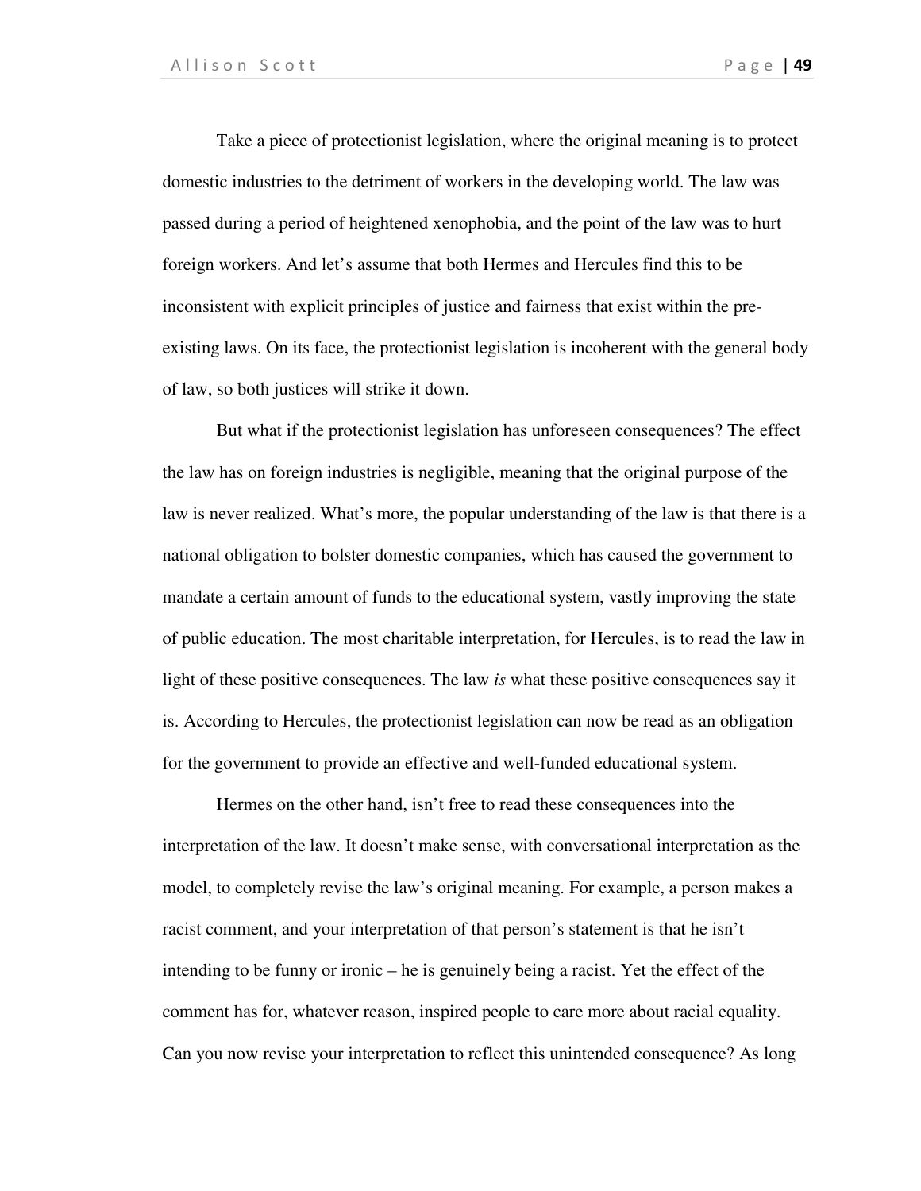Take a piece of protectionist legislation, where the original meaning is to protect domestic industries to the detriment of workers in the developing world. The law was passed during a period of heightened xenophobia, and the point of the law was to hurt foreign workers. And let's assume that both Hermes and Hercules find this to be inconsistent with explicit principles of justice and fairness that exist within the pre-existing laws. On its face, the protectionist legislation is incoherent with the general body of law, so both justices will strike it down.

But what if the protectionist legislation has unforeseen consequences? The effect the law has on foreign industries is negligible, meaning that the original purpose of the law is never realized. What's more, the popular understanding of the law is that there is a national obligation to bolster domestic companies, which has caused the government to mandate a certain amount of funds to the educational system, vastly improving the state of public education. The most charitable interpretation, for Hercules, is to read the law in light of these positive consequences. The law *is* what these positive consequences say it is. According to Hercules, the protectionist legislation can now be read as an obligation for the government to provide an effective and well-funded educational system.

Hermes on the other hand, isn't free to read these consequences into the interpretation of the law. It doesn't make sense, with conversational interpretation as the model, to completely revise the law's original meaning. For example, a person makes a racist comment, and your interpretation of that person's statement is that he isn't intending to be funny or ironic – he is genuinely being a racist. Yet the effect of the comment has for, whatever reason, inspired people to care more about racial equality. Can you now revise your interpretation to reflect this unintended consequence? As long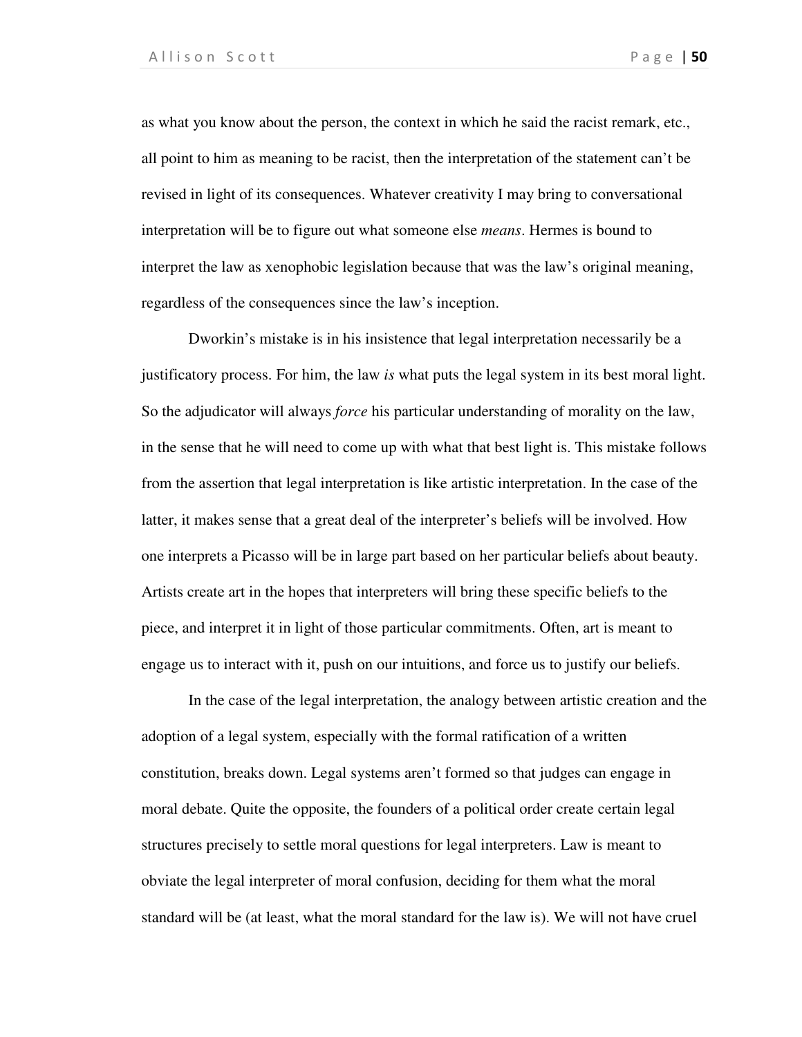as what you know about the person, the context in which he said the racist remark, etc., all point to him as meaning to be racist, then the interpretation of the statement can't be revised in light of its consequences. Whatever creativity I may bring to conversational interpretation will be to figure out what someone else *means*. Hermes is bound to interpret the law as xenophobic legislation because that was the law's original meaning, regardless of the consequences since the law's inception.

Dworkin's mistake is in his insistence that legal interpretation necessarily be a justificatory process. For him, the law *is* what puts the legal system in its best moral light. So the adjudicator will always *force* his particular understanding of morality on the law, in the sense that he will need to come up with what that best light is. This mistake follows from the assertion that legal interpretation is like artistic interpretation. In the case of the latter, it makes sense that a great deal of the interpreter's beliefs will be involved. How one interprets a Picasso will be in large part based on her particular beliefs about beauty. Artists create art in the hopes that interpreters will bring these specific beliefs to the piece, and interpret it in light of those particular commitments. Often, art is meant to engage us to interact with it, push on our intuitions, and force us to justify our beliefs.

In the case of the legal interpretation, the analogy between artistic creation and the adoption of a legal system, especially with the formal ratification of a written constitution, breaks down. Legal systems aren't formed so that judges can engage in moral debate. Quite the opposite, the founders of a political order create certain legal structures precisely to settle moral questions for legal interpreters. Law is meant to obviate the legal interpreter of moral confusion, deciding for them what the moral standard will be (at least, what the moral standard for the law is). We will not have cruel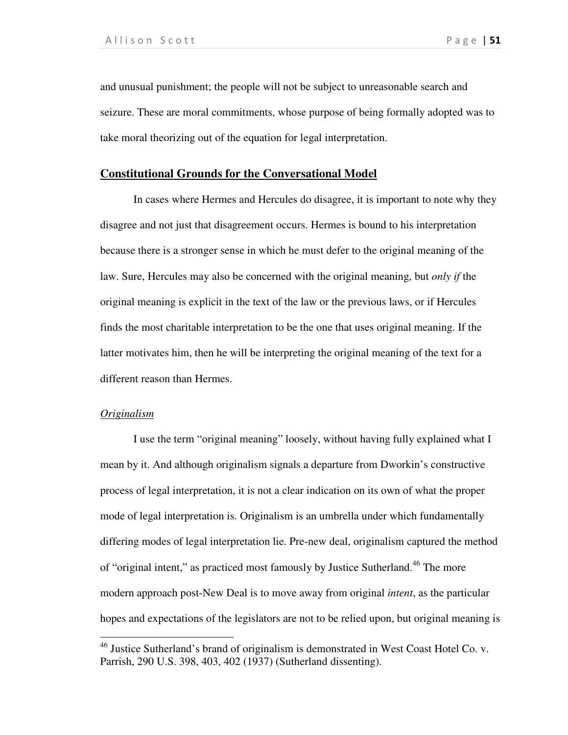and unusual punishment; the people will not be subject to unreasonable search and seizure. These are moral commitments, whose purpose of being formally adopted was to take moral theorizing out of the equation for legal interpretation.

## **Constitutional Grounds for the Conversational Model**

In cases where Hermes and Hercules do disagree, it is important to note why they disagree and not just that disagreement occurs. Hermes is bound to his interpretation because there is a stronger sense in which he must defer to the original meaning of the law. Sure, Hercules may also be concerned with the original meaning, but *only if* the original meaning is explicit in the text of the law or the previous laws, or if Hercules finds the most charitable interpretation to be the one that uses original meaning. If the latter motivates him, then he will be interpreting the original meaning of the text for a different reason than Hermes.

### *Originalism*

I use the term "original meaning" loosely, without having fully explained what I mean by it. And although originalism signals a departure from Dworkin's constructive process of legal interpretation, it is not a clear indication on its own of what the proper mode of legal interpretation is. Originalism is an umbrella under which fundamentally differing modes of legal interpretation lie. Pre-new deal, originalism captured the method of "original intent," as practiced most famously by Justice Sutherland.[46] The more modern approach post-New Deal is to move away from original *intent*, as the particular hopes and expectations of the legislators are not to be relied upon, but original meaning is

---

[46] Justice Sutherland's brand of originalism is demonstrated in West Coast Hotel Co. v. Parrish, 290 U.S. 398, 403, 402 (1937) (Sutherland dissenting).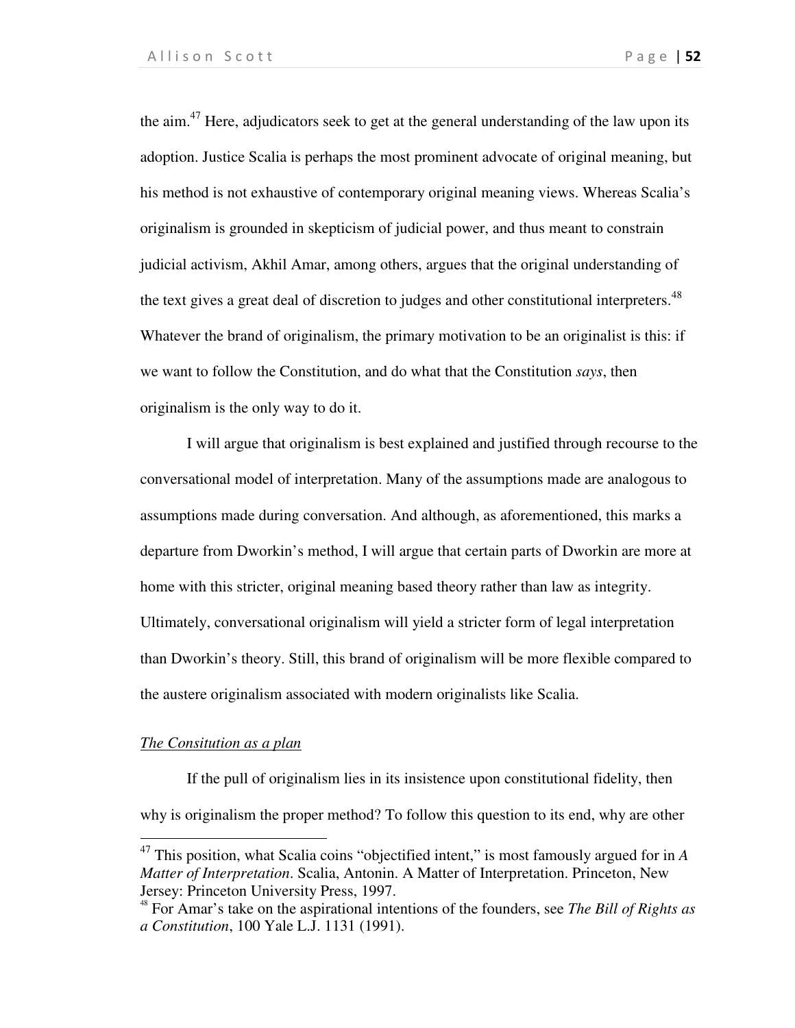the aim.[47] Here, adjudicators seek to get at the general understanding of the law upon its adoption. Justice Scalia is perhaps the most prominent advocate of original meaning, but his method is not exhaustive of contemporary original meaning views. Whereas Scalia's originalism is grounded in skepticism of judicial power, and thus meant to constrain judicial activism, Akhil Amar, among others, argues that the original understanding of the text gives a great deal of discretion to judges and other constitutional interpreters.[48] Whatever the brand of originalism, the primary motivation to be an originalist is this: if we want to follow the Constitution, and do what that the Constitution *says*, then originalism is the only way to do it.

I will argue that originalism is best explained and justified through recourse to the conversational model of interpretation. Many of the assumptions made are analogous to assumptions made during conversation. And although, as aforementioned, this marks a departure from Dworkin's method, I will argue that certain parts of Dworkin are more at home with this stricter, original meaning based theory rather than law as integrity. Ultimately, conversational originalism will yield a stricter form of legal interpretation than Dworkin's theory. Still, this brand of originalism will be more flexible compared to the austere originalism associated with modern originalists like Scalia.

<u>*The Consitution as a plan*</u>

If the pull of originalism lies in its insistence upon constitutional fidelity, then why is originalism the proper method? To follow this question to its end, why are other

---

[47] This position, what Scalia coins "objectified intent," is most famously argued for in *A Matter of Interpretation*. Scalia, Antonin. A Matter of Interpretation. Princeton, New Jersey: Princeton University Press, 1997.

[48] For Amar's take on the aspirational intentions of the founders, see *The Bill of Rights as a Constitution*, 100 Yale L.J. 1131 (1991).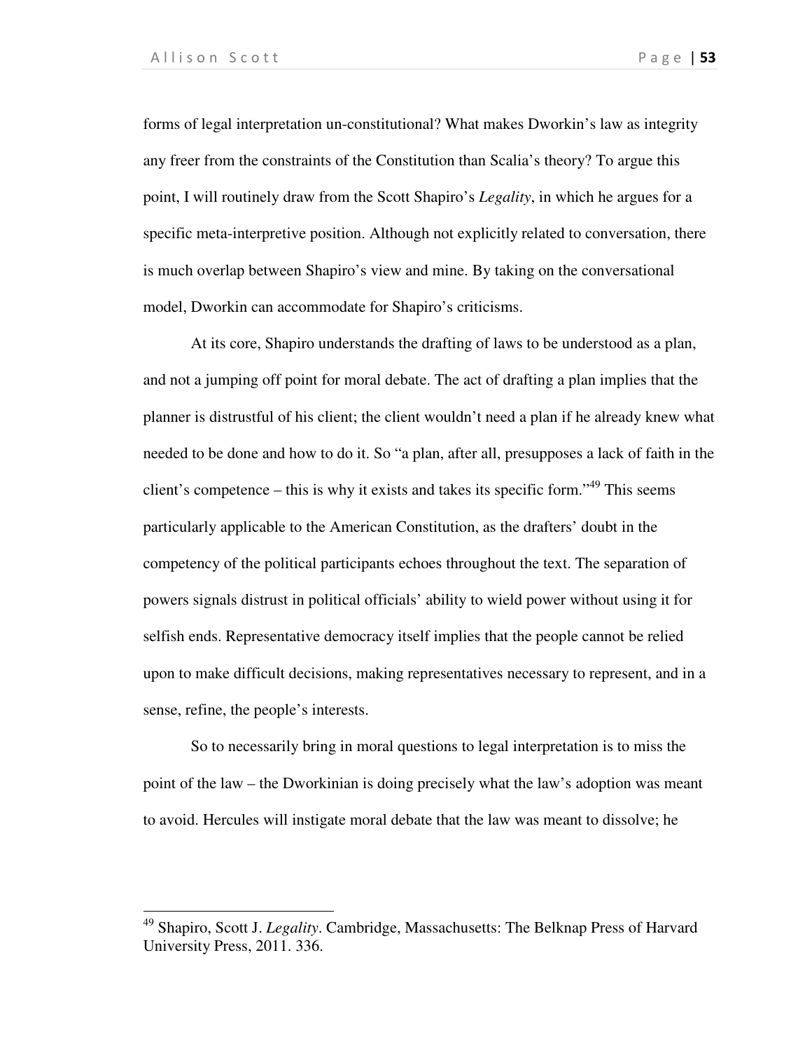forms of legal interpretation un-constitutional? What makes Dworkin's law as integrity any freer from the constraints of the Constitution than Scalia's theory? To argue this point, I will routinely draw from the Scott Shapiro's *Legality*, in which he argues for a specific meta-interpretive position. Although not explicitly related to conversation, there is much overlap between Shapiro's view and mine. By taking on the conversational model, Dworkin can accommodate for Shapiro's criticisms.

At its core, Shapiro understands the drafting of laws to be understood as a plan, and not a jumping off point for moral debate. The act of drafting a plan implies that the planner is distrustful of his client; the client wouldn't need a plan if he already knew what needed to be done and how to do it. So "a plan, after all, presupposes a lack of faith in the client's competence – this is why it exists and takes its specific form."[49] This seems particularly applicable to the American Constitution, as the drafters' doubt in the competency of the political participants echoes throughout the text. The separation of powers signals distrust in political officials' ability to wield power without using it for selfish ends. Representative democracy itself implies that the people cannot be relied upon to make difficult decisions, making representatives necessary to represent, and in a sense, refine, the people's interests.

So to necessarily bring in moral questions to legal interpretation is to miss the point of the law – the Dworkinian is doing precisely what the law's adoption was meant to avoid. Hercules will instigate moral debate that the law was meant to dissolve; he

[49] Shapiro, Scott J. *Legality*. Cambridge, Massachusetts: The Belknap Press of Harvard University Press, 2011. 336.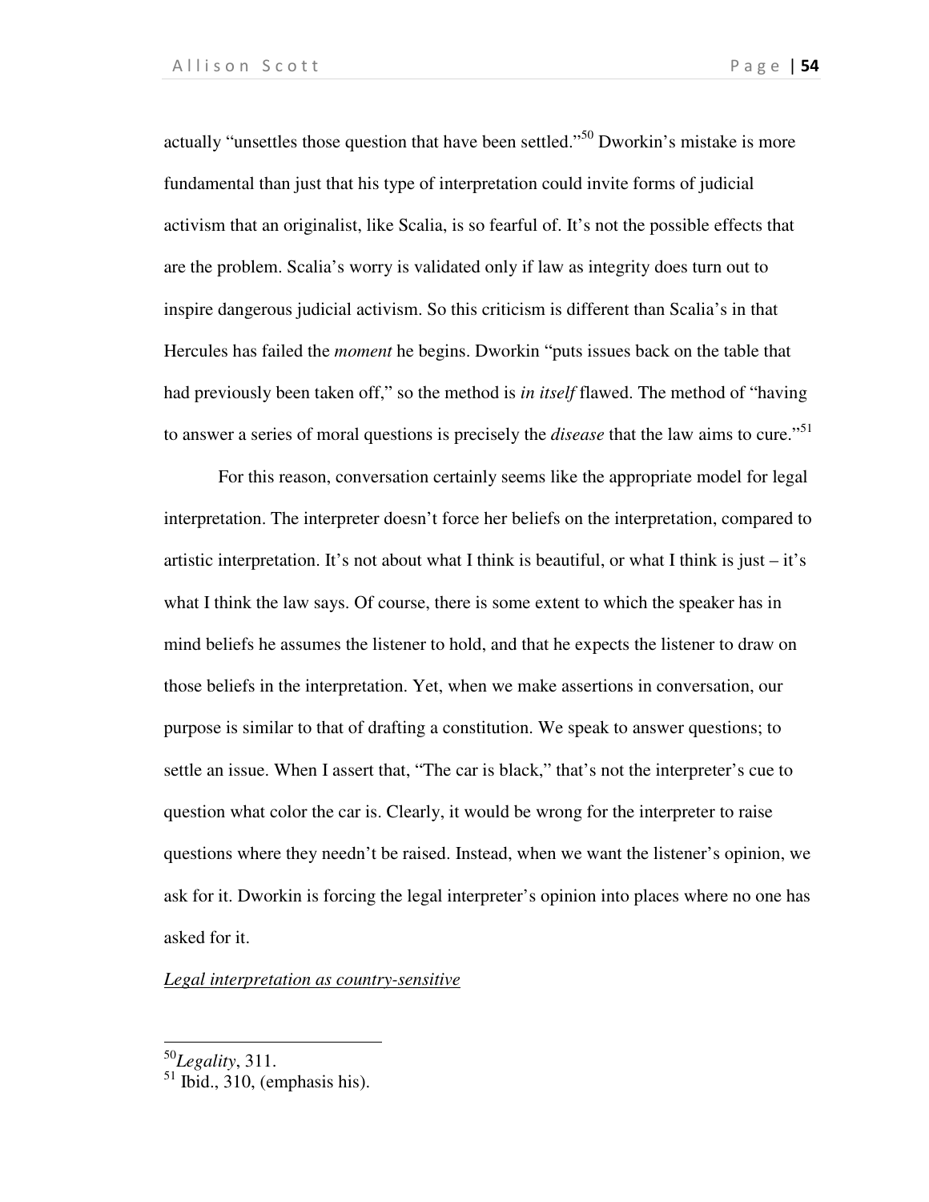actually "unsettles those question that have been settled."[50] Dworkin's mistake is more fundamental than just that his type of interpretation could invite forms of judicial activism that an originalist, like Scalia, is so fearful of. It's not the possible effects that are the problem. Scalia's worry is validated only if law as integrity does turn out to inspire dangerous judicial activism. So this criticism is different than Scalia's in that Hercules has failed the *moment* he begins. Dworkin "puts issues back on the table that had previously been taken off," so the method is *in itself* flawed. The method of "having to answer a series of moral questions is precisely the *disease* that the law aims to cure."[51]

For this reason, conversation certainly seems like the appropriate model for legal interpretation. The interpreter doesn't force her beliefs on the interpretation, compared to artistic interpretation. It's not about what I think is beautiful, or what I think is just – it's what I think the law says. Of course, there is some extent to which the speaker has in mind beliefs he assumes the listener to hold, and that he expects the listener to draw on those beliefs in the interpretation. Yet, when we make assertions in conversation, our purpose is similar to that of drafting a constitution. We speak to answer questions; to settle an issue. When I assert that, "The car is black," that's not the interpreter's cue to question what color the car is. Clearly, it would be wrong for the interpreter to raise questions where they needn't be raised. Instead, when we want the listener's opinion, we ask for it. Dworkin is forcing the legal interpreter's opinion into places where no one has asked for it.

*Legal interpretation as country-sensitive*

---

[50] *Legality*, 311.

[51] Ibid., 310, (emphasis his).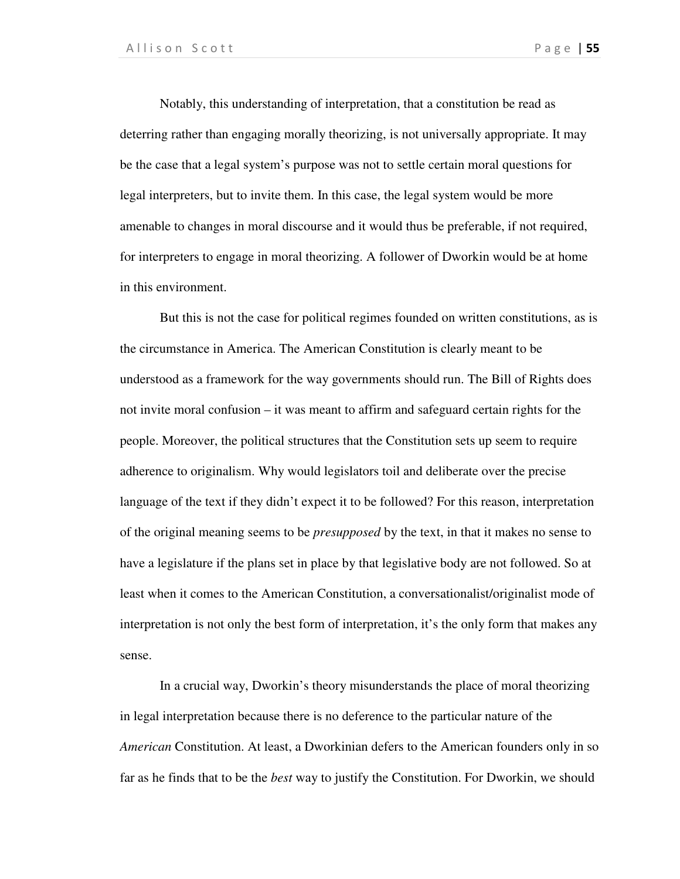Notably, this understanding of interpretation, that a constitution be read as deterring rather than engaging morally theorizing, is not universally appropriate. It may be the case that a legal system's purpose was not to settle certain moral questions for legal interpreters, but to invite them. In this case, the legal system would be more amenable to changes in moral discourse and it would thus be preferable, if not required, for interpreters to engage in moral theorizing. A follower of Dworkin would be at home in this environment.

But this is not the case for political regimes founded on written constitutions, as is the circumstance in America. The American Constitution is clearly meant to be understood as a framework for the way governments should run. The Bill of Rights does not invite moral confusion – it was meant to affirm and safeguard certain rights for the people. Moreover, the political structures that the Constitution sets up seem to require adherence to originalism. Why would legislators toil and deliberate over the precise language of the text if they didn't expect it to be followed? For this reason, interpretation of the original meaning seems to be *presupposed* by the text, in that it makes no sense to have a legislature if the plans set in place by that legislative body are not followed. So at least when it comes to the American Constitution, a conversationalist/originalist mode of interpretation is not only the best form of interpretation, it's the only form that makes any sense.

In a crucial way, Dworkin's theory misunderstands the place of moral theorizing in legal interpretation because there is no deference to the particular nature of the *American* Constitution. At least, a Dworkinian defers to the American founders only in so far as he finds that to be the *best* way to justify the Constitution. For Dworkin, we should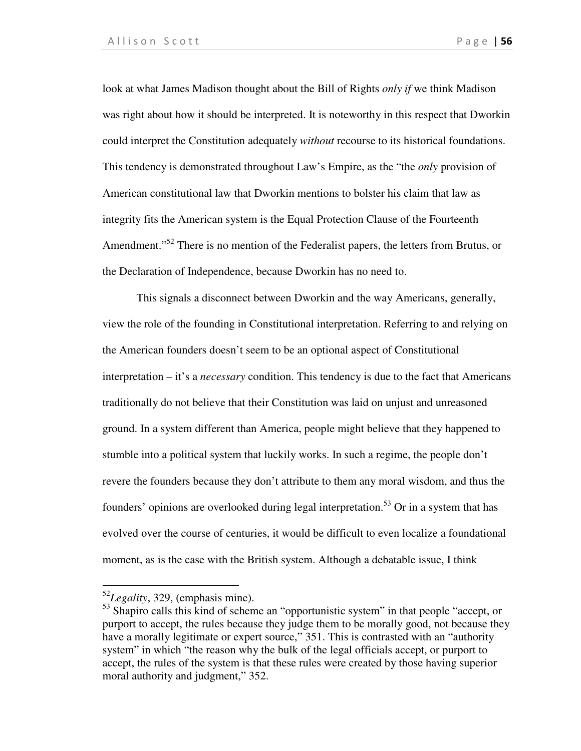look at what James Madison thought about the Bill of Rights *only if* we think Madison was right about how it should be interpreted. It is noteworthy in this respect that Dworkin could interpret the Constitution adequately *without* recourse to its historical foundations. This tendency is demonstrated throughout Law's Empire, as the "the *only* provision of American constitutional law that Dworkin mentions to bolster his claim that law as integrity fits the American system is the Equal Protection Clause of the Fourteenth Amendment."[52] There is no mention of the Federalist papers, the letters from Brutus, or the Declaration of Independence, because Dworkin has no need to.

This signals a disconnect between Dworkin and the way Americans, generally, view the role of the founding in Constitutional interpretation. Referring to and relying on the American founders doesn't seem to be an optional aspect of Constitutional interpretation – it's a *necessary* condition. This tendency is due to the fact that Americans traditionally do not believe that their Constitution was laid on unjust and unreasoned ground. In a system different than America, people might believe that they happened to stumble into a political system that luckily works. In such a regime, the people don't revere the founders because they don't attribute to them any moral wisdom, and thus the founders' opinions are overlooked during legal interpretation.[53] Or in a system that has evolved over the course of centuries, it would be difficult to even localize a foundational moment, as is the case with the British system. Although a debatable issue, I think

---

[52] *Legality*, 329, (emphasis mine).

[53] Shapiro calls this kind of scheme an "opportunistic system" in that people "accept, or purport to accept, the rules because they judge them to be morally good, not because they have a morally legitimate or expert source," 351. This is contrasted with an "authority system" in which "the reason why the bulk of the legal officials accept, or purport to accept, the rules of the system is that these rules were created by those having superior moral authority and judgment," 352.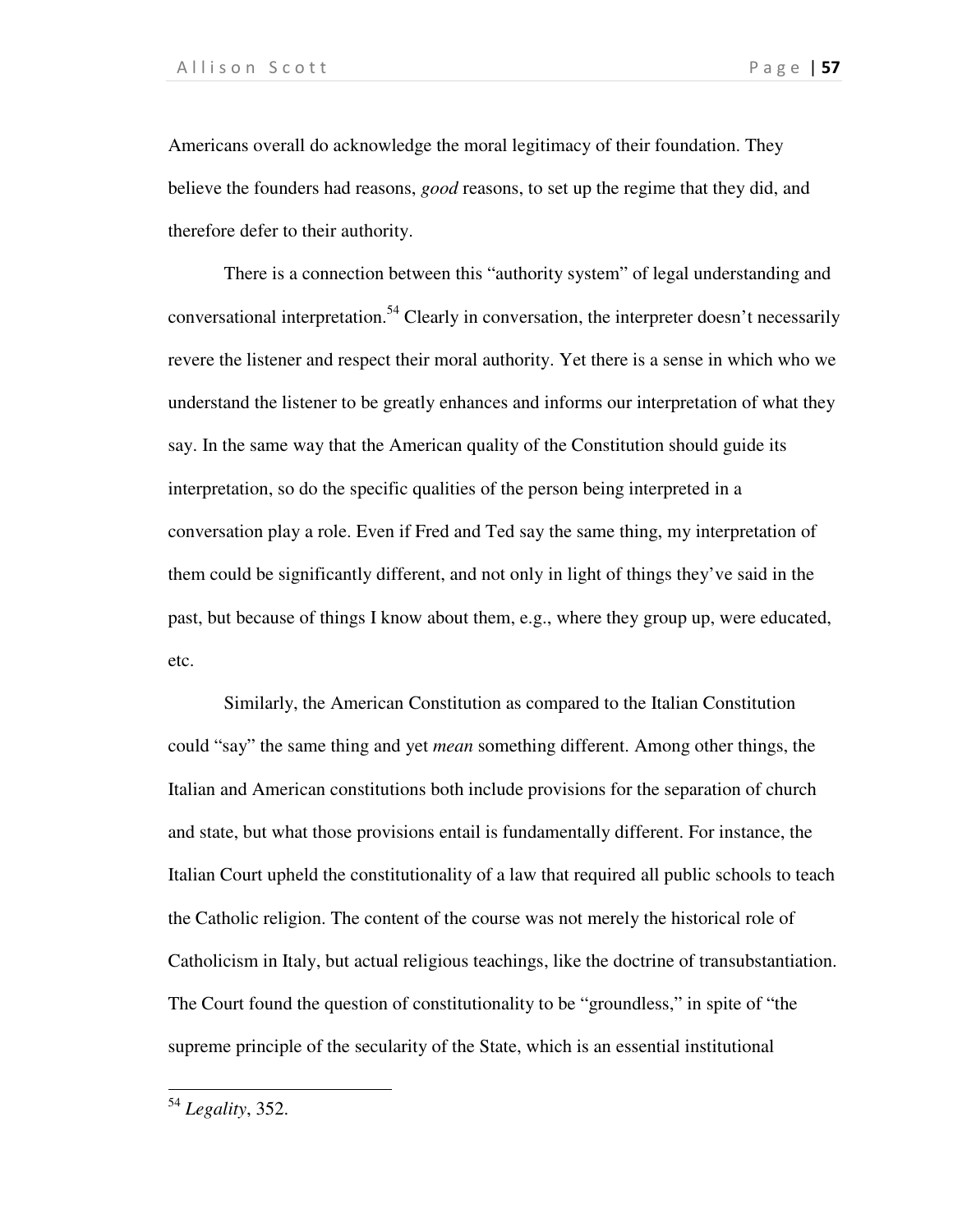Americans overall do acknowledge the moral legitimacy of their foundation. They believe the founders had reasons, *good* reasons, to set up the regime that they did, and therefore defer to their authority.

There is a connection between this "authority system" of legal understanding and conversational interpretation.[54] Clearly in conversation, the interpreter doesn't necessarily revere the listener and respect their moral authority. Yet there is a sense in which who we understand the listener to be greatly enhances and informs our interpretation of what they say. In the same way that the American quality of the Constitution should guide its interpretation, so do the specific qualities of the person being interpreted in a conversation play a role. Even if Fred and Ted say the same thing, my interpretation of them could be significantly different, and not only in light of things they've said in the past, but because of things I know about them, e.g., where they group up, were educated, etc.

Similarly, the American Constitution as compared to the Italian Constitution could "say" the same thing and yet *mean* something different. Among other things, the Italian and American constitutions both include provisions for the separation of church and state, but what those provisions entail is fundamentally different. For instance, the Italian Court upheld the constitutionality of a law that required all public schools to teach the Catholic religion. The content of the course was not merely the historical role of Catholicism in Italy, but actual religious teachings, like the doctrine of transubstantiation. The Court found the question of constitutionality to be "groundless," in spite of "the supreme principle of the secularity of the State, which is an essential institutional

---

[54] *Legality*, 352.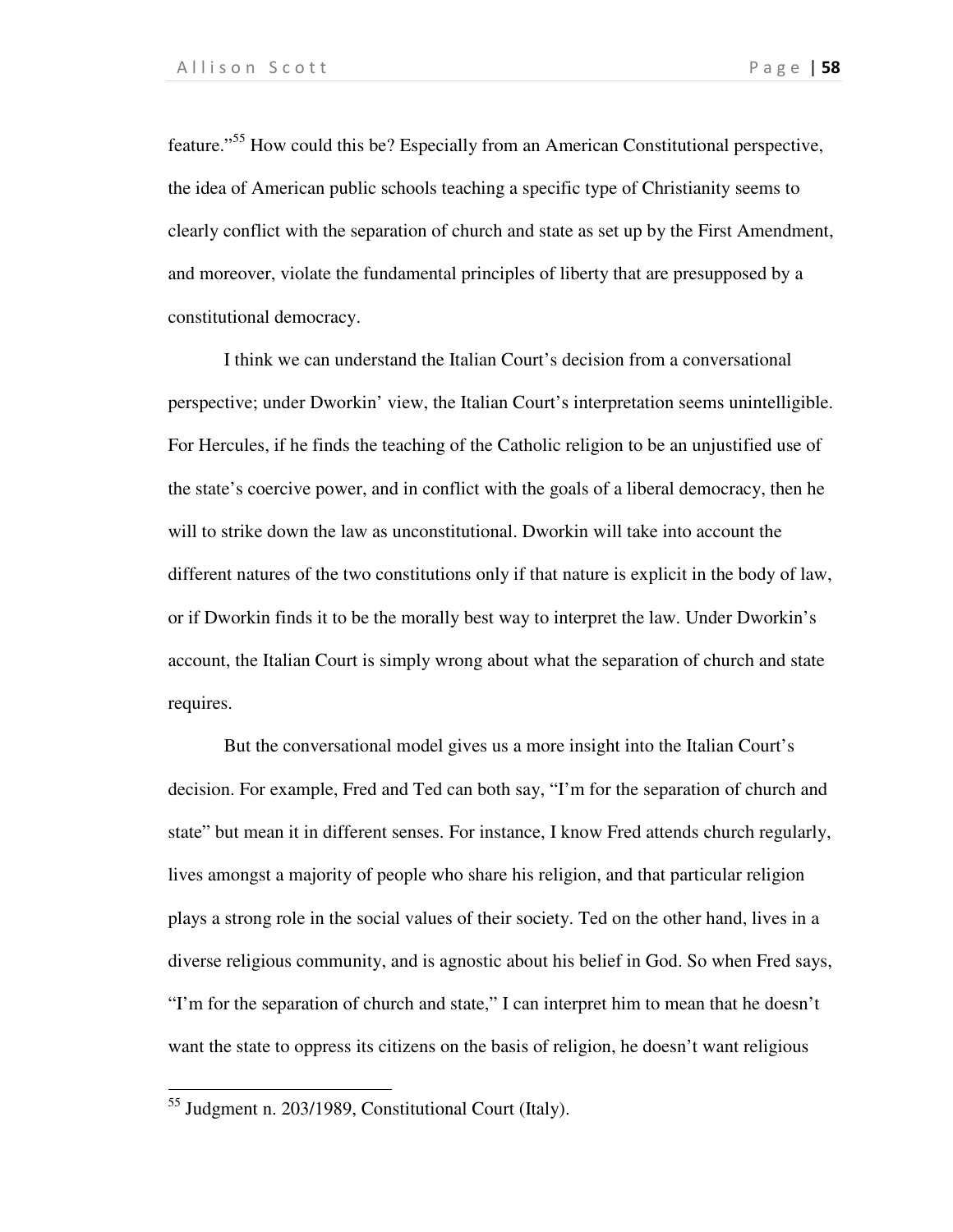feature."[55] How could this be? Especially from an American Constitutional perspective, the idea of American public schools teaching a specific type of Christianity seems to clearly conflict with the separation of church and state as set up by the First Amendment, and moreover, violate the fundamental principles of liberty that are presupposed by a constitutional democracy.

I think we can understand the Italian Court's decision from a conversational perspective; under Dworkin' view, the Italian Court's interpretation seems unintelligible. For Hercules, if he finds the teaching of the Catholic religion to be an unjustified use of the state's coercive power, and in conflict with the goals of a liberal democracy, then he will to strike down the law as unconstitutional. Dworkin will take into account the different natures of the two constitutions only if that nature is explicit in the body of law, or if Dworkin finds it to be the morally best way to interpret the law. Under Dworkin's account, the Italian Court is simply wrong about what the separation of church and state requires.

But the conversational model gives us a more insight into the Italian Court's decision. For example, Fred and Ted can both say, "I'm for the separation of church and state" but mean it in different senses. For instance, I know Fred attends church regularly, lives amongst a majority of people who share his religion, and that particular religion plays a strong role in the social values of their society. Ted on the other hand, lives in a diverse religious community, and is agnostic about his belief in God. So when Fred says, "I'm for the separation of church and state," I can interpret him to mean that he doesn't want the state to oppress its citizens on the basis of religion, he doesn't want religious

[55] Judgment n. 203/1989, Constitutional Court (Italy).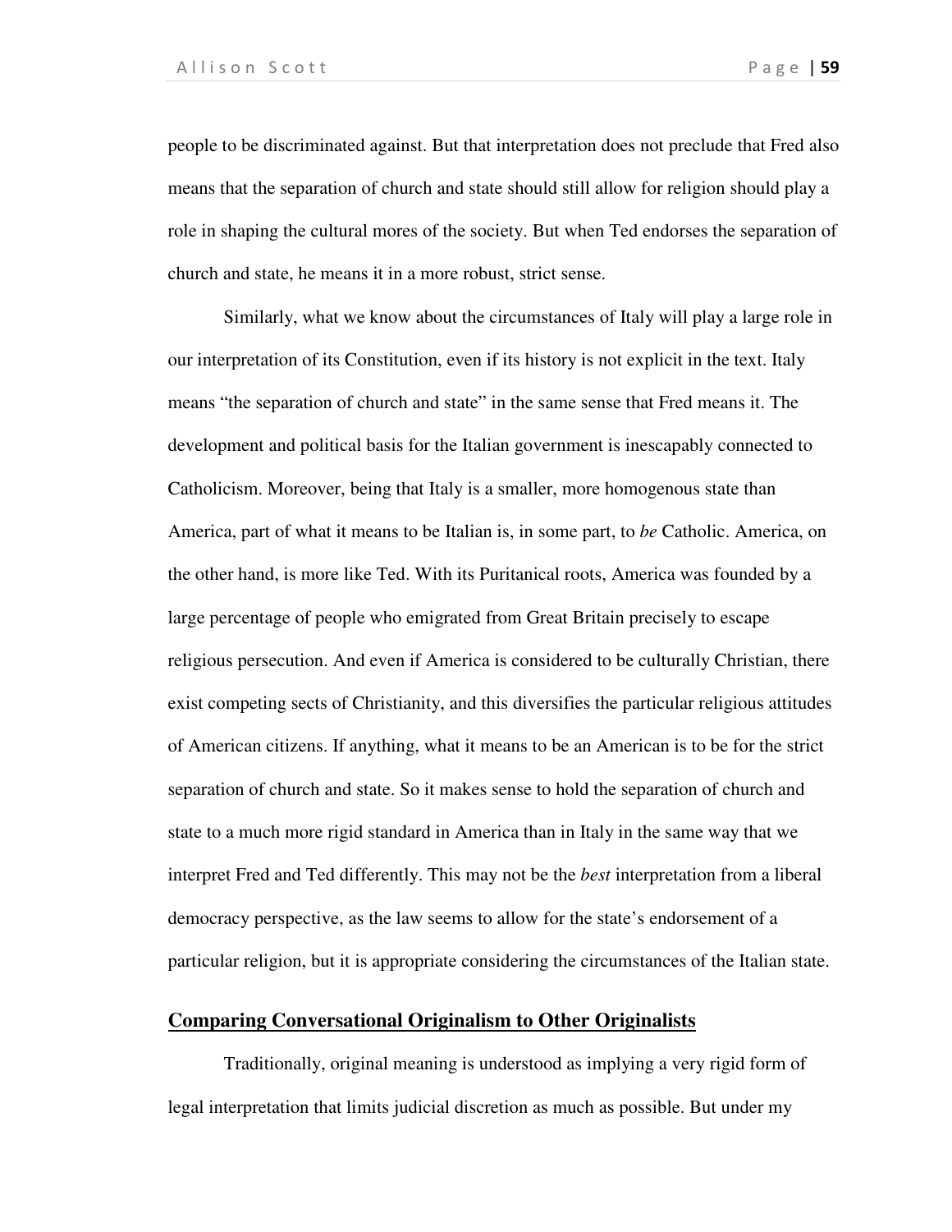people to be discriminated against. But that interpretation does not preclude that Fred also means that the separation of church and state should still allow for religion should play a role in shaping the cultural mores of the society. But when Ted endorses the separation of church and state, he means it in a more robust, strict sense.

Similarly, what we know about the circumstances of Italy will play a large role in our interpretation of its Constitution, even if its history is not explicit in the text. Italy means "the separation of church and state" in the same sense that Fred means it. The development and political basis for the Italian government is inescapably connected to Catholicism. Moreover, being that Italy is a smaller, more homogenous state than America, part of what it means to be Italian is, in some part, to *be* Catholic. America, on the other hand, is more like Ted. With its Puritanical roots, America was founded by a large percentage of people who emigrated from Great Britain precisely to escape religious persecution. And even if America is considered to be culturally Christian, there exist competing sects of Christianity, and this diversifies the particular religious attitudes of American citizens. If anything, what it means to be an American is to be for the strict separation of church and state. So it makes sense to hold the separation of church and state to a much more rigid standard in America than in Italy in the same way that we interpret Fred and Ted differently. This may not be the *best* interpretation from a liberal democracy perspective, as the law seems to allow for the state's endorsement of a particular religion, but it is appropriate considering the circumstances of the Italian state.

## Comparing Conversational Originalism to Other Originalists

Traditionally, original meaning is understood as implying a very rigid form of legal interpretation that limits judicial discretion as much as possible. But under my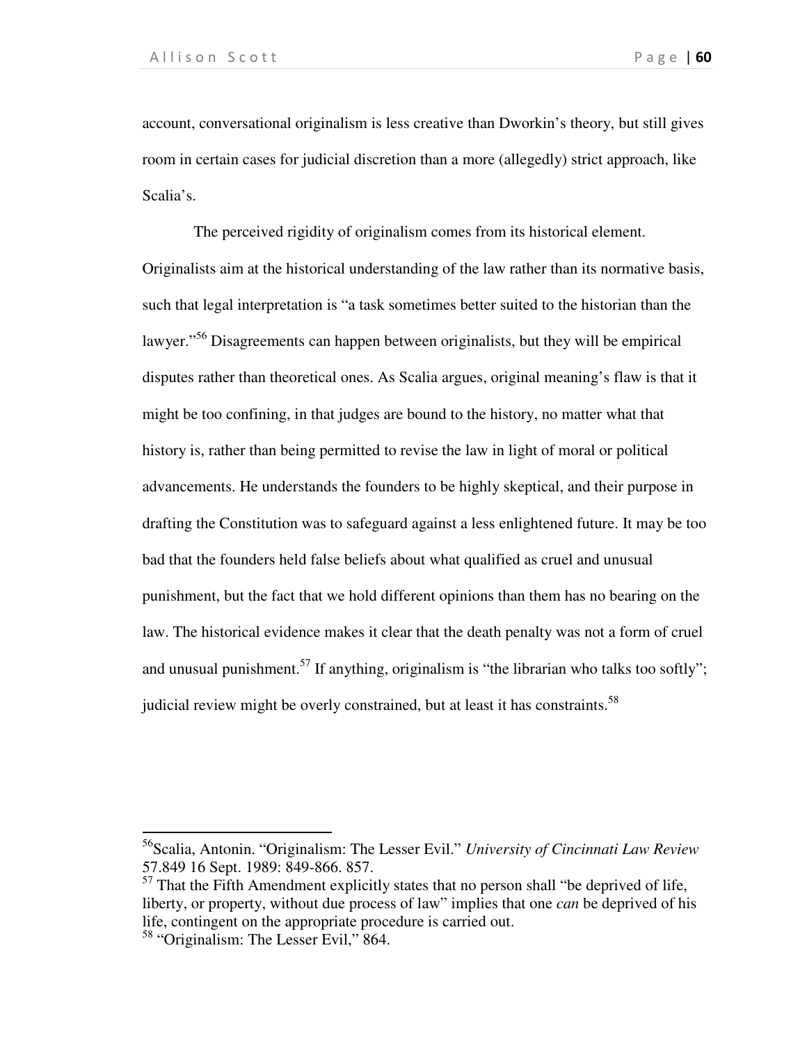account, conversational originalism is less creative than Dworkin's theory, but still gives room in certain cases for judicial discretion than a more (allegedly) strict approach, like Scalia's.

The perceived rigidity of originalism comes from its historical element. Originalists aim at the historical understanding of the law rather than its normative basis, such that legal interpretation is "a task sometimes better suited to the historian than the lawyer."[56] Disagreements can happen between originalists, but they will be empirical disputes rather than theoretical ones. As Scalia argues, original meaning's flaw is that it might be too confining, in that judges are bound to the history, no matter what that history is, rather than being permitted to revise the law in light of moral or political advancements. He understands the founders to be highly skeptical, and their purpose in drafting the Constitution was to safeguard against a less enlightened future. It may be too bad that the founders held false beliefs about what qualified as cruel and unusual punishment, but the fact that we hold different opinions than them has no bearing on the law. The historical evidence makes it clear that the death penalty was not a form of cruel and unusual punishment.[57] If anything, originalism is "the librarian who talks too softly"; judicial review might be overly constrained, but at least it has constraints.[58]

---

[56] Scalia, Antonin. "Originalism: The Lesser Evil." *University of Cincinnati Law Review* 57.849 16 Sept. 1989: 849-866. 857.

[57] That the Fifth Amendment explicitly states that no person shall "be deprived of life, liberty, or property, without due process of law" implies that one *can* be deprived of his life, contingent on the appropriate procedure is carried out.

[58] "Originalism: The Lesser Evil," 864.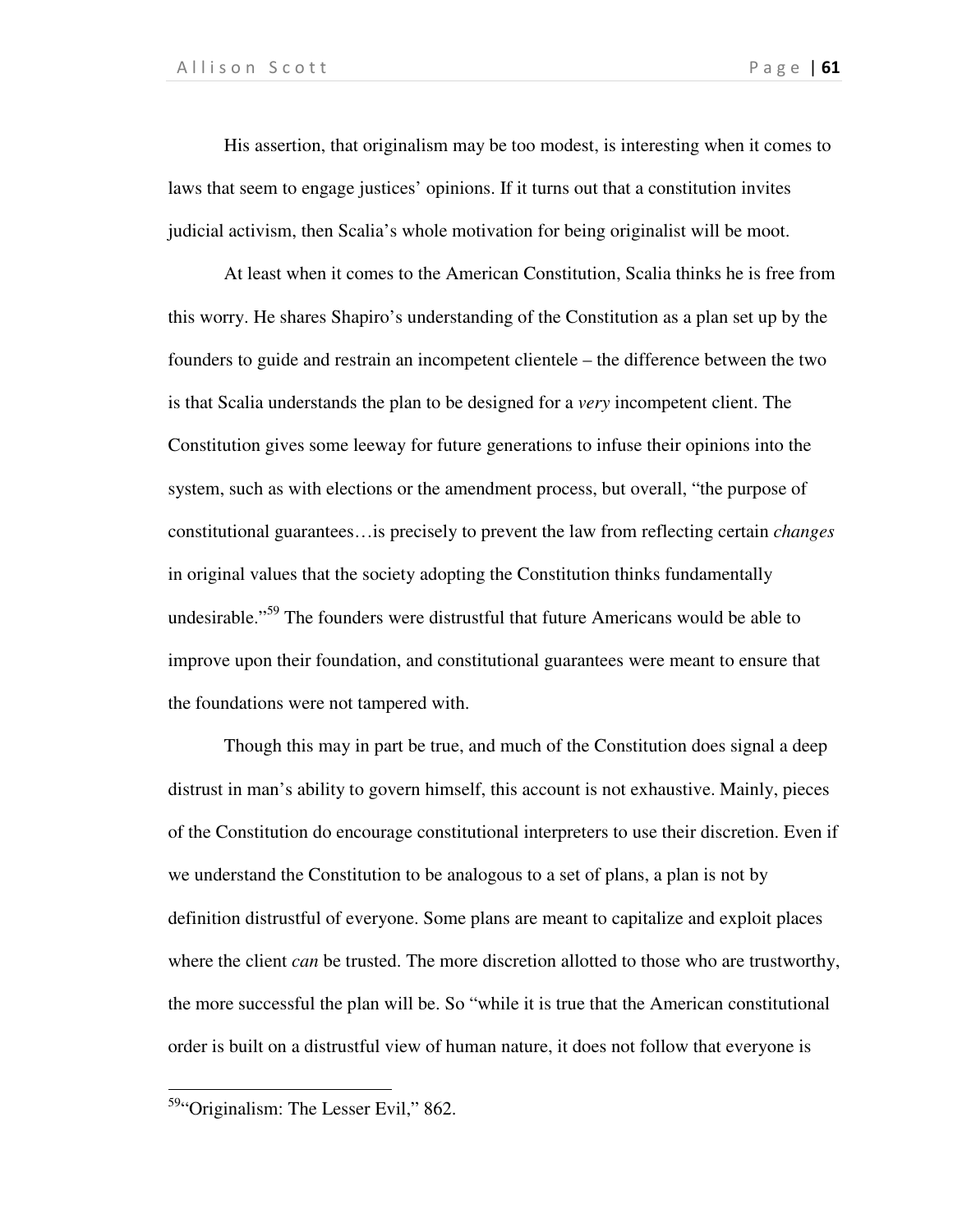His assertion, that originalism may be too modest, is interesting when it comes to laws that seem to engage justices' opinions. If it turns out that a constitution invites judicial activism, then Scalia's whole motivation for being originalist will be moot.

At least when it comes to the American Constitution, Scalia thinks he is free from this worry. He shares Shapiro's understanding of the Constitution as a plan set up by the founders to guide and restrain an incompetent clientele – the difference between the two is that Scalia understands the plan to be designed for a *very* incompetent client. The Constitution gives some leeway for future generations to infuse their opinions into the system, such as with elections or the amendment process, but overall, "the purpose of constitutional guarantees…is precisely to prevent the law from reflecting certain *changes* in original values that the society adopting the Constitution thinks fundamentally undesirable."[59] The founders were distrustful that future Americans would be able to improve upon their foundation, and constitutional guarantees were meant to ensure that the foundations were not tampered with.

Though this may in part be true, and much of the Constitution does signal a deep distrust in man's ability to govern himself, this account is not exhaustive. Mainly, pieces of the Constitution do encourage constitutional interpreters to use their discretion. Even if we understand the Constitution to be analogous to a set of plans, a plan is not by definition distrustful of everyone. Some plans are meant to capitalize and exploit places where the client *can* be trusted. The more discretion allotted to those who are trustworthy, the more successful the plan will be. So "while it is true that the American constitutional order is built on a distrustful view of human nature, it does not follow that everyone is

---

[59] "Originalism: The Lesser Evil," 862.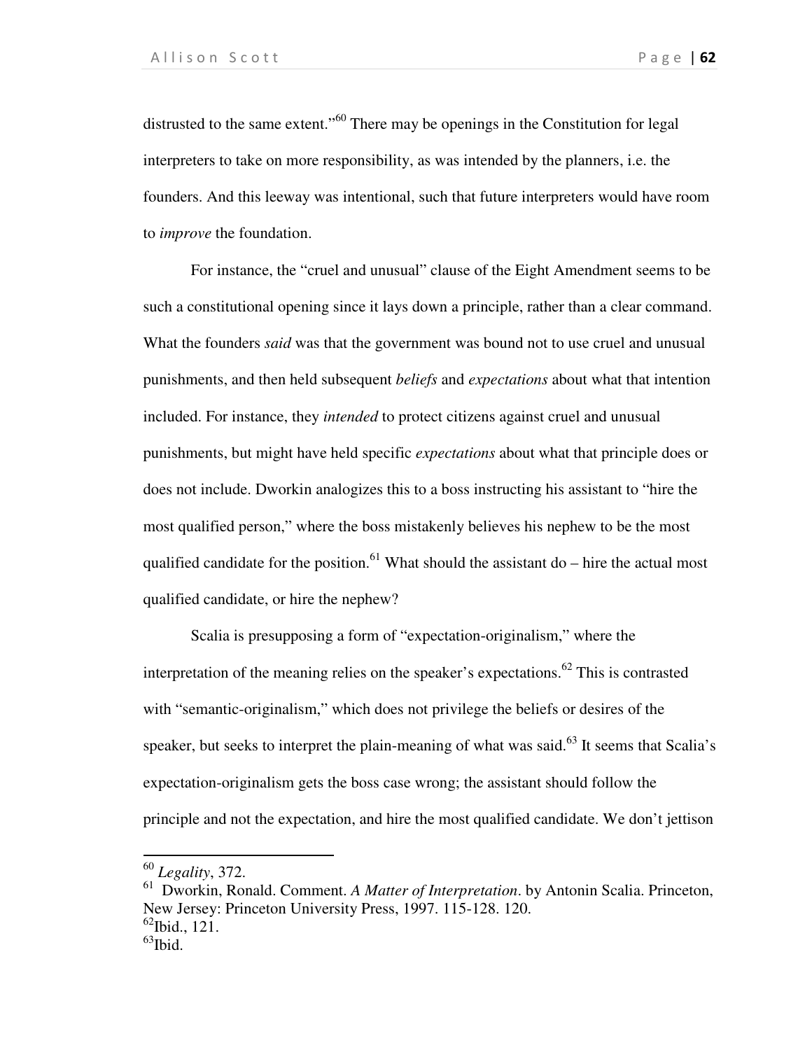distrusted to the same extent."[60] There may be openings in the Constitution for legal interpreters to take on more responsibility, as was intended by the planners, i.e. the founders. And this leeway was intentional, such that future interpreters would have room to *improve* the foundation.

For instance, the "cruel and unusual" clause of the Eight Amendment seems to be such a constitutional opening since it lays down a principle, rather than a clear command. What the founders *said* was that the government was bound not to use cruel and unusual punishments, and then held subsequent *beliefs* and *expectations* about what that intention included. For instance, they *intended* to protect citizens against cruel and unusual punishments, but might have held specific *expectations* about what that principle does or does not include. Dworkin analogizes this to a boss instructing his assistant to "hire the most qualified person," where the boss mistakenly believes his nephew to be the most qualified candidate for the position.[61] What should the assistant do – hire the actual most qualified candidate, or hire the nephew?

Scalia is presupposing a form of "expectation-originalism," where the interpretation of the meaning relies on the speaker's expectations.[62] This is contrasted with "semantic-originalism," which does not privilege the beliefs or desires of the speaker, but seeks to interpret the plain-meaning of what was said.[63] It seems that Scalia's expectation-originalism gets the boss case wrong; the assistant should follow the principle and not the expectation, and hire the most qualified candidate. We don't jettison

---

[60] *Legality*, 372.

[61] Dworkin, Ronald. Comment. *A Matter of Interpretation*. by Antonin Scalia. Princeton, New Jersey: Princeton University Press, 1997. 115-128. 120.

[62] Ibid., 121.

[63] Ibid.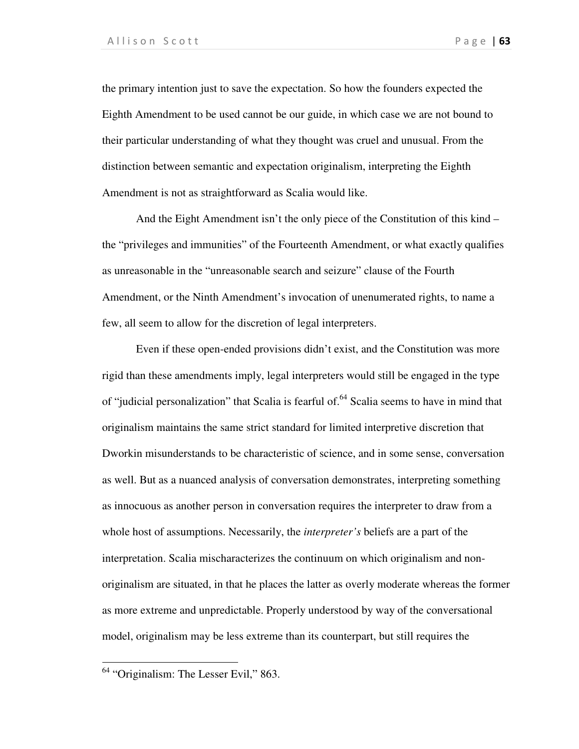the primary intention just to save the expectation. So how the founders expected the Eighth Amendment to be used cannot be our guide, in which case we are not bound to their particular understanding of what they thought was cruel and unusual. From the distinction between semantic and expectation originalism, interpreting the Eighth Amendment is not as straightforward as Scalia would like.

And the Eight Amendment isn't the only piece of the Constitution of this kind – the "privileges and immunities" of the Fourteenth Amendment, or what exactly qualifies as unreasonable in the "unreasonable search and seizure" clause of the Fourth Amendment, or the Ninth Amendment's invocation of unenumerated rights, to name a few, all seem to allow for the discretion of legal interpreters.

Even if these open-ended provisions didn't exist, and the Constitution was more rigid than these amendments imply, legal interpreters would still be engaged in the type of "judicial personalization" that Scalia is fearful of.[64] Scalia seems to have in mind that originalism maintains the same strict standard for limited interpretive discretion that Dworkin misunderstands to be characteristic of science, and in some sense, conversation as well. But as a nuanced analysis of conversation demonstrates, interpreting something as innocuous as another person in conversation requires the interpreter to draw from a whole host of assumptions. Necessarily, the *interpreter's* beliefs are a part of the interpretation. Scalia mischaracterizes the continuum on which originalism and non-originalism are situated, in that he places the latter as overly moderate whereas the former as more extreme and unpredictable. Properly understood by way of the conversational model, originalism may be less extreme than its counterpart, but still requires the

[64] "Originalism: The Lesser Evil," 863.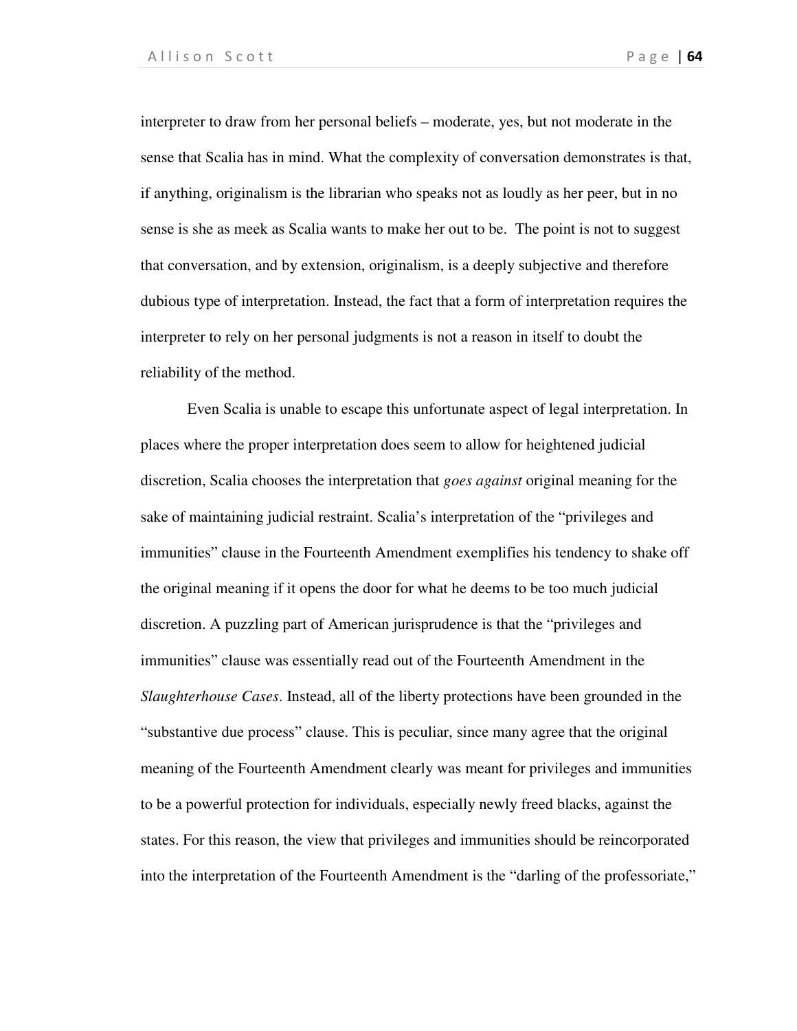interpreter to draw from her personal beliefs – moderate, yes, but not moderate in the sense that Scalia has in mind. What the complexity of conversation demonstrates is that, if anything, originalism is the librarian who speaks not as loudly as her peer, but in no sense is she as meek as Scalia wants to make her out to be. The point is not to suggest that conversation, and by extension, originalism, is a deeply subjective and therefore dubious type of interpretation. Instead, the fact that a form of interpretation requires the interpreter to rely on her personal judgments is not a reason in itself to doubt the reliability of the method.

Even Scalia is unable to escape this unfortunate aspect of legal interpretation. In places where the proper interpretation does seem to allow for heightened judicial discretion, Scalia chooses the interpretation that *goes against* original meaning for the sake of maintaining judicial restraint. Scalia's interpretation of the "privileges and immunities" clause in the Fourteenth Amendment exemplifies his tendency to shake off the original meaning if it opens the door for what he deems to be too much judicial discretion. A puzzling part of American jurisprudence is that the "privileges and immunities" clause was essentially read out of the Fourteenth Amendment in the *Slaughterhouse Cases*. Instead, all of the liberty protections have been grounded in the "substantive due process" clause. This is peculiar, since many agree that the original meaning of the Fourteenth Amendment clearly was meant for privileges and immunities to be a powerful protection for individuals, especially newly freed blacks, against the states. For this reason, the view that privileges and immunities should be reincorporated into the interpretation of the Fourteenth Amendment is the "darling of the professoriate,"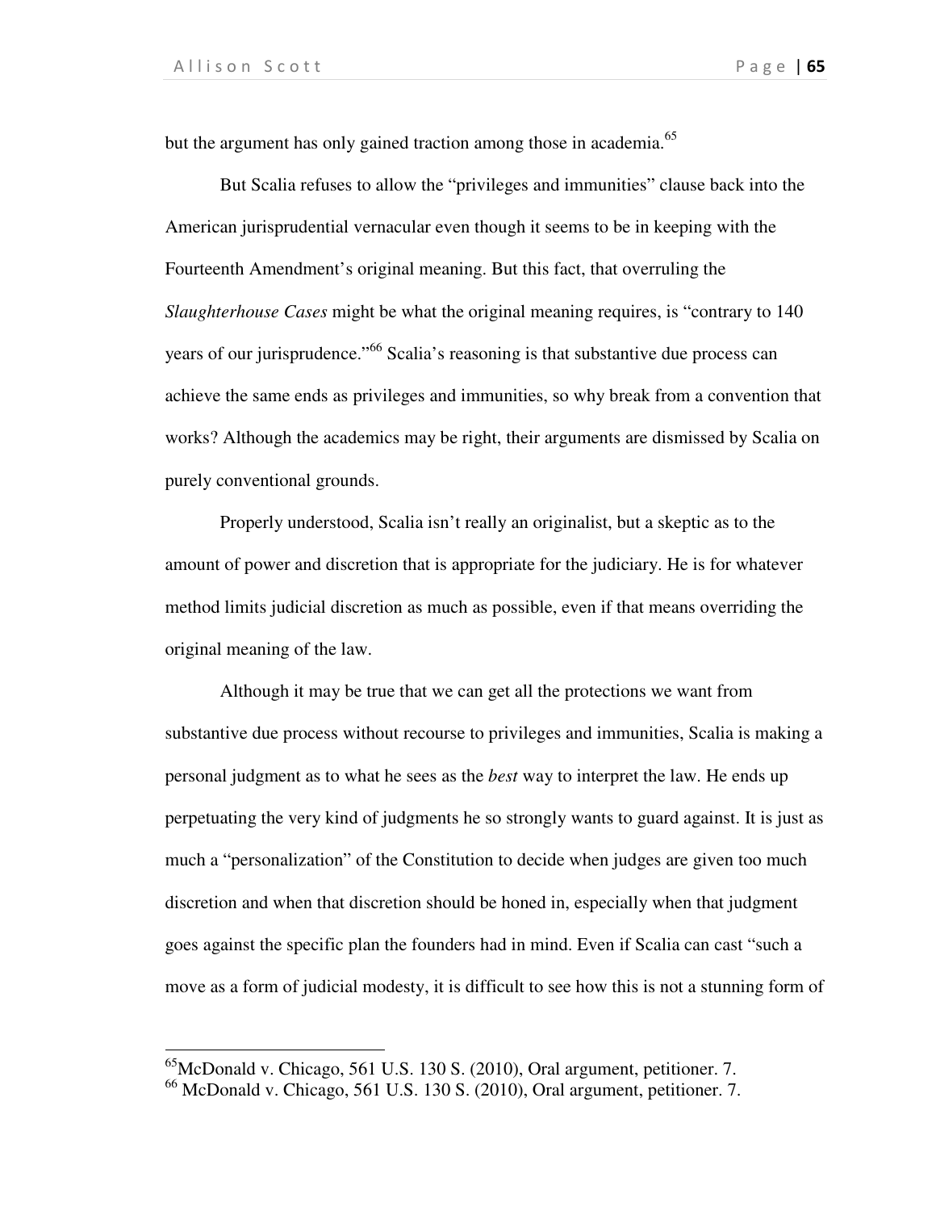but the argument has only gained traction among those in academia.[65]

But Scalia refuses to allow the "privileges and immunities" clause back into the American jurisprudential vernacular even though it seems to be in keeping with the Fourteenth Amendment's original meaning. But this fact, that overruling the *Slaughterhouse Cases* might be what the original meaning requires, is "contrary to 140 years of our jurisprudence."[66] Scalia's reasoning is that substantive due process can achieve the same ends as privileges and immunities, so why break from a convention that works? Although the academics may be right, their arguments are dismissed by Scalia on purely conventional grounds.

Properly understood, Scalia isn't really an originalist, but a skeptic as to the amount of power and discretion that is appropriate for the judiciary. He is for whatever method limits judicial discretion as much as possible, even if that means overriding the original meaning of the law.

Although it may be true that we can get all the protections we want from substantive due process without recourse to privileges and immunities, Scalia is making a personal judgment as to what he sees as the *best* way to interpret the law. He ends up perpetuating the very kind of judgments he so strongly wants to guard against. It is just as much a "personalization" of the Constitution to decide when judges are given too much discretion and when that discretion should be honed in, especially when that judgment goes against the specific plan the founders had in mind. Even if Scalia can cast "such a move as a form of judicial modesty, it is difficult to see how this is not a stunning form of

---

[65] McDonald v. Chicago, 561 U.S. 130 S. (2010), Oral argument, petitioner. 7.

[66] McDonald v. Chicago, 561 U.S. 130 S. (2010), Oral argument, petitioner. 7.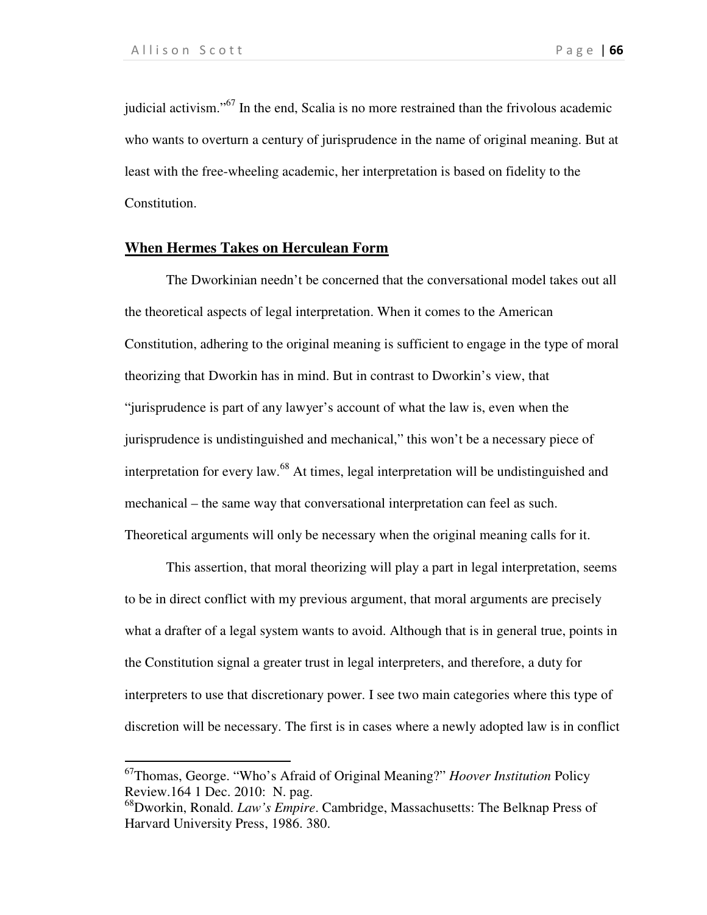judicial activism."[67] In the end, Scalia is no more restrained than the frivolous academic who wants to overturn a century of jurisprudence in the name of original meaning. But at least with the free-wheeling academic, her interpretation is based on fidelity to the Constitution.

## When Hermes Takes on Herculean Form

The Dworkinian needn't be concerned that the conversational model takes out all the theoretical aspects of legal interpretation. When it comes to the American Constitution, adhering to the original meaning is sufficient to engage in the type of moral theorizing that Dworkin has in mind. But in contrast to Dworkin's view, that "jurisprudence is part of any lawyer's account of what the law is, even when the jurisprudence is undistinguished and mechanical," this won't be a necessary piece of interpretation for every law.[68] At times, legal interpretation will be undistinguished and mechanical – the same way that conversational interpretation can feel as such. Theoretical arguments will only be necessary when the original meaning calls for it.

This assertion, that moral theorizing will play a part in legal interpretation, seems to be in direct conflict with my previous argument, that moral arguments are precisely what a drafter of a legal system wants to avoid. Although that is in general true, points in the Constitution signal a greater trust in legal interpreters, and therefore, a duty for interpreters to use that discretionary power. I see two main categories where this type of discretion will be necessary. The first is in cases where a newly adopted law is in conflict

---

[67] Thomas, George. "Who's Afraid of Original Meaning?" *Hoover Institution* Policy Review.164 1 Dec. 2010: N. pag.

[68] Dworkin, Ronald. *Law's Empire*. Cambridge, Massachusetts: The Belknap Press of Harvard University Press, 1986. 380.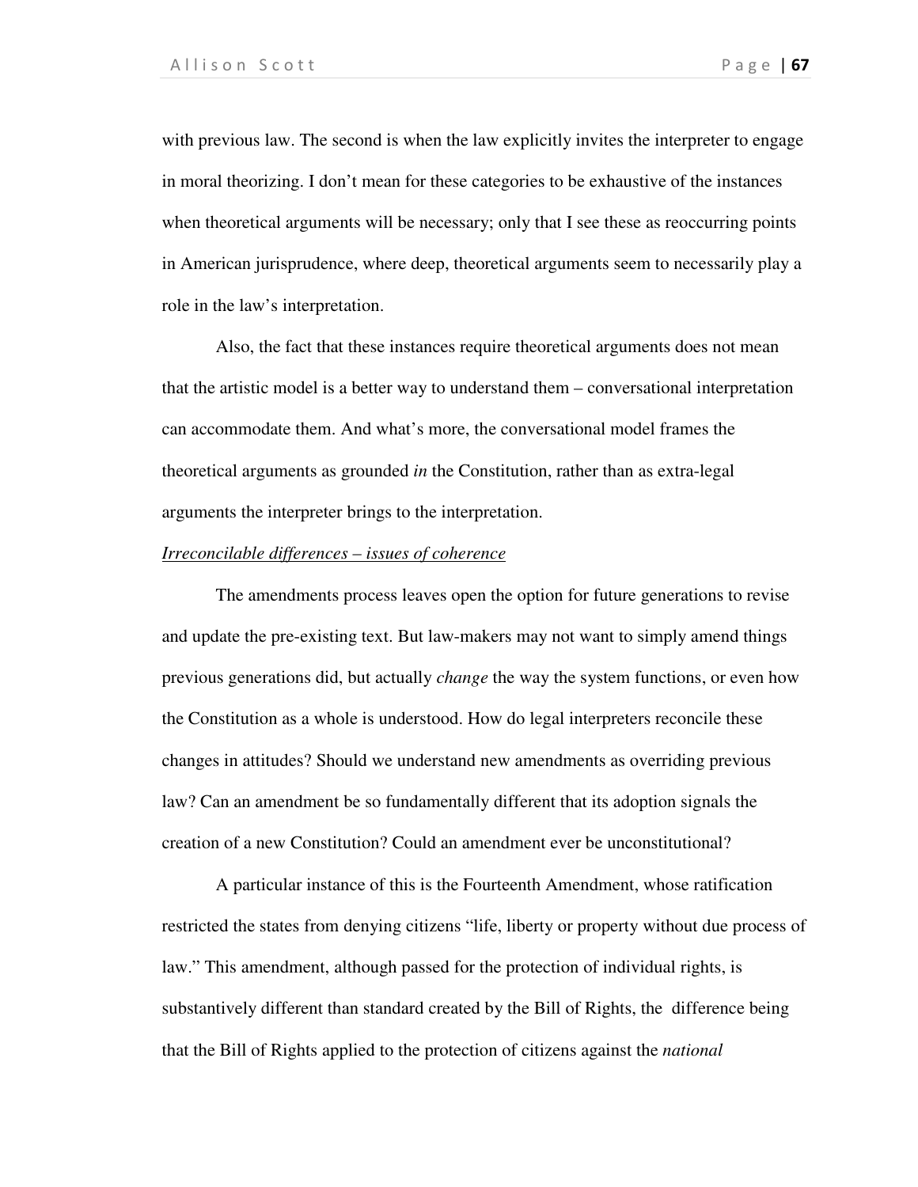with previous law. The second is when the law explicitly invites the interpreter to engage in moral theorizing. I don't mean for these categories to be exhaustive of the instances when theoretical arguments will be necessary; only that I see these as reoccurring points in American jurisprudence, where deep, theoretical arguments seem to necessarily play a role in the law's interpretation.

Also, the fact that these instances require theoretical arguments does not mean that the artistic model is a better way to understand them – conversational interpretation can accommodate them. And what's more, the conversational model frames the theoretical arguments as grounded *in* the Constitution, rather than as extra-legal arguments the interpreter brings to the interpretation.

<u>*Irreconcilable differences – issues of coherence*</u>

The amendments process leaves open the option for future generations to revise and update the pre-existing text. But law-makers may not want to simply amend things previous generations did, but actually *change* the way the system functions, or even how the Constitution as a whole is understood. How do legal interpreters reconcile these changes in attitudes? Should we understand new amendments as overriding previous law? Can an amendment be so fundamentally different that its adoption signals the creation of a new Constitution? Could an amendment ever be unconstitutional?

A particular instance of this is the Fourteenth Amendment, whose ratification restricted the states from denying citizens "life, liberty or property without due process of law." This amendment, although passed for the protection of individual rights, is substantively different than standard created by the Bill of Rights, the difference being that the Bill of Rights applied to the protection of citizens against the *national*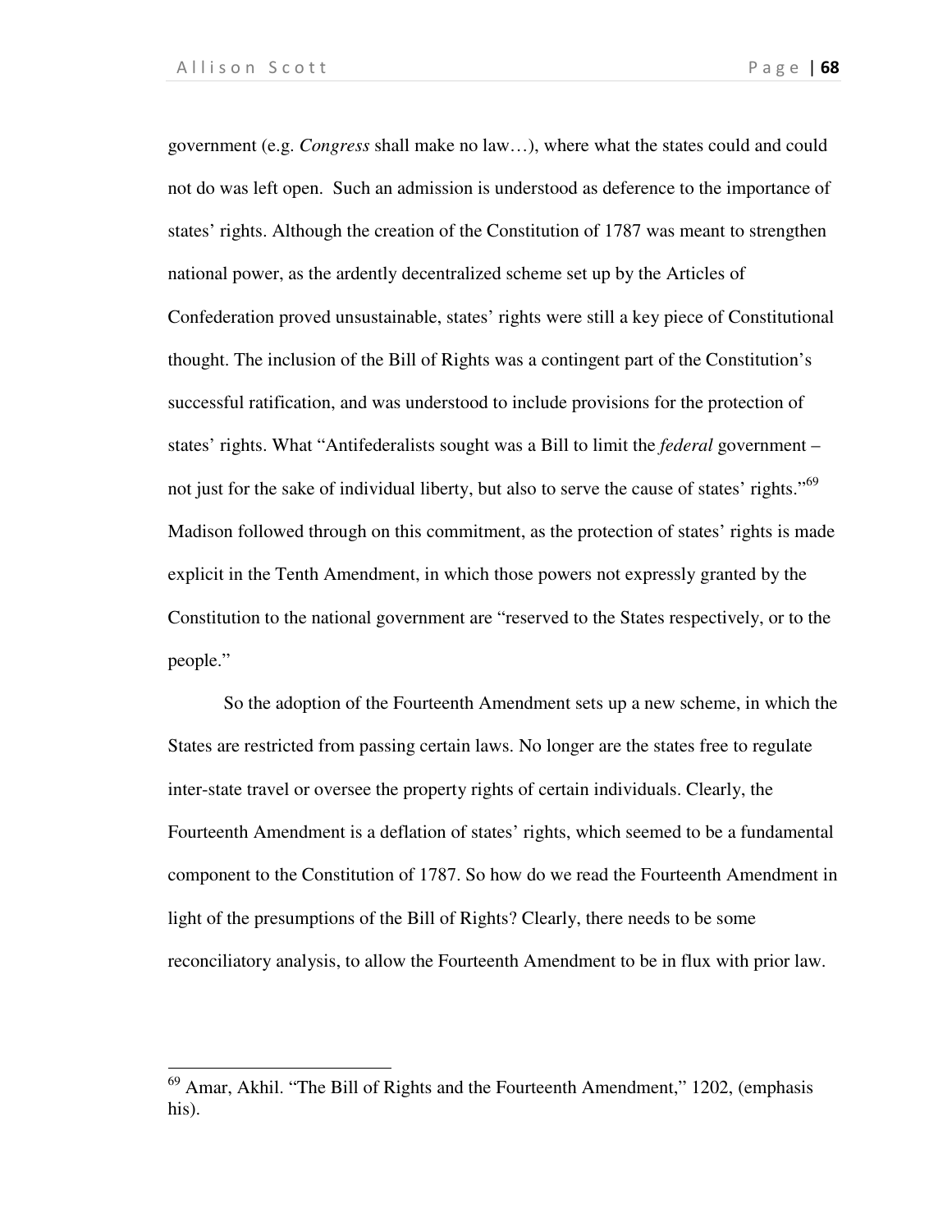government (e.g. *Congress* shall make no law…), where what the states could and could not do was left open. Such an admission is understood as deference to the importance of states' rights. Although the creation of the Constitution of 1787 was meant to strengthen national power, as the ardently decentralized scheme set up by the Articles of Confederation proved unsustainable, states' rights were still a key piece of Constitutional thought. The inclusion of the Bill of Rights was a contingent part of the Constitution's successful ratification, and was understood to include provisions for the protection of states' rights. What "Antifederalists sought was a Bill to limit the *federal* government – not just for the sake of individual liberty, but also to serve the cause of states' rights."[69] Madison followed through on this commitment, as the protection of states' rights is made explicit in the Tenth Amendment, in which those powers not expressly granted by the Constitution to the national government are "reserved to the States respectively, or to the people."

So the adoption of the Fourteenth Amendment sets up a new scheme, in which the States are restricted from passing certain laws. No longer are the states free to regulate inter-state travel or oversee the property rights of certain individuals. Clearly, the Fourteenth Amendment is a deflation of states' rights, which seemed to be a fundamental component to the Constitution of 1787. So how do we read the Fourteenth Amendment in light of the presumptions of the Bill of Rights? Clearly, there needs to be some reconciliatory analysis, to allow the Fourteenth Amendment to be in flux with prior law.

---

[69] Amar, Akhil. "The Bill of Rights and the Fourteenth Amendment," 1202, (emphasis his).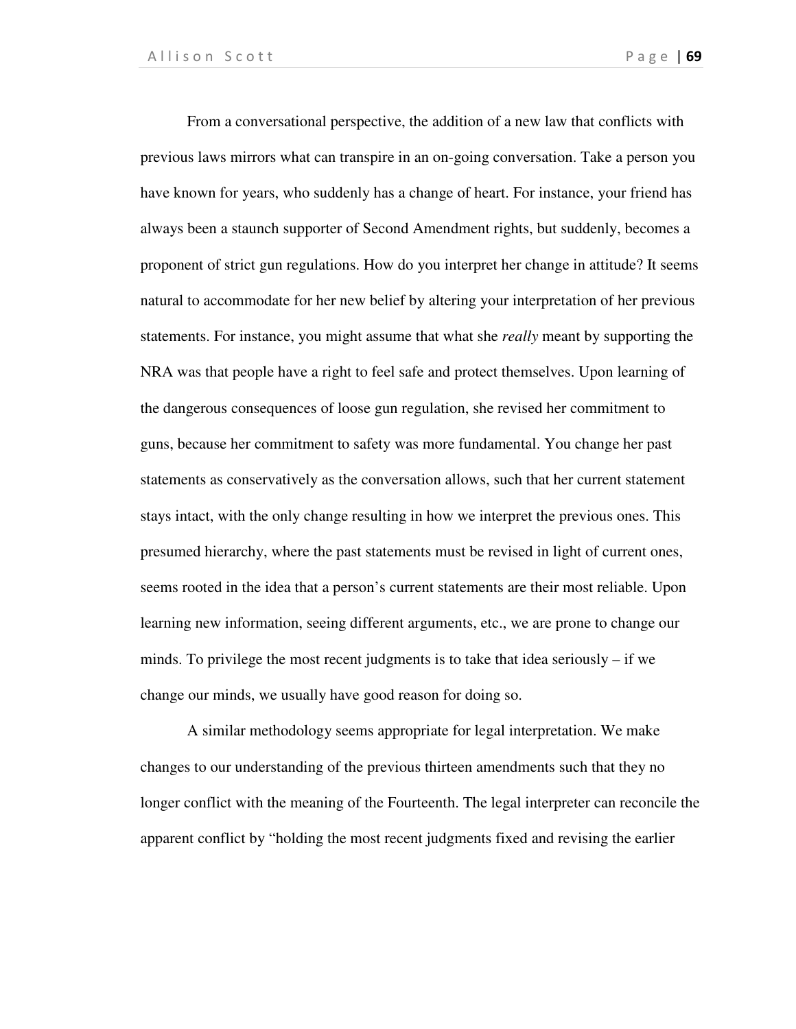From a conversational perspective, the addition of a new law that conflicts with previous laws mirrors what can transpire in an on-going conversation. Take a person you have known for years, who suddenly has a change of heart. For instance, your friend has always been a staunch supporter of Second Amendment rights, but suddenly, becomes a proponent of strict gun regulations. How do you interpret her change in attitude? It seems natural to accommodate for her new belief by altering your interpretation of her previous statements. For instance, you might assume that what she *really* meant by supporting the NRA was that people have a right to feel safe and protect themselves. Upon learning of the dangerous consequences of loose gun regulation, she revised her commitment to guns, because her commitment to safety was more fundamental. You change her past statements as conservatively as the conversation allows, such that her current statement stays intact, with the only change resulting in how we interpret the previous ones. This presumed hierarchy, where the past statements must be revised in light of current ones, seems rooted in the idea that a person's current statements are their most reliable. Upon learning new information, seeing different arguments, etc., we are prone to change our minds. To privilege the most recent judgments is to take that idea seriously – if we change our minds, we usually have good reason for doing so.

A similar methodology seems appropriate for legal interpretation. We make changes to our understanding of the previous thirteen amendments such that they no longer conflict with the meaning of the Fourteenth. The legal interpreter can reconcile the apparent conflict by "holding the most recent judgments fixed and revising the earlier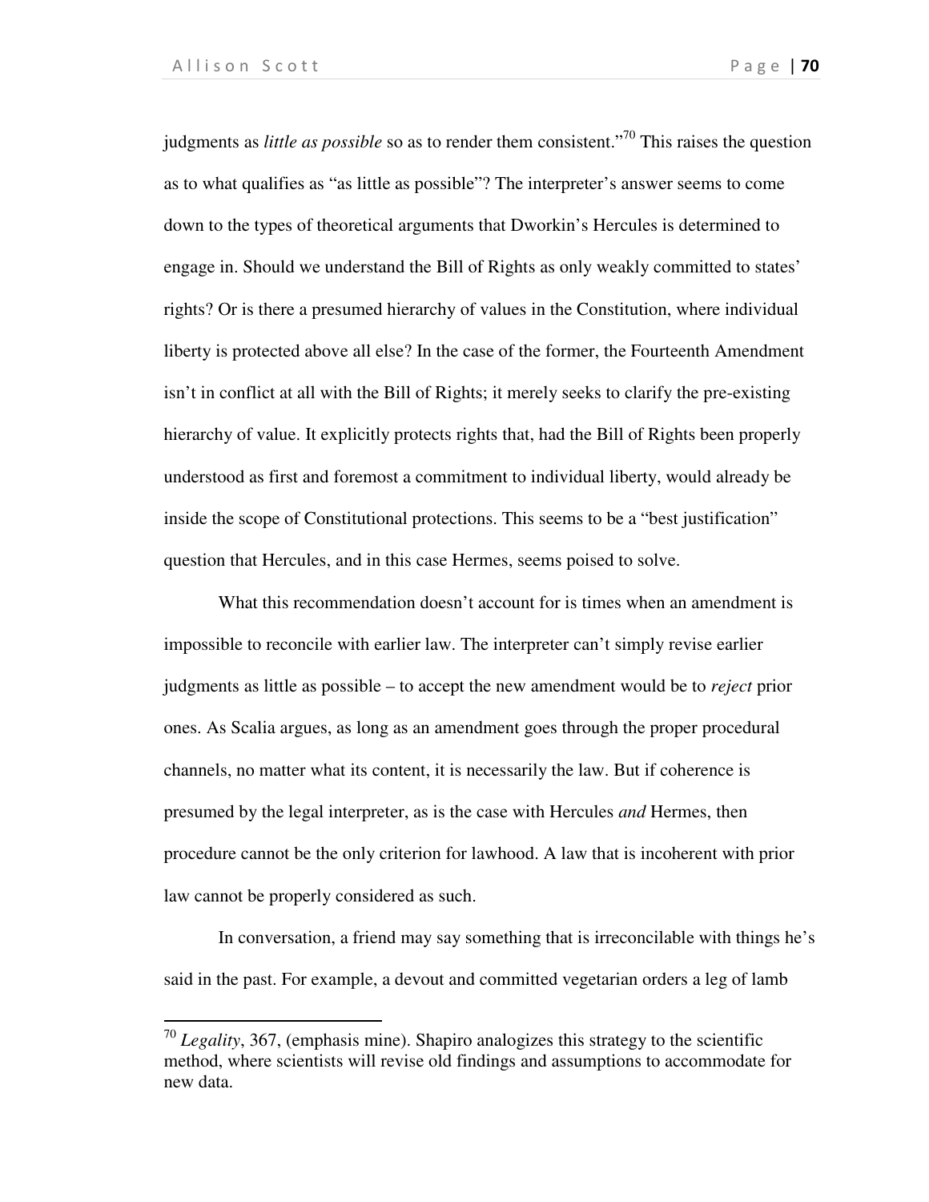judgments as *little as possible* so as to render them consistent."[70] This raises the question as to what qualifies as "as little as possible"? The interpreter's answer seems to come down to the types of theoretical arguments that Dworkin's Hercules is determined to engage in. Should we understand the Bill of Rights as only weakly committed to states' rights? Or is there a presumed hierarchy of values in the Constitution, where individual liberty is protected above all else? In the case of the former, the Fourteenth Amendment isn't in conflict at all with the Bill of Rights; it merely seeks to clarify the pre-existing hierarchy of value. It explicitly protects rights that, had the Bill of Rights been properly understood as first and foremost a commitment to individual liberty, would already be inside the scope of Constitutional protections. This seems to be a "best justification" question that Hercules, and in this case Hermes, seems poised to solve.

What this recommendation doesn't account for is times when an amendment is impossible to reconcile with earlier law. The interpreter can't simply revise earlier judgments as little as possible – to accept the new amendment would be to *reject* prior ones. As Scalia argues, as long as an amendment goes through the proper procedural channels, no matter what its content, it is necessarily the law. But if coherence is presumed by the legal interpreter, as is the case with Hercules *and* Hermes, then procedure cannot be the only criterion for lawhood. A law that is incoherent with prior law cannot be properly considered as such.

In conversation, a friend may say something that is irreconcilable with things he's said in the past. For example, a devout and committed vegetarian orders a leg of lamb

[70] *Legality*, 367, (emphasis mine). Shapiro analogizes this strategy to the scientific method, where scientists will revise old findings and assumptions to accommodate for new data.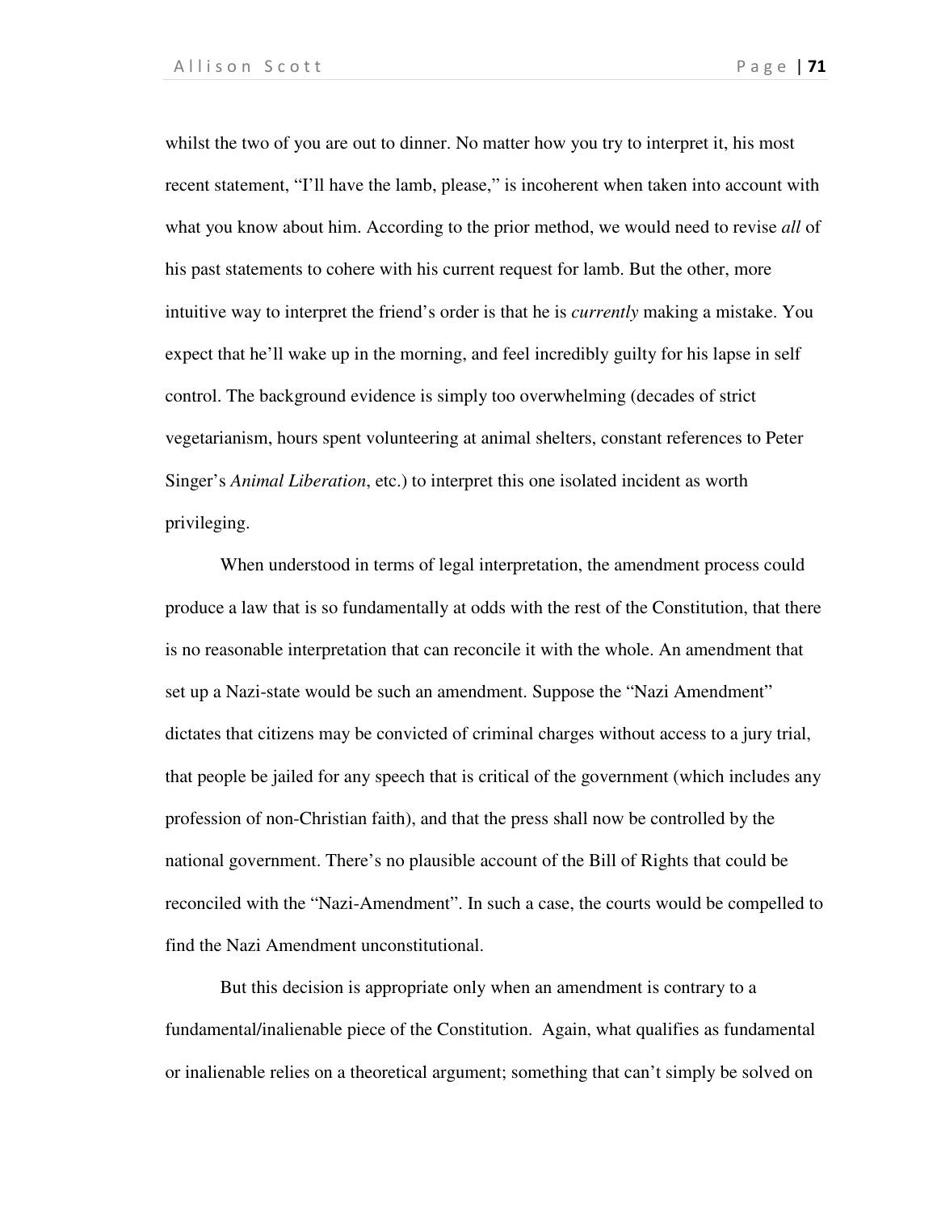whilst the two of you are out to dinner. No matter how you try to interpret it, his most recent statement, "I'll have the lamb, please," is incoherent when taken into account with what you know about him. According to the prior method, we would need to revise *all* of his past statements to cohere with his current request for lamb. But the other, more intuitive way to interpret the friend's order is that he is *currently* making a mistake. You expect that he'll wake up in the morning, and feel incredibly guilty for his lapse in self control. The background evidence is simply too overwhelming (decades of strict vegetarianism, hours spent volunteering at animal shelters, constant references to Peter Singer's *Animal Liberation*, etc.) to interpret this one isolated incident as worth privileging.

When understood in terms of legal interpretation, the amendment process could produce a law that is so fundamentally at odds with the rest of the Constitution, that there is no reasonable interpretation that can reconcile it with the whole. An amendment that set up a Nazi-state would be such an amendment. Suppose the "Nazi Amendment" dictates that citizens may be convicted of criminal charges without access to a jury trial, that people be jailed for any speech that is critical of the government (which includes any profession of non-Christian faith), and that the press shall now be controlled by the national government. There's no plausible account of the Bill of Rights that could be reconciled with the "Nazi-Amendment". In such a case, the courts would be compelled to find the Nazi Amendment unconstitutional.

But this decision is appropriate only when an amendment is contrary to a fundamental/inalienable piece of the Constitution. Again, what qualifies as fundamental or inalienable relies on a theoretical argument; something that can't simply be solved on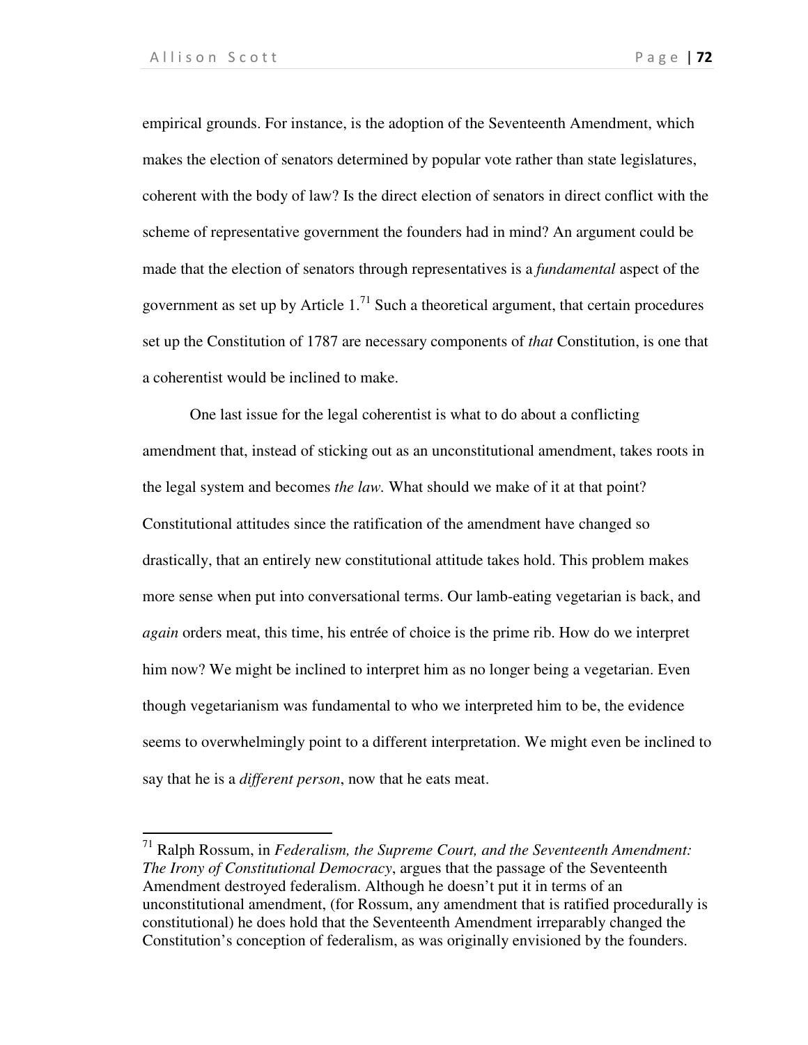empirical grounds. For instance, is the adoption of the Seventeenth Amendment, which makes the election of senators determined by popular vote rather than state legislatures, coherent with the body of law? Is the direct election of senators in direct conflict with the scheme of representative government the founders had in mind? An argument could be made that the election of senators through representatives is a *fundamental* aspect of the government as set up by Article 1.[71] Such a theoretical argument, that certain procedures set up the Constitution of 1787 are necessary components of *that* Constitution, is one that a coherentist would be inclined to make.

One last issue for the legal coherentist is what to do about a conflicting amendment that, instead of sticking out as an unconstitutional amendment, takes roots in the legal system and becomes *the law.* What should we make of it at that point? Constitutional attitudes since the ratification of the amendment have changed so drastically, that an entirely new constitutional attitude takes hold. This problem makes more sense when put into conversational terms. Our lamb-eating vegetarian is back, and *again* orders meat, this time, his entrée of choice is the prime rib. How do we interpret him now? We might be inclined to interpret him as no longer being a vegetarian. Even though vegetarianism was fundamental to who we interpreted him to be, the evidence seems to overwhelmingly point to a different interpretation. We might even be inclined to say that he is a *different person*, now that he eats meat.

---

[71] Ralph Rossum, in *Federalism, the Supreme Court, and the Seventeenth Amendment: The Irony of Constitutional Democracy*, argues that the passage of the Seventeenth Amendment destroyed federalism. Although he doesn't put it in terms of an unconstitutional amendment, (for Rossum, any amendment that is ratified procedurally is constitutional) he does hold that the Seventeenth Amendment irreparably changed the Constitution's conception of federalism, as was originally envisioned by the founders.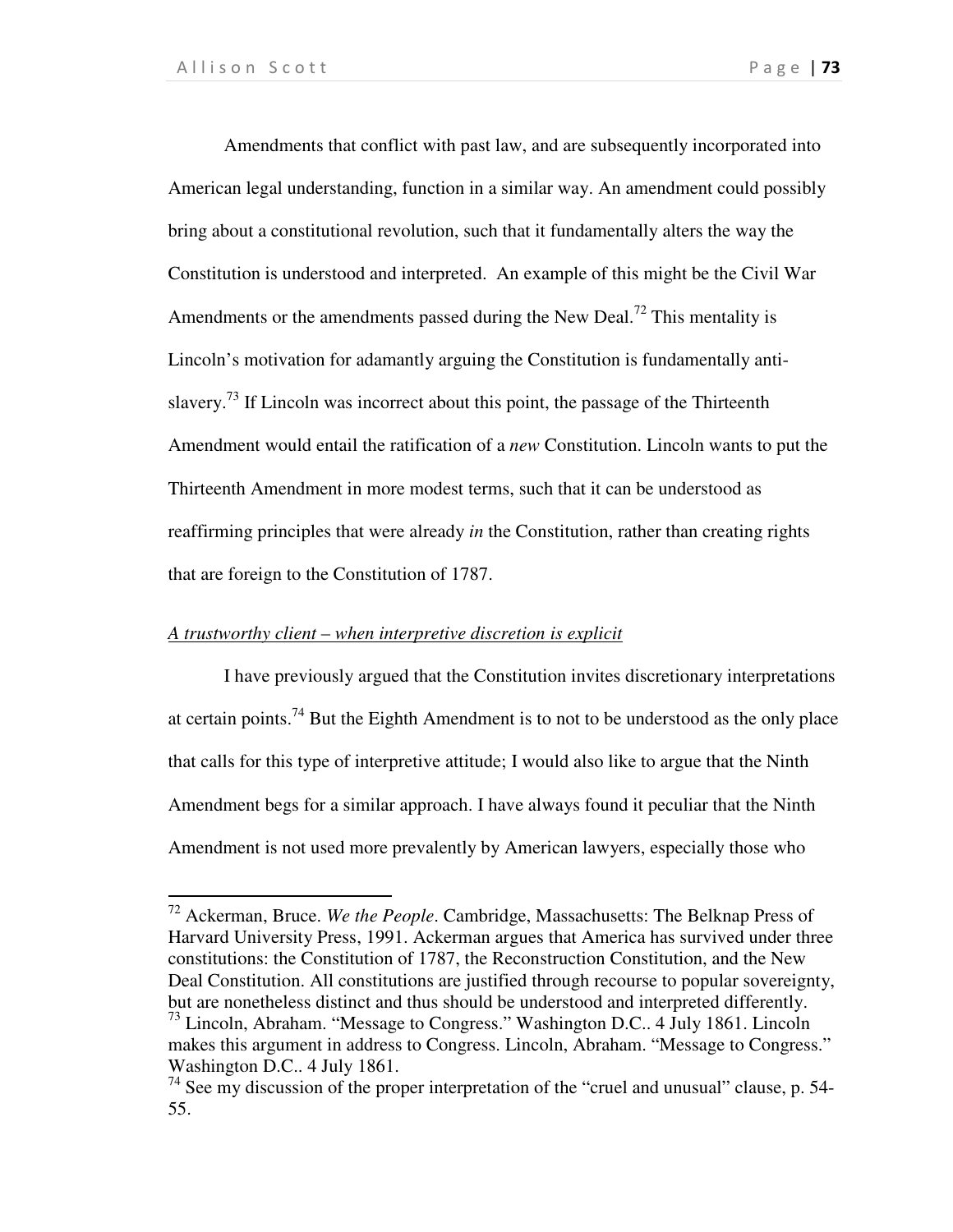Amendments that conflict with past law, and are subsequently incorporated into American legal understanding, function in a similar way. An amendment could possibly bring about a constitutional revolution, such that it fundamentally alters the way the Constitution is understood and interpreted. An example of this might be the Civil War Amendments or the amendments passed during the New Deal.[72] This mentality is Lincoln's motivation for adamantly arguing the Constitution is fundamentally anti-slavery.[73] If Lincoln was incorrect about this point, the passage of the Thirteenth Amendment would entail the ratification of a *new* Constitution. Lincoln wants to put the Thirteenth Amendment in more modest terms, such that it can be understood as reaffirming principles that were already *in* the Constitution, rather than creating rights that are foreign to the Constitution of 1787.

*A trustworthy client – when interpretive discretion is explicit*

I have previously argued that the Constitution invites discretionary interpretations at certain points.[74] But the Eighth Amendment is to not to be understood as the only place that calls for this type of interpretive attitude; I would also like to argue that the Ninth Amendment begs for a similar approach. I have always found it peculiar that the Ninth Amendment is not used more prevalently by American lawyers, especially those who

---

[72] Ackerman, Bruce. *We the People*. Cambridge, Massachusetts: The Belknap Press of Harvard University Press, 1991. Ackerman argues that America has survived under three constitutions: the Constitution of 1787, the Reconstruction Constitution, and the New Deal Constitution. All constitutions are justified through recourse to popular sovereignty, but are nonetheless distinct and thus should be understood and interpreted differently.

[73] Lincoln, Abraham. "Message to Congress." Washington D.C.. 4 July 1861. Lincoln makes this argument in address to Congress. Lincoln, Abraham. "Message to Congress." Washington D.C.. 4 July 1861.

[74] See my discussion of the proper interpretation of the "cruel and unusual" clause, p. 54-55.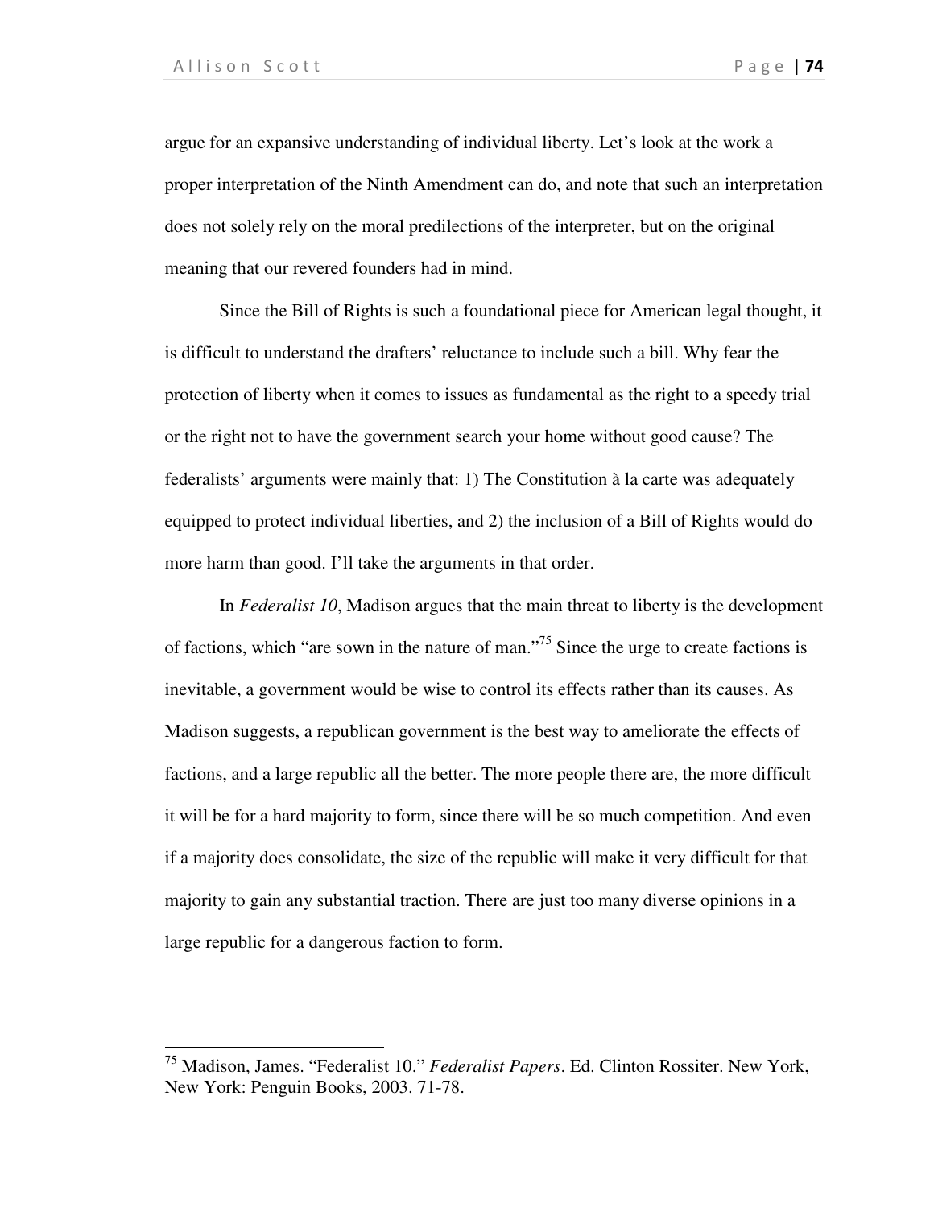argue for an expansive understanding of individual liberty. Let's look at the work a proper interpretation of the Ninth Amendment can do, and note that such an interpretation does not solely rely on the moral predilections of the interpreter, but on the original meaning that our revered founders had in mind.

Since the Bill of Rights is such a foundational piece for American legal thought, it is difficult to understand the drafters' reluctance to include such a bill. Why fear the protection of liberty when it comes to issues as fundamental as the right to a speedy trial or the right not to have the government search your home without good cause? The federalists' arguments were mainly that: 1) The Constitution à la carte was adequately equipped to protect individual liberties, and 2) the inclusion of a Bill of Rights would do more harm than good. I'll take the arguments in that order.

In *Federalist 10*, Madison argues that the main threat to liberty is the development of factions, which "are sown in the nature of man."[75] Since the urge to create factions is inevitable, a government would be wise to control its effects rather than its causes. As Madison suggests, a republican government is the best way to ameliorate the effects of factions, and a large republic all the better. The more people there are, the more difficult it will be for a hard majority to form, since there will be so much competition. And even if a majority does consolidate, the size of the republic will make it very difficult for that majority to gain any substantial traction. There are just too many diverse opinions in a large republic for a dangerous faction to form.

---

[75] Madison, James. "Federalist 10." *Federalist Papers*. Ed. Clinton Rossiter. New York, New York: Penguin Books, 2003. 71-78.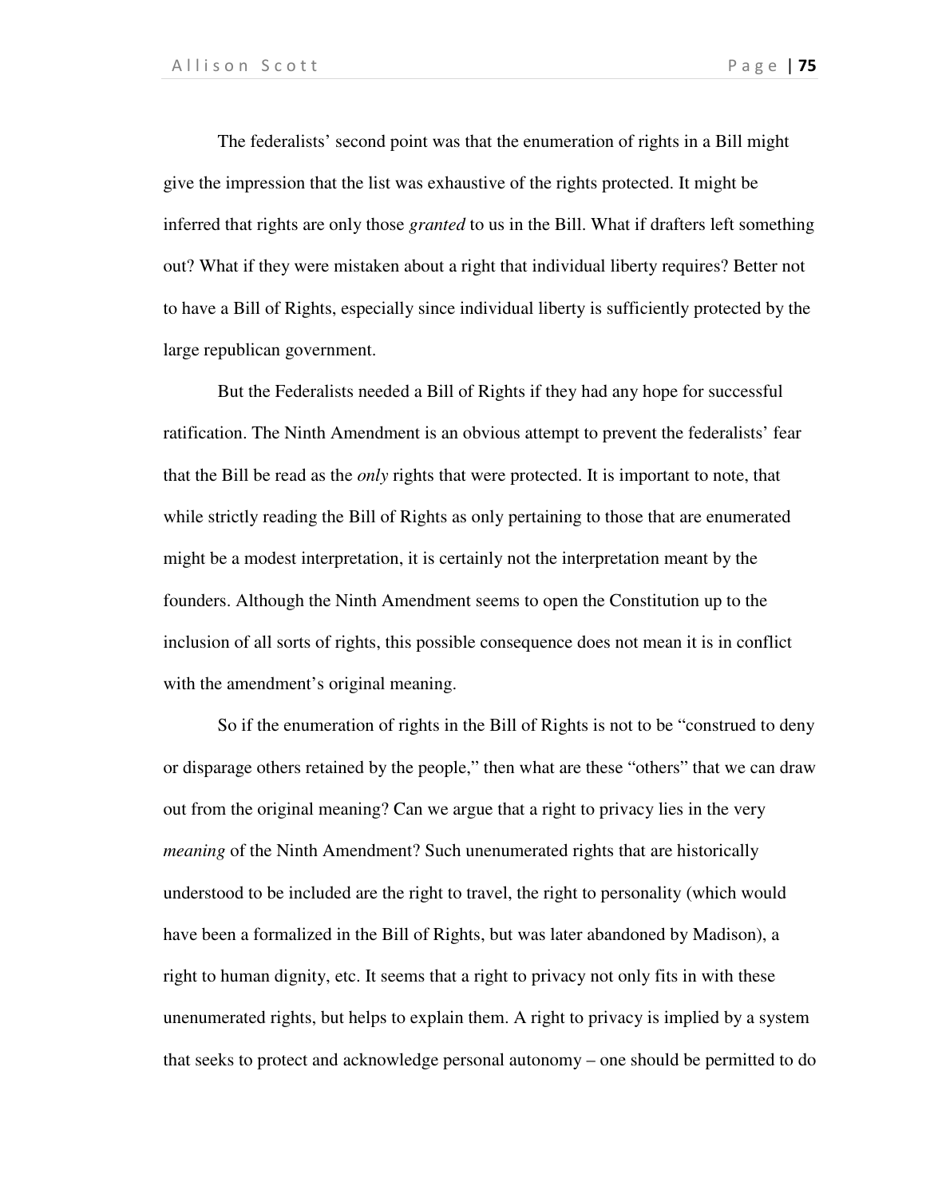The federalists' second point was that the enumeration of rights in a Bill might give the impression that the list was exhaustive of the rights protected. It might be inferred that rights are only those *granted* to us in the Bill. What if drafters left something out? What if they were mistaken about a right that individual liberty requires? Better not to have a Bill of Rights, especially since individual liberty is sufficiently protected by the large republican government.

But the Federalists needed a Bill of Rights if they had any hope for successful ratification. The Ninth Amendment is an obvious attempt to prevent the federalists' fear that the Bill be read as the *only* rights that were protected. It is important to note, that while strictly reading the Bill of Rights as only pertaining to those that are enumerated might be a modest interpretation, it is certainly not the interpretation meant by the founders. Although the Ninth Amendment seems to open the Constitution up to the inclusion of all sorts of rights, this possible consequence does not mean it is in conflict with the amendment's original meaning.

So if the enumeration of rights in the Bill of Rights is not to be "construed to deny or disparage others retained by the people," then what are these "others" that we can draw out from the original meaning? Can we argue that a right to privacy lies in the very *meaning* of the Ninth Amendment? Such unenumerated rights that are historically understood to be included are the right to travel, the right to personality (which would have been a formalized in the Bill of Rights, but was later abandoned by Madison), a right to human dignity, etc. It seems that a right to privacy not only fits in with these unenumerated rights, but helps to explain them. A right to privacy is implied by a system that seeks to protect and acknowledge personal autonomy – one should be permitted to do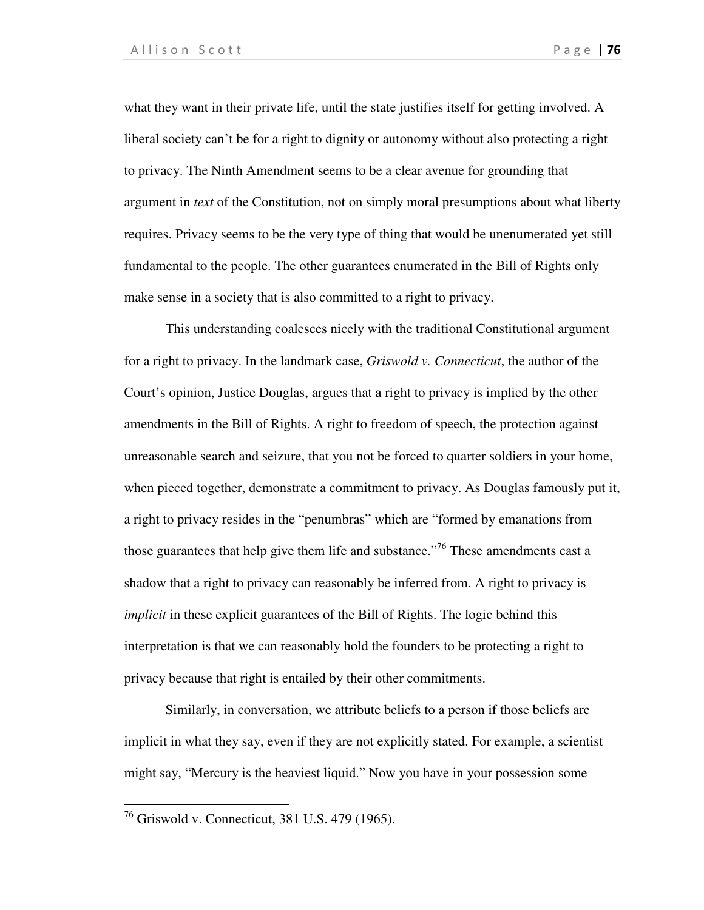what they want in their private life, until the state justifies itself for getting involved. A liberal society can't be for a right to dignity or autonomy without also protecting a right to privacy. The Ninth Amendment seems to be a clear avenue for grounding that argument in *text* of the Constitution, not on simply moral presumptions about what liberty requires. Privacy seems to be the very type of thing that would be unenumerated yet still fundamental to the people. The other guarantees enumerated in the Bill of Rights only make sense in a society that is also committed to a right to privacy.

This understanding coalesces nicely with the traditional Constitutional argument for a right to privacy. In the landmark case, *Griswold v. Connecticut*, the author of the Court's opinion, Justice Douglas, argues that a right to privacy is implied by the other amendments in the Bill of Rights. A right to freedom of speech, the protection against unreasonable search and seizure, that you not be forced to quarter soldiers in your home, when pieced together, demonstrate a commitment to privacy. As Douglas famously put it, a right to privacy resides in the "penumbras" which are "formed by emanations from those guarantees that help give them life and substance."[76] These amendments cast a shadow that a right to privacy can reasonably be inferred from. A right to privacy is *implicit* in these explicit guarantees of the Bill of Rights. The logic behind this interpretation is that we can reasonably hold the founders to be protecting a right to privacy because that right is entailed by their other commitments.

Similarly, in conversation, we attribute beliefs to a person if those beliefs are implicit in what they say, even if they are not explicitly stated. For example, a scientist might say, "Mercury is the heaviest liquid." Now you have in your possession some

---

[76] Griswold v. Connecticut, 381 U.S. 479 (1965).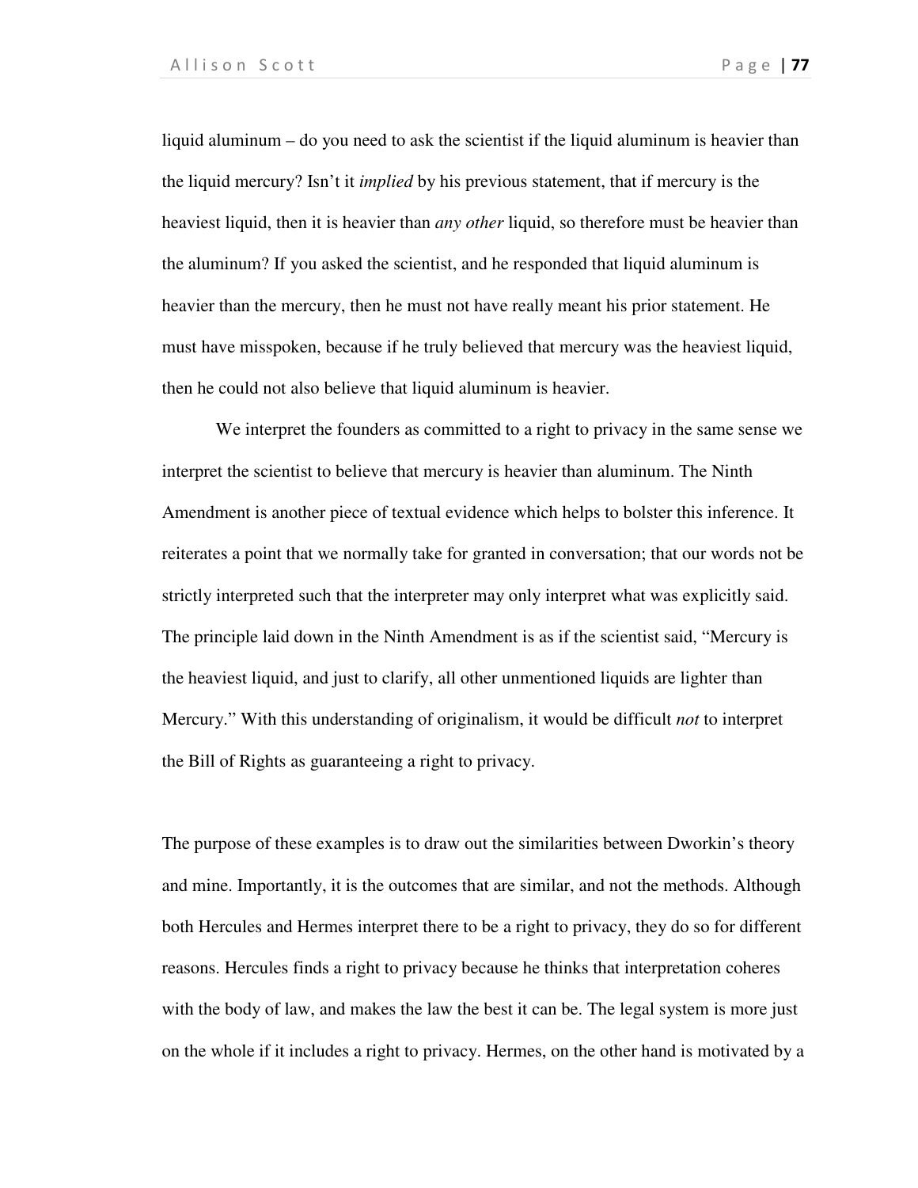liquid aluminum – do you need to ask the scientist if the liquid aluminum is heavier than the liquid mercury? Isn't it *implied* by his previous statement, that if mercury is the heaviest liquid, then it is heavier than *any other* liquid, so therefore must be heavier than the aluminum? If you asked the scientist, and he responded that liquid aluminum is heavier than the mercury, then he must not have really meant his prior statement. He must have misspoken, because if he truly believed that mercury was the heaviest liquid, then he could not also believe that liquid aluminum is heavier.

We interpret the founders as committed to a right to privacy in the same sense we interpret the scientist to believe that mercury is heavier than aluminum. The Ninth Amendment is another piece of textual evidence which helps to bolster this inference. It reiterates a point that we normally take for granted in conversation; that our words not be strictly interpreted such that the interpreter may only interpret what was explicitly said. The principle laid down in the Ninth Amendment is as if the scientist said, "Mercury is the heaviest liquid, and just to clarify, all other unmentioned liquids are lighter than Mercury." With this understanding of originalism, it would be difficult *not* to interpret the Bill of Rights as guaranteeing a right to privacy.

The purpose of these examples is to draw out the similarities between Dworkin's theory and mine. Importantly, it is the outcomes that are similar, and not the methods. Although both Hercules and Hermes interpret there to be a right to privacy, they do so for different reasons. Hercules finds a right to privacy because he thinks that interpretation coheres with the body of law, and makes the law the best it can be. The legal system is more just on the whole if it includes a right to privacy. Hermes, on the other hand is motivated by a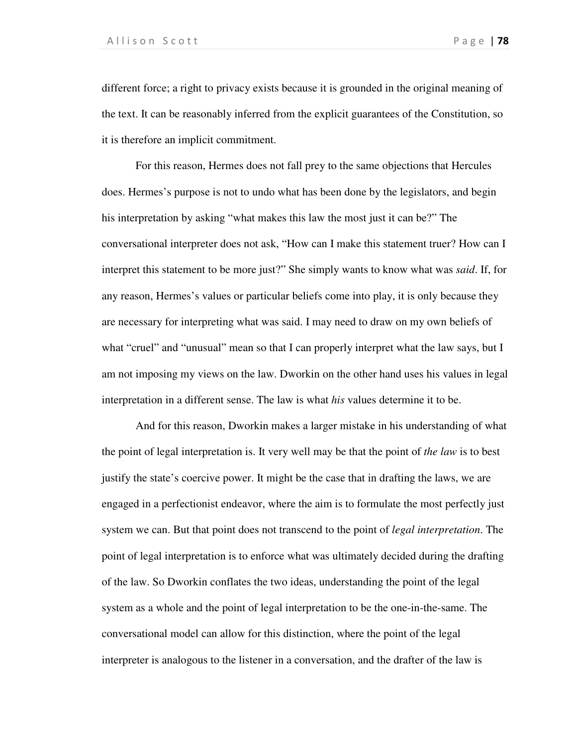different force; a right to privacy exists because it is grounded in the original meaning of the text. It can be reasonably inferred from the explicit guarantees of the Constitution, so it is therefore an implicit commitment.

For this reason, Hermes does not fall prey to the same objections that Hercules does. Hermes's purpose is not to undo what has been done by the legislators, and begin his interpretation by asking "what makes this law the most just it can be?" The conversational interpreter does not ask, "How can I make this statement truer? How can I interpret this statement to be more just?" She simply wants to know what was *said*. If, for any reason, Hermes's values or particular beliefs come into play, it is only because they are necessary for interpreting what was said. I may need to draw on my own beliefs of what "cruel" and "unusual" mean so that I can properly interpret what the law says, but I am not imposing my views on the law. Dworkin on the other hand uses his values in legal interpretation in a different sense. The law is what *his* values determine it to be.

And for this reason, Dworkin makes a larger mistake in his understanding of what the point of legal interpretation is. It very well may be that the point of *the law* is to best justify the state's coercive power. It might be the case that in drafting the laws, we are engaged in a perfectionist endeavor, where the aim is to formulate the most perfectly just system we can. But that point does not transcend to the point of *legal interpretation*. The point of legal interpretation is to enforce what was ultimately decided during the drafting of the law. So Dworkin conflates the two ideas, understanding the point of the legal system as a whole and the point of legal interpretation to be the one-in-the-same. The conversational model can allow for this distinction, where the point of the legal interpreter is analogous to the listener in a conversation, and the drafter of the law is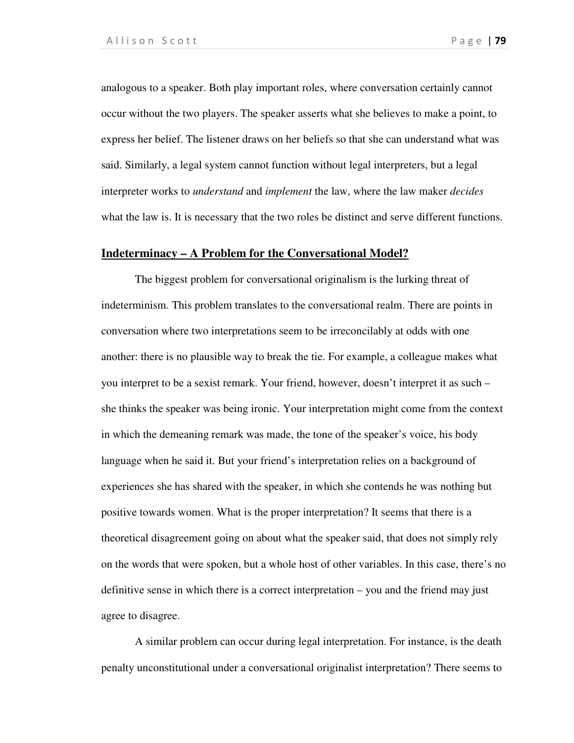analogous to a speaker. Both play important roles, where conversation certainly cannot occur without the two players. The speaker asserts what she believes to make a point, to express her belief. The listener draws on her beliefs so that she can understand what was said. Similarly, a legal system cannot function without legal interpreters, but a legal interpreter works to *understand* and *implement* the law, where the law maker *decides* what the law is. It is necessary that the two roles be distinct and serve different functions.

## **Indeterminacy – A Problem for the Conversational Model?**

The biggest problem for conversational originalism is the lurking threat of indeterminism. This problem translates to the conversational realm. There are points in conversation where two interpretations seem to be irreconcilably at odds with one another: there is no plausible way to break the tie. For example, a colleague makes what you interpret to be a sexist remark. Your friend, however, doesn't interpret it as such – she thinks the speaker was being ironic. Your interpretation might come from the context in which the demeaning remark was made, the tone of the speaker's voice, his body language when he said it. But your friend's interpretation relies on a background of experiences she has shared with the speaker, in which she contends he was nothing but positive towards women. What is the proper interpretation? It seems that there is a theoretical disagreement going on about what the speaker said, that does not simply rely on the words that were spoken, but a whole host of other variables. In this case, there's no definitive sense in which there is a correct interpretation – you and the friend may just agree to disagree.

A similar problem can occur during legal interpretation. For instance, is the death penalty unconstitutional under a conversational originalist interpretation? There seems to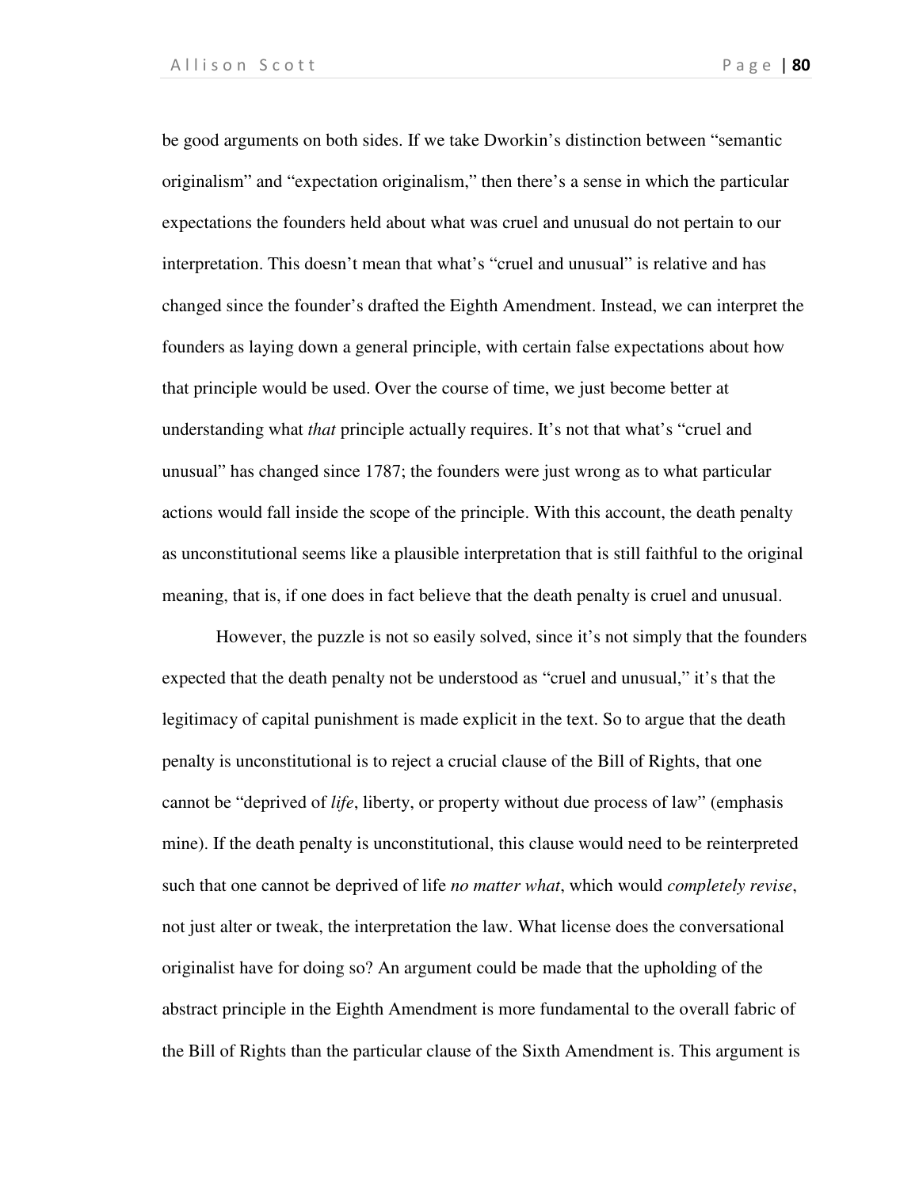be good arguments on both sides. If we take Dworkin's distinction between "semantic originalism" and "expectation originalism," then there's a sense in which the particular expectations the founders held about what was cruel and unusual do not pertain to our interpretation. This doesn't mean that what's "cruel and unusual" is relative and has changed since the founder's drafted the Eighth Amendment. Instead, we can interpret the founders as laying down a general principle, with certain false expectations about how that principle would be used. Over the course of time, we just become better at understanding what *that* principle actually requires. It's not that what's "cruel and unusual" has changed since 1787; the founders were just wrong as to what particular actions would fall inside the scope of the principle. With this account, the death penalty as unconstitutional seems like a plausible interpretation that is still faithful to the original meaning, that is, if one does in fact believe that the death penalty is cruel and unusual.

However, the puzzle is not so easily solved, since it's not simply that the founders expected that the death penalty not be understood as "cruel and unusual," it's that the legitimacy of capital punishment is made explicit in the text. So to argue that the death penalty is unconstitutional is to reject a crucial clause of the Bill of Rights, that one cannot be "deprived of *life*, liberty, or property without due process of law" (emphasis mine). If the death penalty is unconstitutional, this clause would need to be reinterpreted such that one cannot be deprived of life *no matter what*, which would *completely revise*, not just alter or tweak, the interpretation the law. What license does the conversational originalist have for doing so? An argument could be made that the upholding of the abstract principle in the Eighth Amendment is more fundamental to the overall fabric of the Bill of Rights than the particular clause of the Sixth Amendment is. This argument is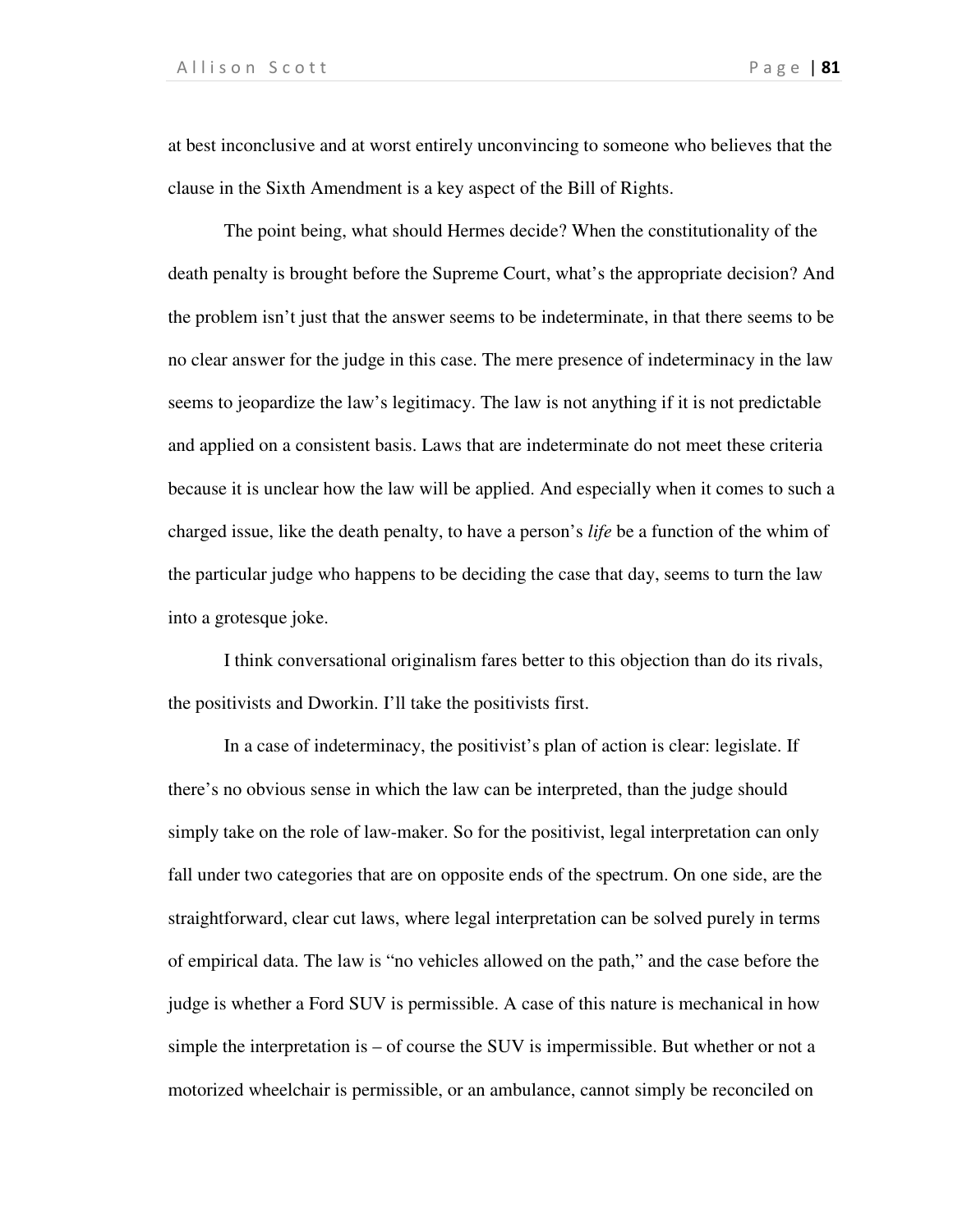at best inconclusive and at worst entirely unconvincing to someone who believes that the clause in the Sixth Amendment is a key aspect of the Bill of Rights.

The point being, what should Hermes decide? When the constitutionality of the death penalty is brought before the Supreme Court, what's the appropriate decision? And the problem isn't just that the answer seems to be indeterminate, in that there seems to be no clear answer for the judge in this case. The mere presence of indeterminacy in the law seems to jeopardize the law's legitimacy. The law is not anything if it is not predictable and applied on a consistent basis. Laws that are indeterminate do not meet these criteria because it is unclear how the law will be applied. And especially when it comes to such a charged issue, like the death penalty, to have a person's *life* be a function of the whim of the particular judge who happens to be deciding the case that day, seems to turn the law into a grotesque joke.

I think conversational originalism fares better to this objection than do its rivals, the positivists and Dworkin. I'll take the positivists first.

In a case of indeterminacy, the positivist's plan of action is clear: legislate. If there's no obvious sense in which the law can be interpreted, than the judge should simply take on the role of law-maker. So for the positivist, legal interpretation can only fall under two categories that are on opposite ends of the spectrum. On one side, are the straightforward, clear cut laws, where legal interpretation can be solved purely in terms of empirical data. The law is "no vehicles allowed on the path," and the case before the judge is whether a Ford SUV is permissible. A case of this nature is mechanical in how simple the interpretation is – of course the SUV is impermissible. But whether or not a motorized wheelchair is permissible, or an ambulance, cannot simply be reconciled on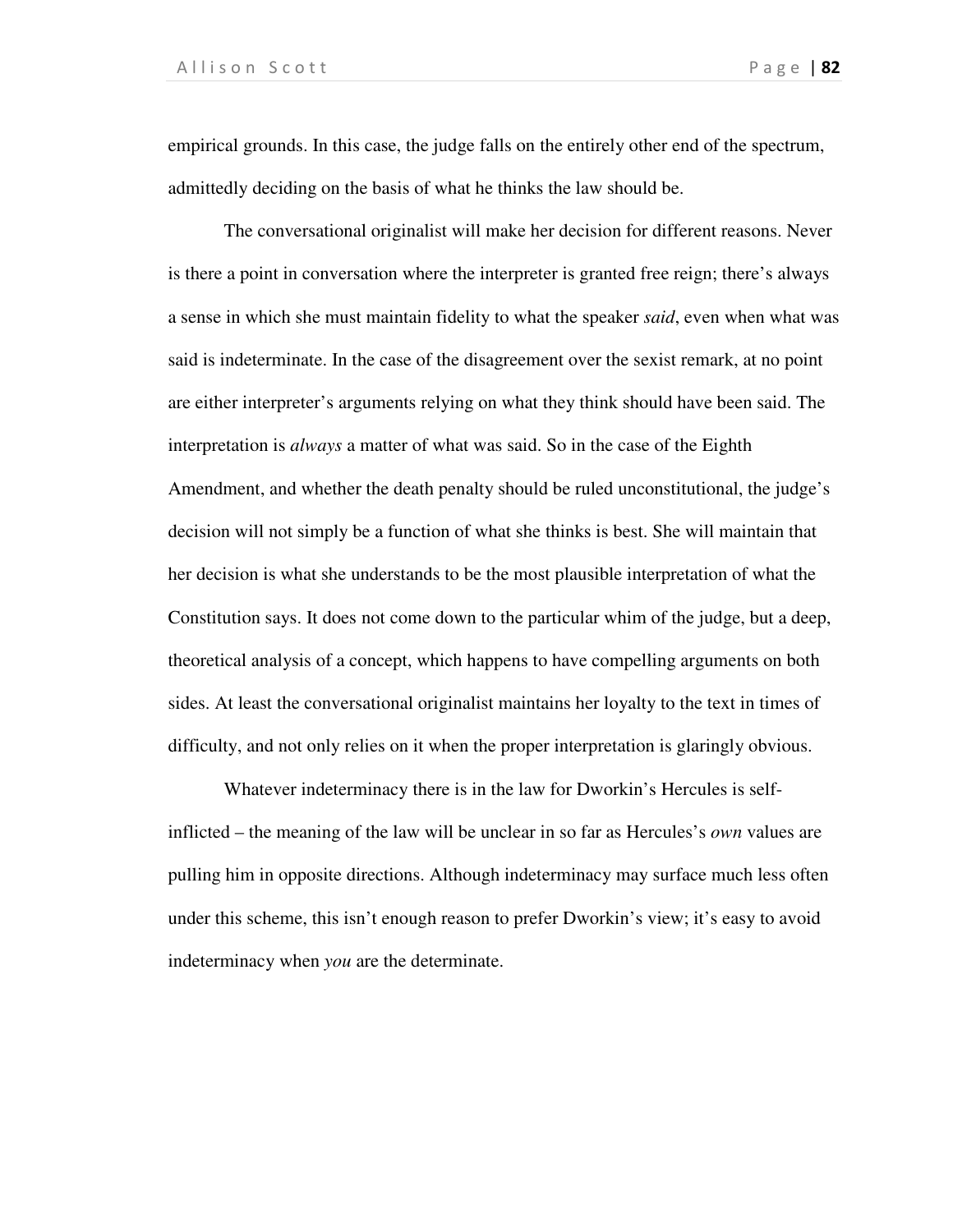empirical grounds. In this case, the judge falls on the entirely other end of the spectrum, admittedly deciding on the basis of what he thinks the law should be.

The conversational originalist will make her decision for different reasons. Never is there a point in conversation where the interpreter is granted free reign; there's always a sense in which she must maintain fidelity to what the speaker *said*, even when what was said is indeterminate. In the case of the disagreement over the sexist remark, at no point are either interpreter's arguments relying on what they think should have been said. The interpretation is *always* a matter of what was said. So in the case of the Eighth Amendment, and whether the death penalty should be ruled unconstitutional, the judge's decision will not simply be a function of what she thinks is best. She will maintain that her decision is what she understands to be the most plausible interpretation of what the Constitution says. It does not come down to the particular whim of the judge, but a deep, theoretical analysis of a concept, which happens to have compelling arguments on both sides. At least the conversational originalist maintains her loyalty to the text in times of difficulty, and not only relies on it when the proper interpretation is glaringly obvious.

Whatever indeterminacy there is in the law for Dworkin's Hercules is self-inflicted – the meaning of the law will be unclear in so far as Hercules's *own* values are pulling him in opposite directions. Although indeterminacy may surface much less often under this scheme, this isn't enough reason to prefer Dworkin's view; it's easy to avoid indeterminacy when *you* are the determinate.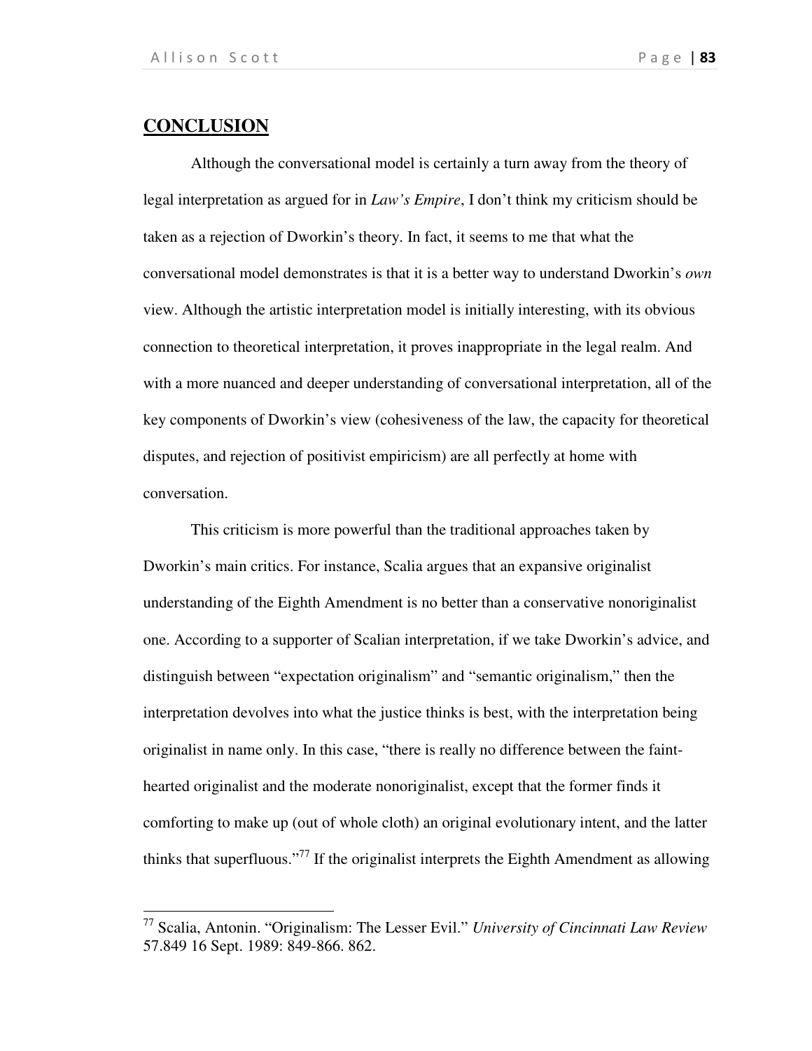## **CONCLUSION**

Although the conversational model is certainly a turn away from the theory of legal interpretation as argued for in *Law's Empire*, I don't think my criticism should be taken as a rejection of Dworkin's theory. In fact, it seems to me that what the conversational model demonstrates is that it is a better way to understand Dworkin's *own* view. Although the artistic interpretation model is initially interesting, with its obvious connection to theoretical interpretation, it proves inappropriate in the legal realm. And with a more nuanced and deeper understanding of conversational interpretation, all of the key components of Dworkin's view (cohesiveness of the law, the capacity for theoretical disputes, and rejection of positivist empiricism) are all perfectly at home with conversation.

This criticism is more powerful than the traditional approaches taken by Dworkin's main critics. For instance, Scalia argues that an expansive originalist understanding of the Eighth Amendment is no better than a conservative nonoriginalist one. According to a supporter of Scalian interpretation, if we take Dworkin's advice, and distinguish between "expectation originalism" and "semantic originalism," then the interpretation devolves into what the justice thinks is best, with the interpretation being originalist in name only. In this case, "there is really no difference between the faint-hearted originalist and the moderate nonoriginalist, except that the former finds it comforting to make up (out of whole cloth) an original evolutionary intent, and the latter thinks that superfluous."[77] If the originalist interprets the Eighth Amendment as allowing

---

[77] Scalia, Antonin. "Originalism: The Lesser Evil." *University of Cincinnati Law Review* 57.849 16 Sept. 1989: 849-866. 862.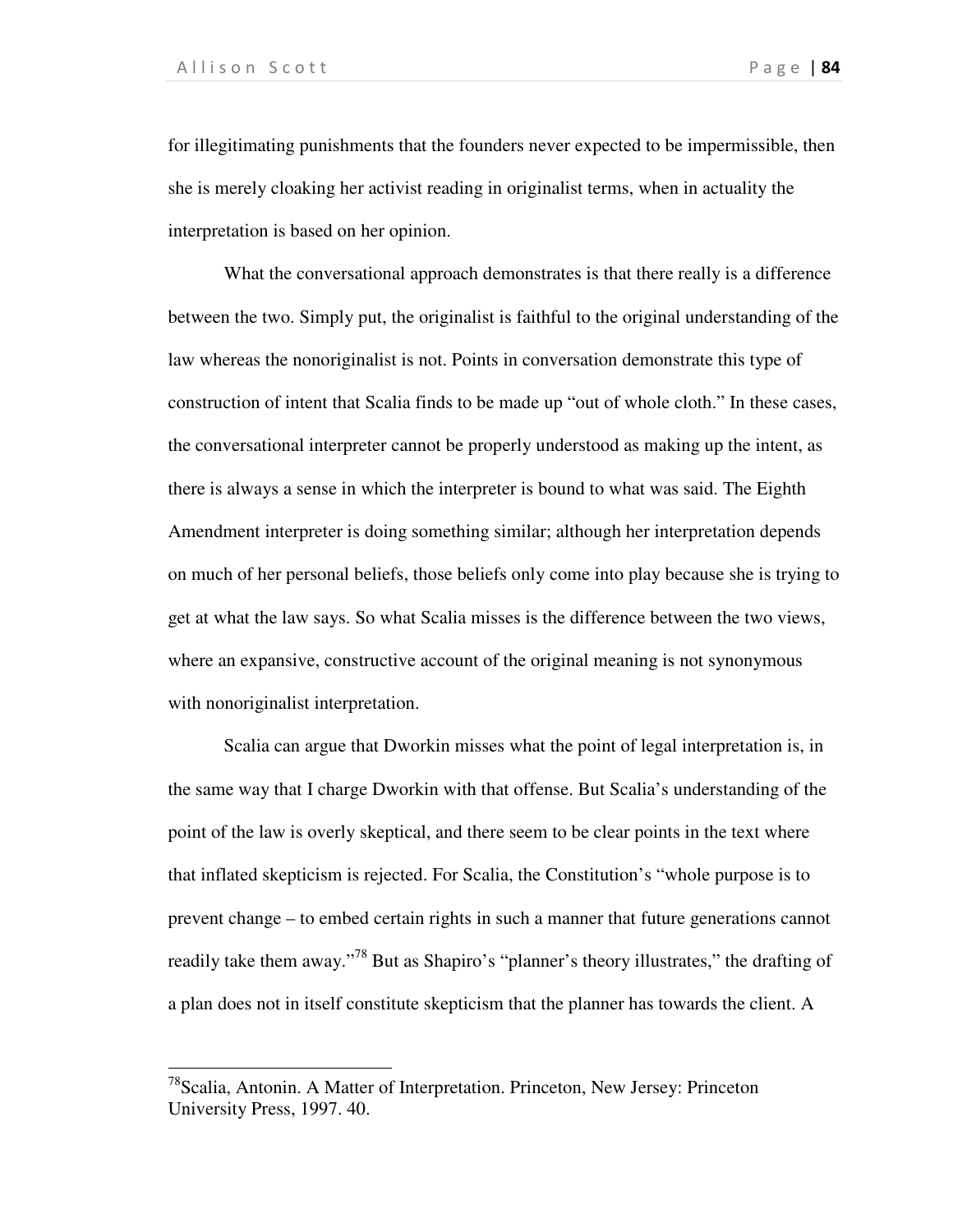for illegitimating punishments that the founders never expected to be impermissible, then she is merely cloaking her activist reading in originalist terms, when in actuality the interpretation is based on her opinion.

What the conversational approach demonstrates is that there really is a difference between the two. Simply put, the originalist is faithful to the original understanding of the law whereas the nonoriginalist is not. Points in conversation demonstrate this type of construction of intent that Scalia finds to be made up "out of whole cloth." In these cases, the conversational interpreter cannot be properly understood as making up the intent, as there is always a sense in which the interpreter is bound to what was said. The Eighth Amendment interpreter is doing something similar; although her interpretation depends on much of her personal beliefs, those beliefs only come into play because she is trying to get at what the law says. So what Scalia misses is the difference between the two views, where an expansive, constructive account of the original meaning is not synonymous with nonoriginalist interpretation.

Scalia can argue that Dworkin misses what the point of legal interpretation is, in the same way that I charge Dworkin with that offense. But Scalia's understanding of the point of the law is overly skeptical, and there seem to be clear points in the text where that inflated skepticism is rejected. For Scalia, the Constitution's "whole purpose is to prevent change – to embed certain rights in such a manner that future generations cannot readily take them away."[78] But as Shapiro's "planner's theory illustrates," the drafting of a plan does not in itself constitute skepticism that the planner has towards the client. A

---

[78]Scalia, Antonin. A Matter of Interpretation. Princeton, New Jersey: Princeton University Press, 1997. 40.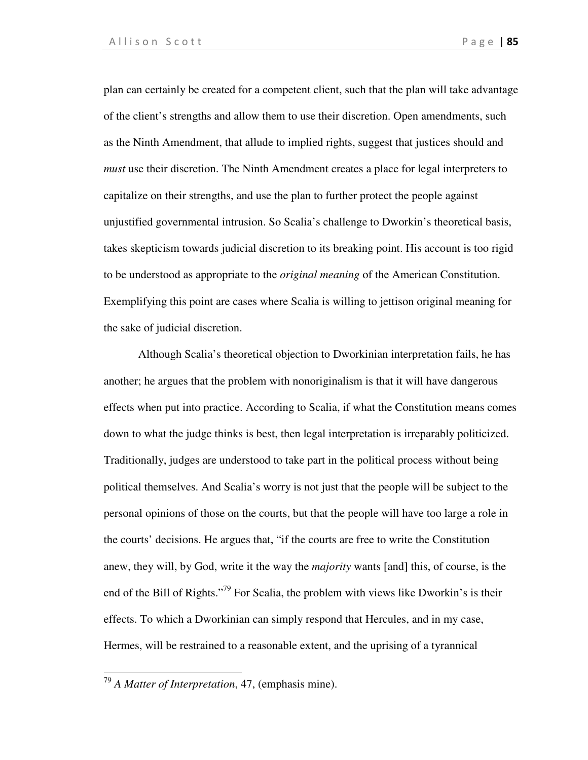plan can certainly be created for a competent client, such that the plan will take advantage of the client's strengths and allow them to use their discretion. Open amendments, such as the Ninth Amendment, that allude to implied rights, suggest that justices should and *must* use their discretion. The Ninth Amendment creates a place for legal interpreters to capitalize on their strengths, and use the plan to further protect the people against unjustified governmental intrusion. So Scalia's challenge to Dworkin's theoretical basis, takes skepticism towards judicial discretion to its breaking point. His account is too rigid to be understood as appropriate to the *original meaning* of the American Constitution. Exemplifying this point are cases where Scalia is willing to jettison original meaning for the sake of judicial discretion.

Although Scalia's theoretical objection to Dworkinian interpretation fails, he has another; he argues that the problem with nonoriginalism is that it will have dangerous effects when put into practice. According to Scalia, if what the Constitution means comes down to what the judge thinks is best, then legal interpretation is irreparably politicized. Traditionally, judges are understood to take part in the political process without being political themselves. And Scalia's worry is not just that the people will be subject to the personal opinions of those on the courts, but that the people will have too large a role in the courts' decisions. He argues that, "if the courts are free to write the Constitution anew, they will, by God, write it the way the *majority* wants [and] this, of course, is the end of the Bill of Rights."[79] For Scalia, the problem with views like Dworkin's is their effects. To which a Dworkinian can simply respond that Hercules, and in my case, Hermes, will be restrained to a reasonable extent, and the uprising of a tyrannical

---

[79] *A Matter of Interpretation*, 47, (emphasis mine).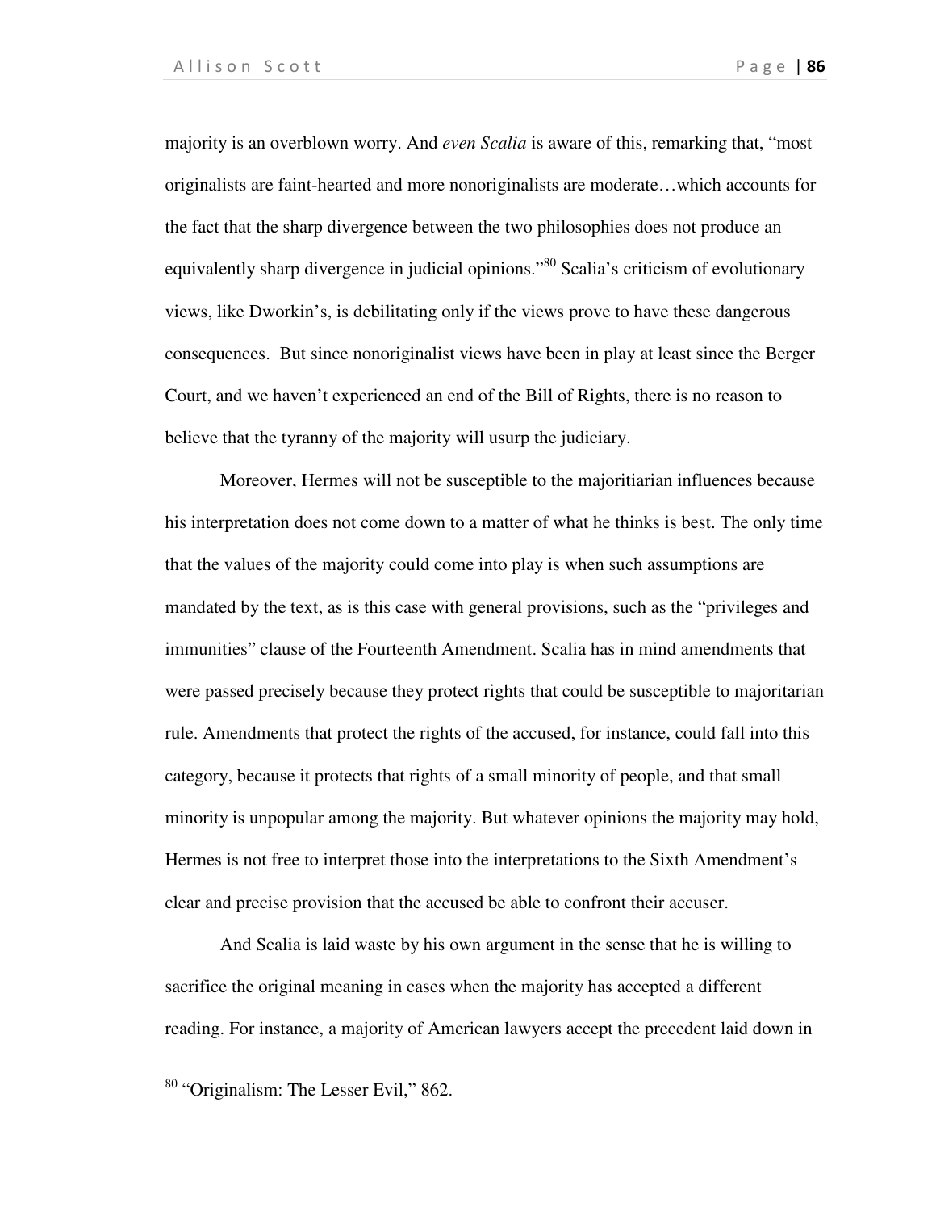majority is an overblown worry. And *even Scalia* is aware of this, remarking that, "most originalists are faint-hearted and more nonoriginalists are moderate…which accounts for the fact that the sharp divergence between the two philosophies does not produce an equivalently sharp divergence in judicial opinions."[80] Scalia's criticism of evolutionary views, like Dworkin's, is debilitating only if the views prove to have these dangerous consequences. But since nonoriginalist views have been in play at least since the Berger Court, and we haven't experienced an end of the Bill of Rights, there is no reason to believe that the tyranny of the majority will usurp the judiciary.

Moreover, Hermes will not be susceptible to the majoritiarian influences because his interpretation does not come down to a matter of what he thinks is best. The only time that the values of the majority could come into play is when such assumptions are mandated by the text, as is this case with general provisions, such as the "privileges and immunities" clause of the Fourteenth Amendment. Scalia has in mind amendments that were passed precisely because they protect rights that could be susceptible to majoritarian rule. Amendments that protect the rights of the accused, for instance, could fall into this category, because it protects that rights of a small minority of people, and that small minority is unpopular among the majority. But whatever opinions the majority may hold, Hermes is not free to interpret those into the interpretations to the Sixth Amendment's clear and precise provision that the accused be able to confront their accuser.

And Scalia is laid waste by his own argument in the sense that he is willing to sacrifice the original meaning in cases when the majority has accepted a different reading. For instance, a majority of American lawyers accept the precedent laid down in

---

[80] "Originalism: The Lesser Evil," 862.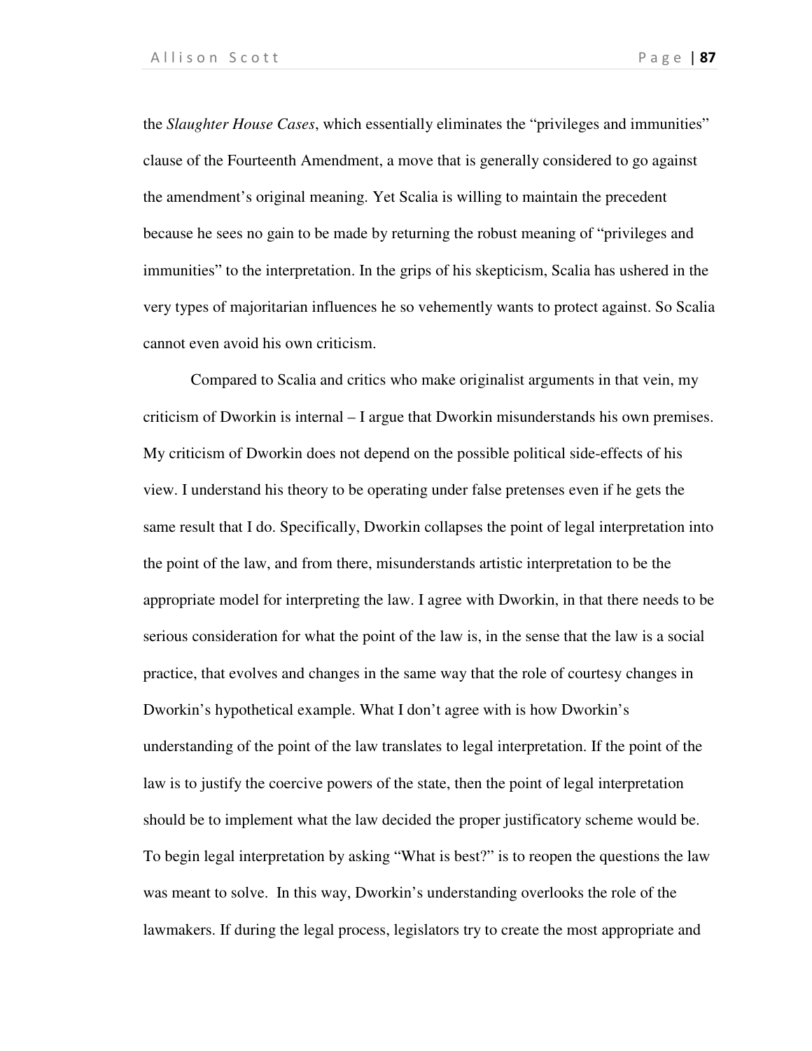the *Slaughter House Cases*, which essentially eliminates the "privileges and immunities" clause of the Fourteenth Amendment, a move that is generally considered to go against the amendment's original meaning. Yet Scalia is willing to maintain the precedent because he sees no gain to be made by returning the robust meaning of "privileges and immunities" to the interpretation. In the grips of his skepticism, Scalia has ushered in the very types of majoritarian influences he so vehemently wants to protect against. So Scalia cannot even avoid his own criticism.

Compared to Scalia and critics who make originalist arguments in that vein, my criticism of Dworkin is internal – I argue that Dworkin misunderstands his own premises. My criticism of Dworkin does not depend on the possible political side-effects of his view. I understand his theory to be operating under false pretenses even if he gets the same result that I do. Specifically, Dworkin collapses the point of legal interpretation into the point of the law, and from there, misunderstands artistic interpretation to be the appropriate model for interpreting the law. I agree with Dworkin, in that there needs to be serious consideration for what the point of the law is, in the sense that the law is a social practice, that evolves and changes in the same way that the role of courtesy changes in Dworkin's hypothetical example. What I don't agree with is how Dworkin's understanding of the point of the law translates to legal interpretation. If the point of the law is to justify the coercive powers of the state, then the point of legal interpretation should be to implement what the law decided the proper justificatory scheme would be. To begin legal interpretation by asking "What is best?" is to reopen the questions the law was meant to solve. In this way, Dworkin's understanding overlooks the role of the lawmakers. If during the legal process, legislators try to create the most appropriate and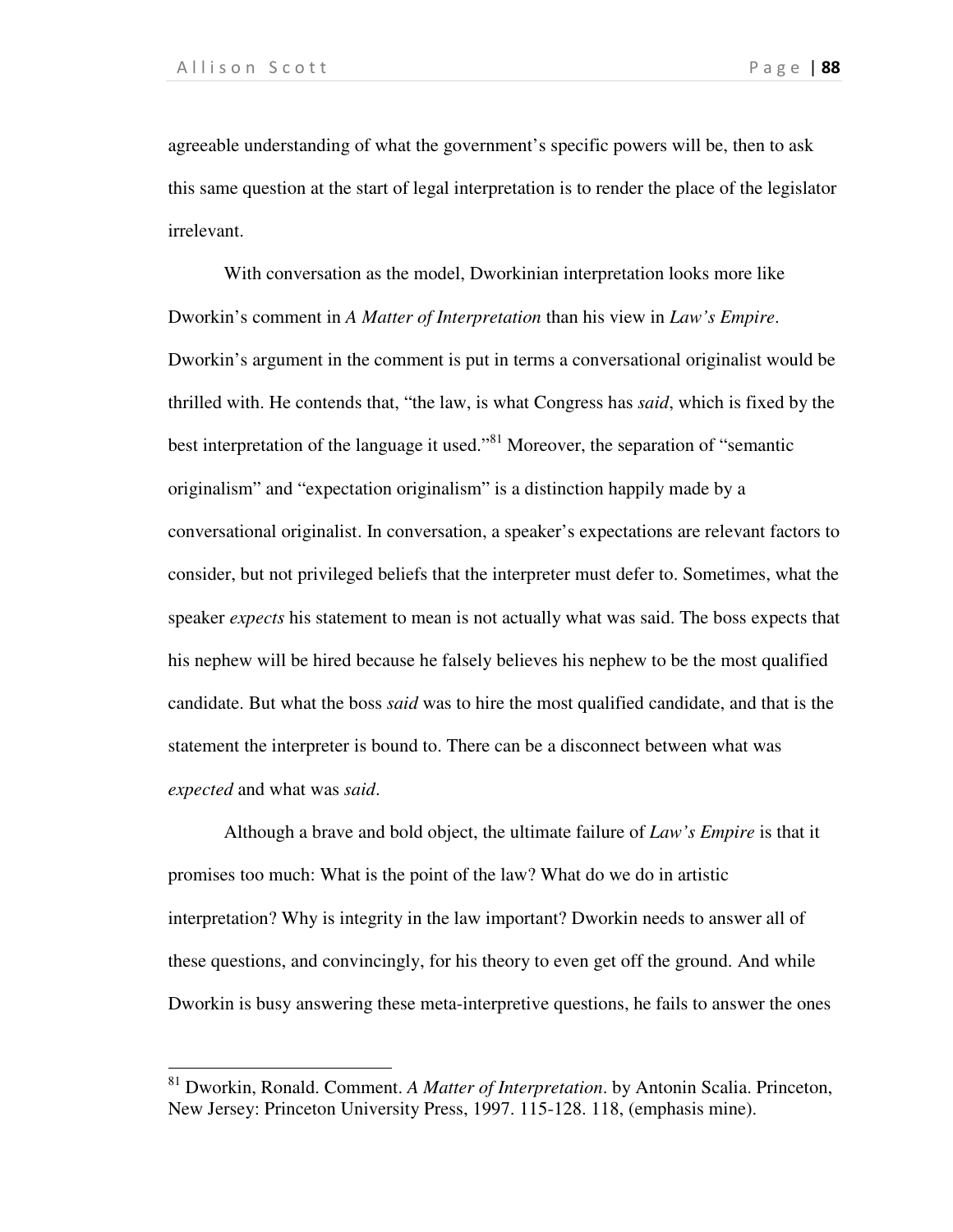agreeable understanding of what the government's specific powers will be, then to ask this same question at the start of legal interpretation is to render the place of the legislator irrelevant.

With conversation as the model, Dworkinian interpretation looks more like Dworkin's comment in *A Matter of Interpretation* than his view in *Law's Empire*. Dworkin's argument in the comment is put in terms a conversational originalist would be thrilled with. He contends that, "the law, is what Congress has *said*, which is fixed by the best interpretation of the language it used."[81] Moreover, the separation of "semantic originalism" and "expectation originalism" is a distinction happily made by a conversational originalist. In conversation, a speaker's expectations are relevant factors to consider, but not privileged beliefs that the interpreter must defer to. Sometimes, what the speaker *expects* his statement to mean is not actually what was said. The boss expects that his nephew will be hired because he falsely believes his nephew to be the most qualified candidate. But what the boss *said* was to hire the most qualified candidate, and that is the statement the interpreter is bound to. There can be a disconnect between what was *expected* and what was *said*.

Although a brave and bold object, the ultimate failure of *Law's Empire* is that it promises too much: What is the point of the law? What do we do in artistic interpretation? Why is integrity in the law important? Dworkin needs to answer all of these questions, and convincingly, for his theory to even get off the ground. And while Dworkin is busy answering these meta-interpretive questions, he fails to answer the ones

---

[81] Dworkin, Ronald. Comment. *A Matter of Interpretation*. by Antonin Scalia. Princeton, New Jersey: Princeton University Press, 1997. 115-128. 118, (emphasis mine).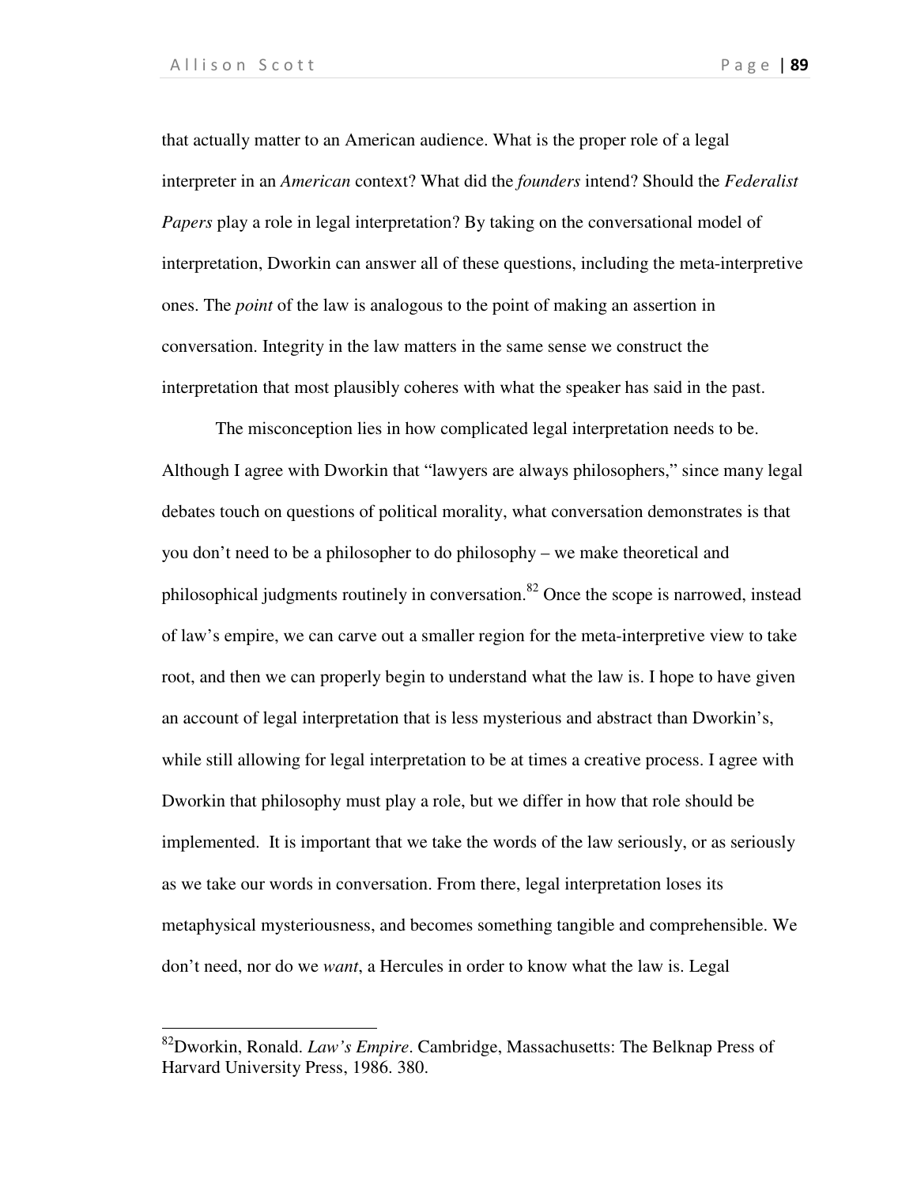that actually matter to an American audience. What is the proper role of a legal interpreter in an *American* context? What did the *founders* intend? Should the *Federalist Papers* play a role in legal interpretation? By taking on the conversational model of interpretation, Dworkin can answer all of these questions, including the meta-interpretive ones. The *point* of the law is analogous to the point of making an assertion in conversation. Integrity in the law matters in the same sense we construct the interpretation that most plausibly coheres with what the speaker has said in the past.

The misconception lies in how complicated legal interpretation needs to be. Although I agree with Dworkin that "lawyers are always philosophers," since many legal debates touch on questions of political morality, what conversation demonstrates is that you don't need to be a philosopher to do philosophy – we make theoretical and philosophical judgments routinely in conversation.[82] Once the scope is narrowed, instead of law's empire, we can carve out a smaller region for the meta-interpretive view to take root, and then we can properly begin to understand what the law is. I hope to have given an account of legal interpretation that is less mysterious and abstract than Dworkin's, while still allowing for legal interpretation to be at times a creative process. I agree with Dworkin that philosophy must play a role, but we differ in how that role should be implemented. It is important that we take the words of the law seriously, or as seriously as we take our words in conversation. From there, legal interpretation loses its metaphysical mysteriousness, and becomes something tangible and comprehensible. We don't need, nor do we *want*, a Hercules in order to know what the law is. Legal

---

[82] Dworkin, Ronald. *Law's Empire*. Cambridge, Massachusetts: The Belknap Press of Harvard University Press, 1986. 380.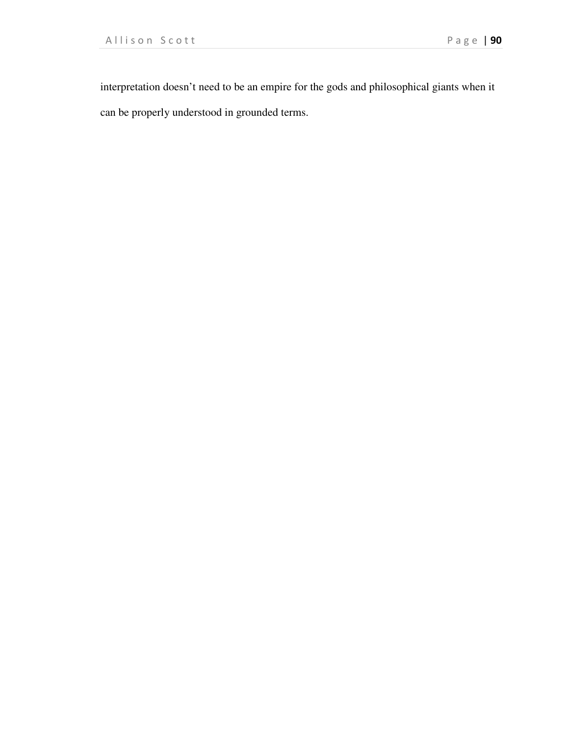interpretation doesn’t need to be an empire for the gods and philosophical giants when it can be properly understood in grounded terms.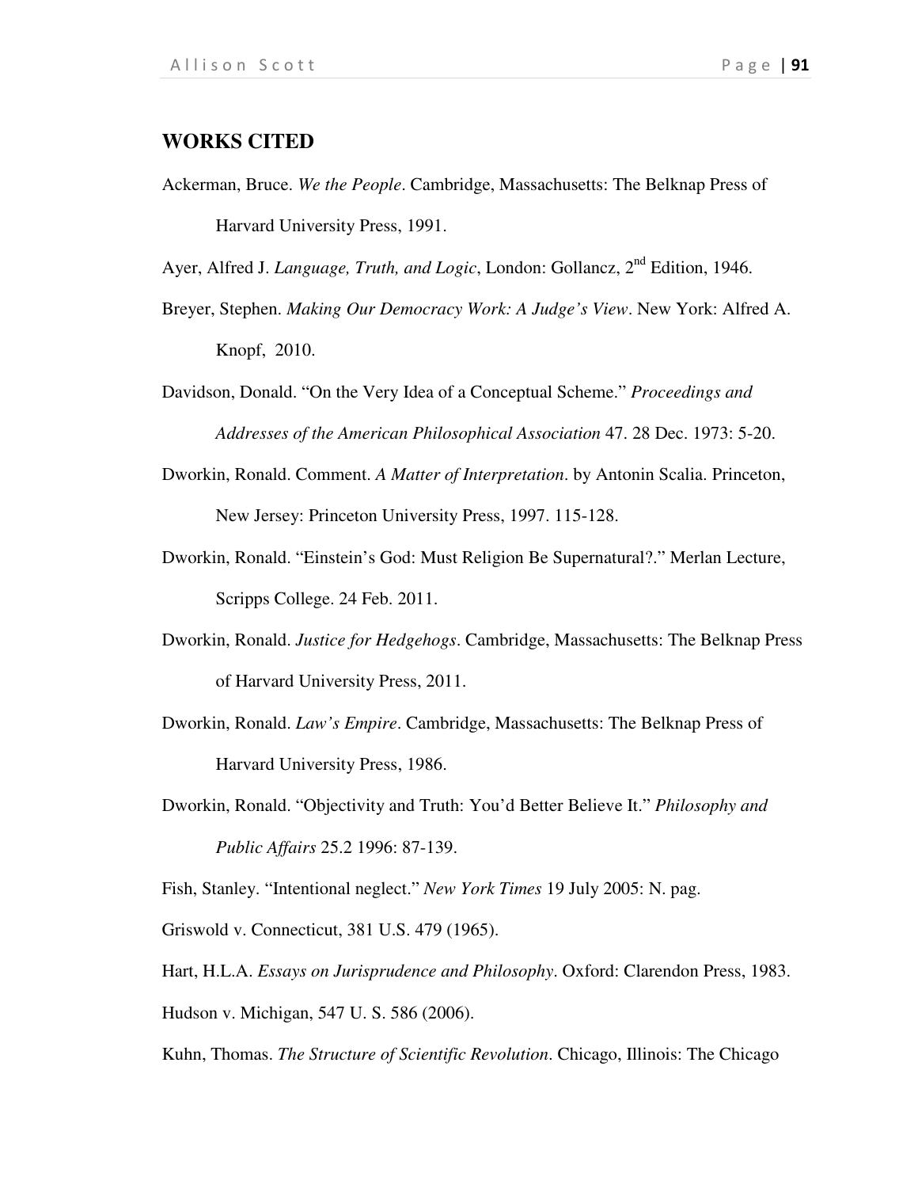## WORKS CITED

Ackerman, Bruce. *We the People*. Cambridge, Massachusetts: The Belknap Press of Harvard University Press, 1991.

Ayer, Alfred J. *Language, Truth, and Logic*, London: Gollancz, 2nd Edition, 1946.

Breyer, Stephen. *Making Our Democracy Work: A Judge's View*. New York: Alfred A. Knopf, 2010.

Davidson, Donald. "On the Very Idea of a Conceptual Scheme." *Proceedings and Addresses of the American Philosophical Association* 47. 28 Dec. 1973: 5-20.

Dworkin, Ronald. Comment. *A Matter of Interpretation*. by Antonin Scalia. Princeton, New Jersey: Princeton University Press, 1997. 115-128.

Dworkin, Ronald. "Einstein's God: Must Religion Be Supernatural?." Merlan Lecture, Scripps College. 24 Feb. 2011.

Dworkin, Ronald. *Justice for Hedgehogs*. Cambridge, Massachusetts: The Belknap Press of Harvard University Press, 2011.

Dworkin, Ronald. *Law's Empire*. Cambridge, Massachusetts: The Belknap Press of Harvard University Press, 1986.

Dworkin, Ronald. "Objectivity and Truth: You'd Better Believe It." *Philosophy and Public Affairs* 25.2 1996: 87-139.

Fish, Stanley. "Intentional neglect." *New York Times* 19 July 2005: N. pag.

Griswold v. Connecticut, 381 U.S. 479 (1965).

Hart, H.L.A. *Essays on Jurisprudence and Philosophy*. Oxford: Clarendon Press, 1983.

Hudson v. Michigan, 547 U. S. 586 (2006).

Kuhn, Thomas. *The Structure of Scientific Revolution*. Chicago, Illinois: The Chicago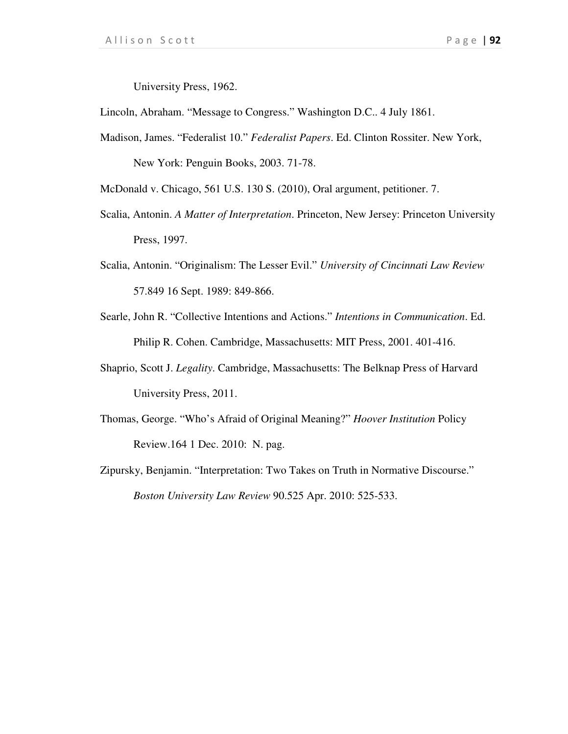University Press, 1962.

Lincoln, Abraham. "Message to Congress." Washington D.C.. 4 July 1861.

Madison, James. "Federalist 10." *Federalist Papers*. Ed. Clinton Rossiter. New York, New York: Penguin Books, 2003. 71-78.

McDonald v. Chicago, 561 U.S. 130 S. (2010), Oral argument, petitioner. 7.

Scalia, Antonin. *A Matter of Interpretation*. Princeton, New Jersey: Princeton University Press, 1997.

Scalia, Antonin. "Originalism: The Lesser Evil." *University of Cincinnati Law Review* 57.849 16 Sept. 1989: 849-866.

Searle, John R. "Collective Intentions and Actions." *Intentions in Communication*. Ed. Philip R. Cohen. Cambridge, Massachusetts: MIT Press, 2001. 401-416.

Shaprio, Scott J. *Legality*. Cambridge, Massachusetts: The Belknap Press of Harvard University Press, 2011.

Thomas, George. "Who's Afraid of Original Meaning?" *Hoover Institution* Policy Review.164 1 Dec. 2010: N. pag.

Zipursky, Benjamin. "Interpretation: Two Takes on Truth in Normative Discourse." *Boston University Law Review* 90.525 Apr. 2010: 525-533.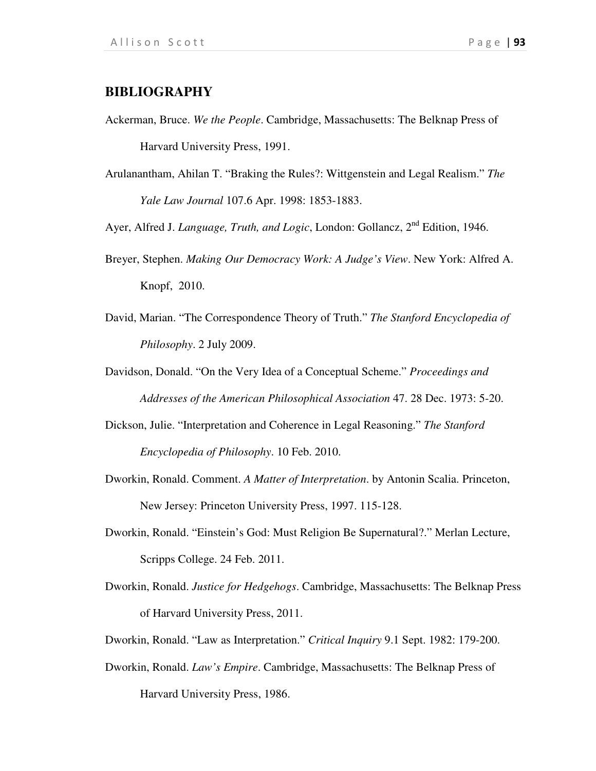## BIBLIOGRAPHY

Ackerman, Bruce. *We the People*. Cambridge, Massachusetts: The Belknap Press of Harvard University Press, 1991.

Arulanantham, Ahilan T. "Braking the Rules?: Wittgenstein and Legal Realism." *The Yale Law Journal* 107.6 Apr. 1998: 1853-1883.

Ayer, Alfred J. *Language, Truth, and Logic*, London: Gollancz, 2nd Edition, 1946.

Breyer, Stephen. *Making Our Democracy Work: A Judge's View*. New York: Alfred A. Knopf, 2010.

David, Marian. "The Correspondence Theory of Truth." *The Stanford Encyclopedia of Philosophy*. 2 July 2009.

Davidson, Donald. "On the Very Idea of a Conceptual Scheme." *Proceedings and Addresses of the American Philosophical Association* 47. 28 Dec. 1973: 5-20.

Dickson, Julie. "Interpretation and Coherence in Legal Reasoning." *The Stanford Encyclopedia of Philosophy*. 10 Feb. 2010.

Dworkin, Ronald. Comment. *A Matter of Interpretation*. by Antonin Scalia. Princeton, New Jersey: Princeton University Press, 1997. 115-128.

Dworkin, Ronald. "Einstein's God: Must Religion Be Supernatural?." Merlan Lecture, Scripps College. 24 Feb. 2011.

Dworkin, Ronald. *Justice for Hedgehogs*. Cambridge, Massachusetts: The Belknap Press of Harvard University Press, 2011.

Dworkin, Ronald. "Law as Interpretation." *Critical Inquiry* 9.1 Sept. 1982: 179-200.

Dworkin, Ronald. *Law's Empire*. Cambridge, Massachusetts: The Belknap Press of Harvard University Press, 1986.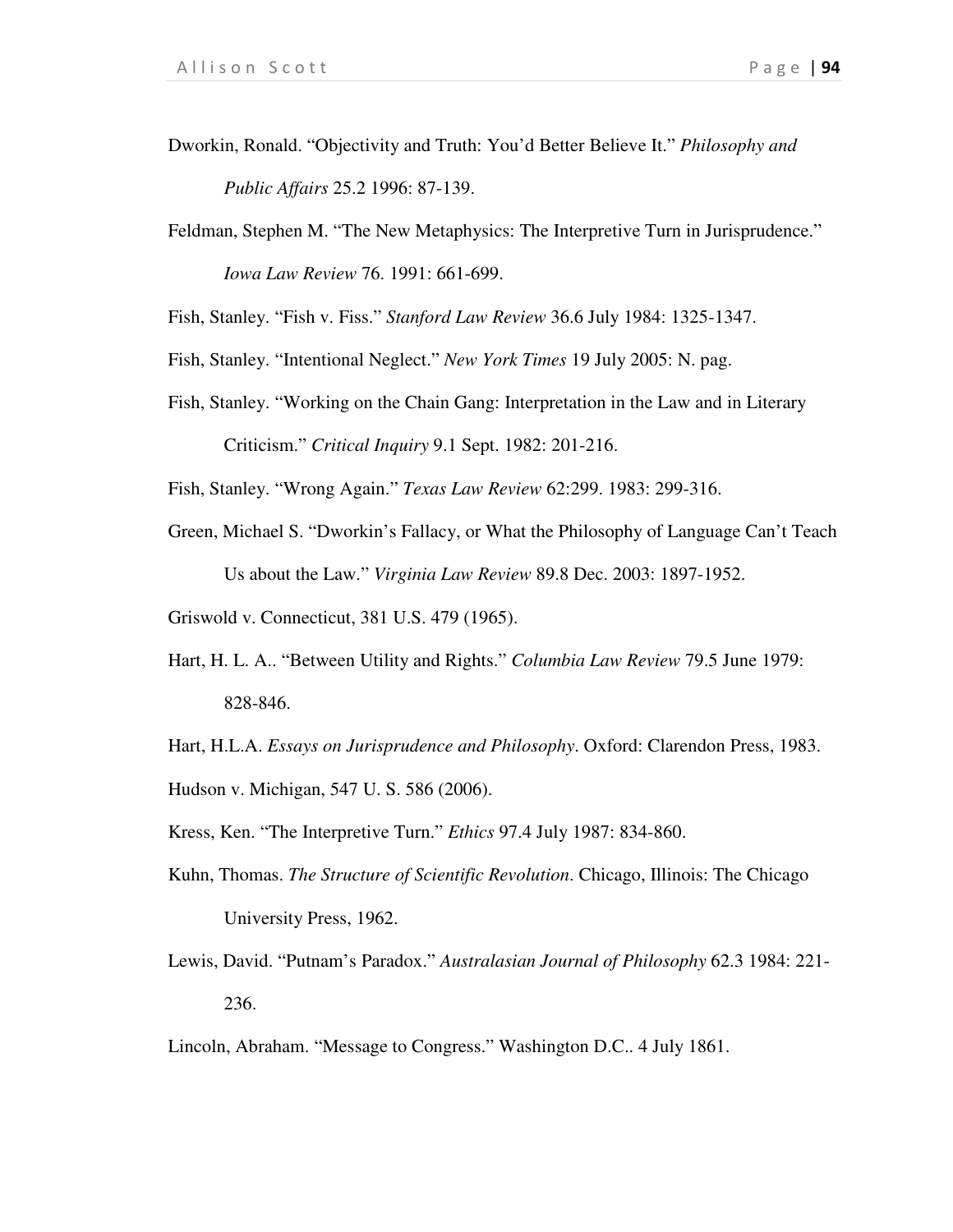Dworkin, Ronald. “Objectivity and Truth: You’d Better Believe It.” *Philosophy and Public Affairs* 25.2 1996: 87-139.

Feldman, Stephen M. “The New Metaphysics: The Interpretive Turn in Jurisprudence.” *Iowa Law Review* 76. 1991: 661-699.

Fish, Stanley. “Fish v. Fiss.” *Stanford Law Review* 36.6 July 1984: 1325-1347.

Fish, Stanley. “Intentional Neglect.” *New York Times* 19 July 2005: N. pag.

Fish, Stanley. “Working on the Chain Gang: Interpretation in the Law and in Literary Criticism.” *Critical Inquiry* 9.1 Sept. 1982: 201-216.

Fish, Stanley. “Wrong Again.” *Texas Law Review* 62:299. 1983: 299-316.

Green, Michael S. “Dworkin’s Fallacy, or What the Philosophy of Language Can’t Teach Us about the Law.” *Virginia Law Review* 89.8 Dec. 2003: 1897-1952.

Griswold v. Connecticut, 381 U.S. 479 (1965).

Hart, H. L. A.. “Between Utility and Rights.” *Columbia Law Review* 79.5 June 1979: 828-846.

Hart, H.L.A. *Essays on Jurisprudence and Philosophy*. Oxford: Clarendon Press, 1983.

Hudson v. Michigan, 547 U. S. 586 (2006).

Kress, Ken. “The Interpretive Turn.” *Ethics* 97.4 July 1987: 834-860.

Kuhn, Thomas. *The Structure of Scientific Revolution*. Chicago, Illinois: The Chicago University Press, 1962.

Lewis, David. “Putnam’s Paradox.” *Australasian Journal of Philosophy* 62.3 1984: 221-236.

Lincoln, Abraham. “Message to Congress.” Washington D.C.. 4 July 1861.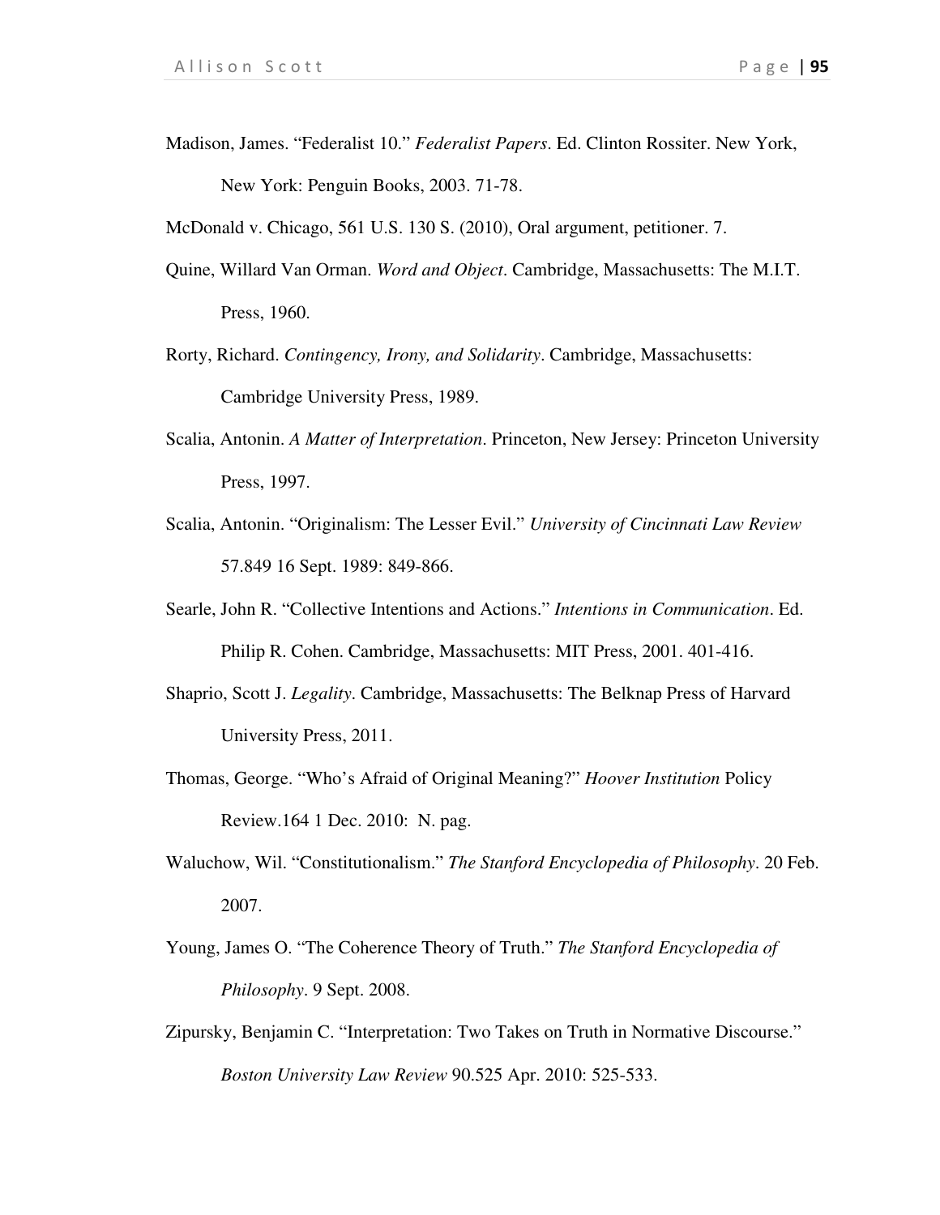Madison, James. "Federalist 10." *Federalist Papers*. Ed. Clinton Rossiter. New York, New York: Penguin Books, 2003. 71-78.

McDonald v. Chicago, 561 U.S. 130 S. (2010), Oral argument, petitioner. 7.

Quine, Willard Van Orman. *Word and Object*. Cambridge, Massachusetts: The M.I.T. Press, 1960.

Rorty, Richard. *Contingency, Irony, and Solidarity*. Cambridge, Massachusetts: Cambridge University Press, 1989.

Scalia, Antonin. *A Matter of Interpretation*. Princeton, New Jersey: Princeton University Press, 1997.

Scalia, Antonin. "Originalism: The Lesser Evil." *University of Cincinnati Law Review* 57.849 16 Sept. 1989: 849-866.

Searle, John R. "Collective Intentions and Actions." *Intentions in Communication*. Ed. Philip R. Cohen. Cambridge, Massachusetts: MIT Press, 2001. 401-416.

Shaprio, Scott J. *Legality*. Cambridge, Massachusetts: The Belknap Press of Harvard University Press, 2011.

Thomas, George. "Who's Afraid of Original Meaning?" *Hoover Institution* Policy Review.164 1 Dec. 2010: N. pag.

Waluchow, Wil. "Constitutionalism." *The Stanford Encyclopedia of Philosophy*. 20 Feb. 2007.

Young, James O. "The Coherence Theory of Truth." *The Stanford Encyclopedia of Philosophy*. 9 Sept. 2008.

Zipursky, Benjamin C. "Interpretation: Two Takes on Truth in Normative Discourse." *Boston University Law Review* 90.525 Apr. 2010: 525-533.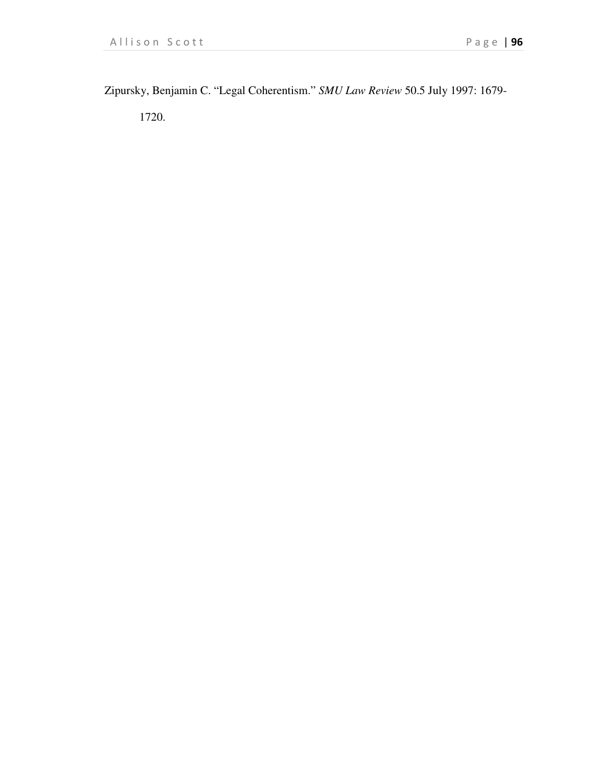Zipursky, Benjamin C. "Legal Coherentism." *SMU Law Review* 50.5 July 1997: 1679-1720.